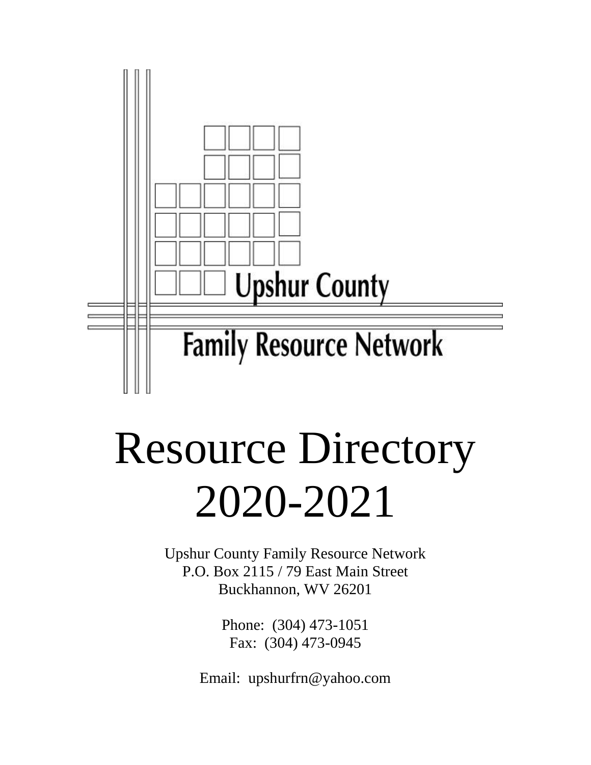Upshur County

Family Resource Network

# Resource Directory 2020-2021

Upshur County Family Resource Network
P.O. Box 2115 / 79 East Main Street
Buckhannon, WV 26201

Phone: (304) 473-1051
Fax: (304) 473-0945

Email: upshurfrn@yahoo.com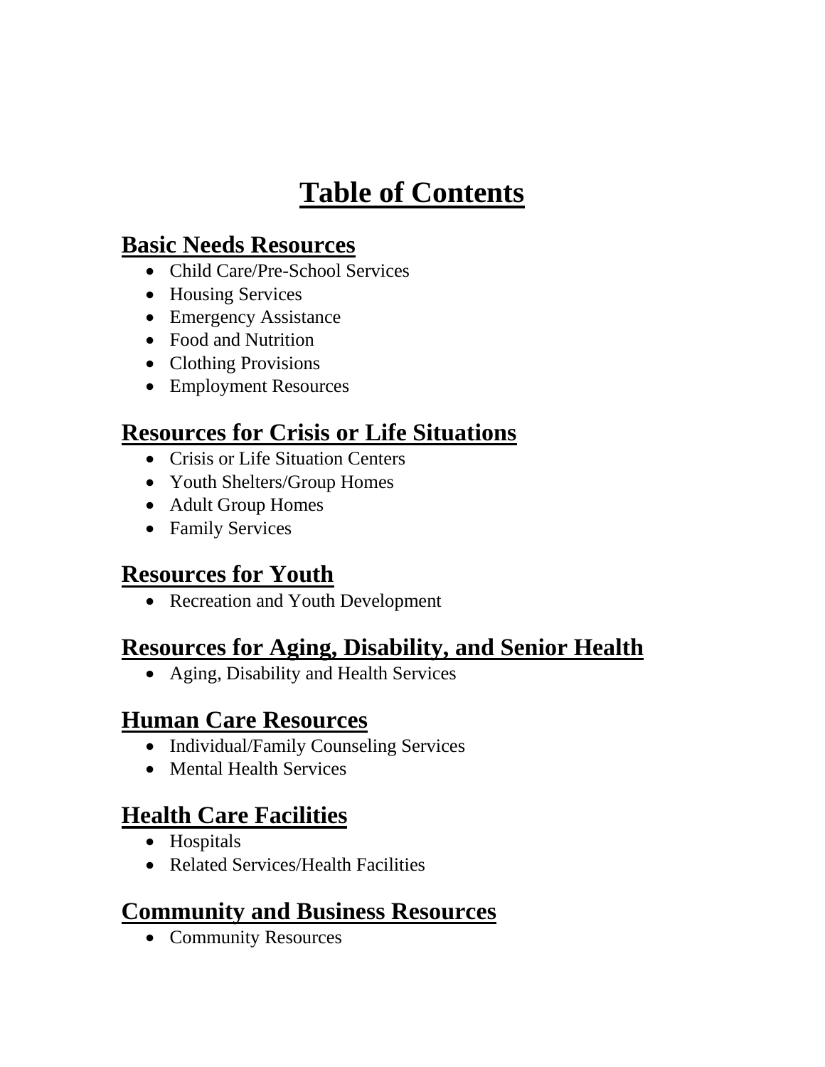# Table of Contents

## Basic Needs Resources

- Child Care/Pre-School Services
- Housing Services
- Emergency Assistance
- Food and Nutrition
- Clothing Provisions
- Employment Resources

## Resources for Crisis or Life Situations

- Crisis or Life Situation Centers
- Youth Shelters/Group Homes
- Adult Group Homes
- Family Services

## Resources for Youth

- Recreation and Youth Development

## Resources for Aging, Disability, and Senior Health

- Aging, Disability and Health Services

## Human Care Resources

- Individual/Family Counseling Services
- Mental Health Services

## Health Care Facilities

- Hospitals
- Related Services/Health Facilities

## Community and Business Resources

- Community Resources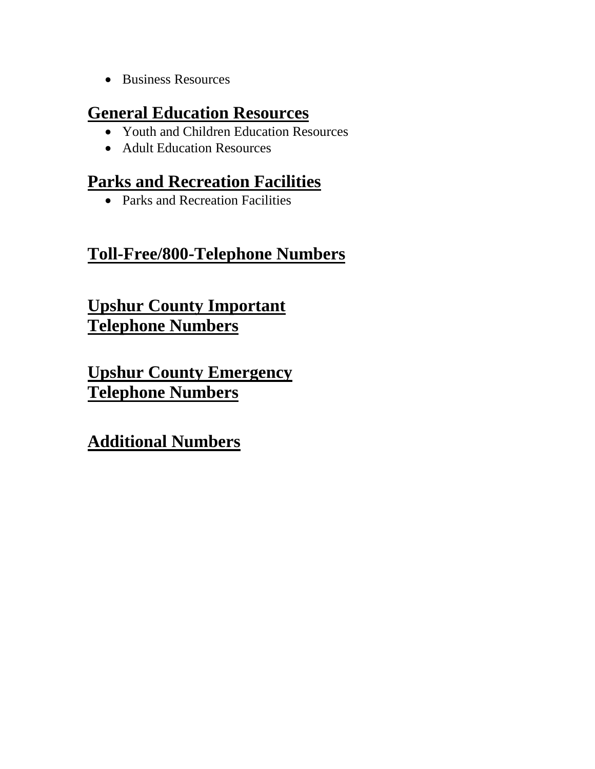- Business Resources

## General Education Resources

- Youth and Children Education Resources
- Adult Education Resources

## Parks and Recreation Facilities

- Parks and Recreation Facilities

## Toll-Free/800-Telephone Numbers

## Upshur County Important Telephone Numbers

## Upshur County Emergency Telephone Numbers

## Additional Numbers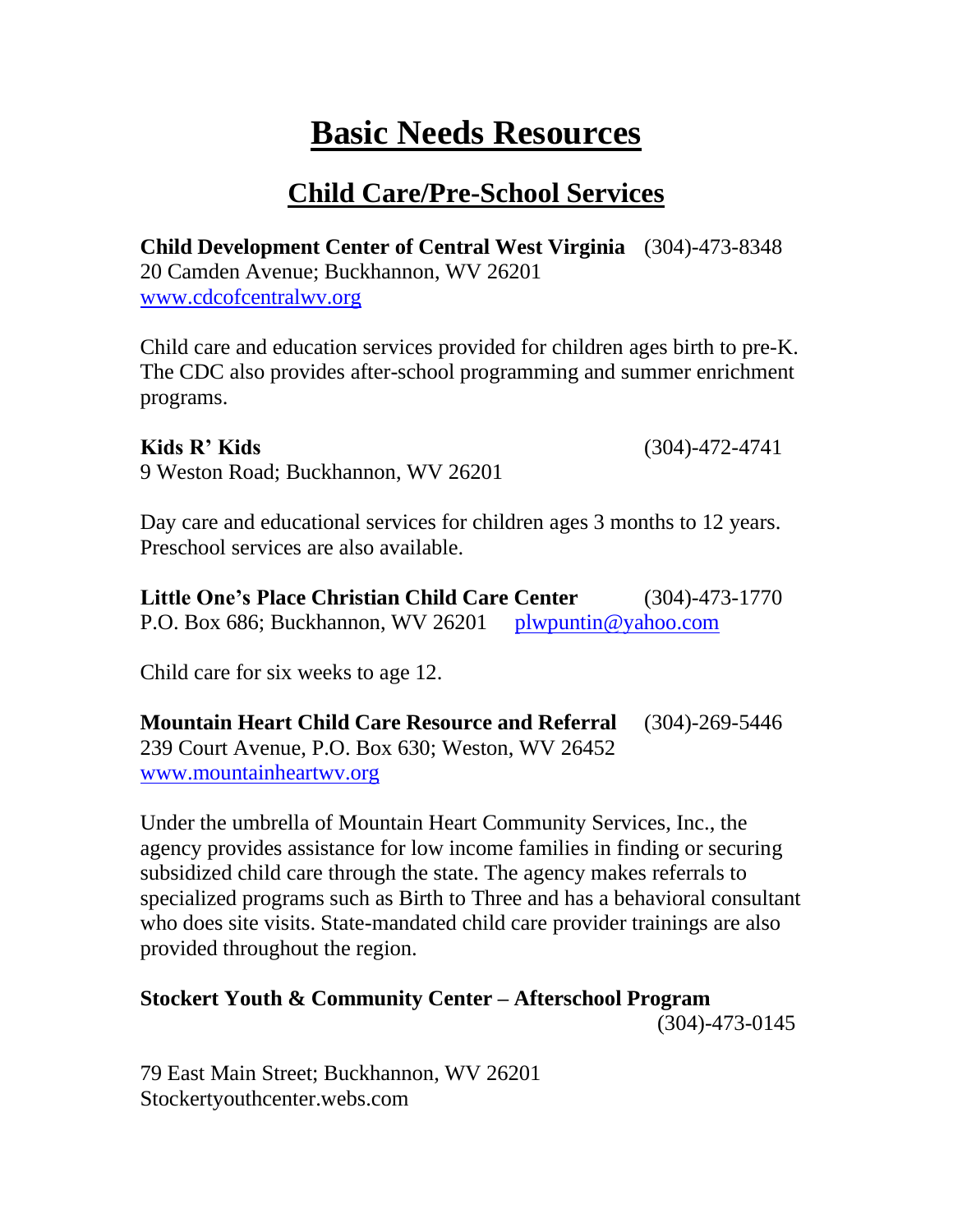# Basic Needs Resources

## Child Care/Pre-School Services

**Child Development Center of Central West Virginia** (304)-473-8348
20 Camden Avenue; Buckhannon, WV 26201
www.cdcofcentralwv.org

Child care and education services provided for children ages birth to pre-K. The CDC also provides after-school programming and summer enrichment programs.

**Kids R' Kids** (304)-472-4741
9 Weston Road; Buckhannon, WV 26201

Day care and educational services for children ages 3 months to 12 years. Preschool services are also available.

**Little One's Place Christian Child Care Center** (304)-473-1770
P.O. Box 686; Buckhannon, WV 26201 plwpuntin@yahoo.com

Child care for six weeks to age 12.

**Mountain Heart Child Care Resource and Referral** (304)-269-5446
239 Court Avenue, P.O. Box 630; Weston, WV 26452
www.mountainheartwv.org

Under the umbrella of Mountain Heart Community Services, Inc., the agency provides assistance for low income families in finding or securing subsidized child care through the state. The agency makes referrals to specialized programs such as Birth to Three and has a behavioral consultant who does site visits. State-mandated child care provider trainings are also provided throughout the region.

**Stockert Youth & Community Center – Afterschool Program** (304)-473-0145

79 East Main Street; Buckhannon, WV 26201
Stockertyouthcenter.webs.com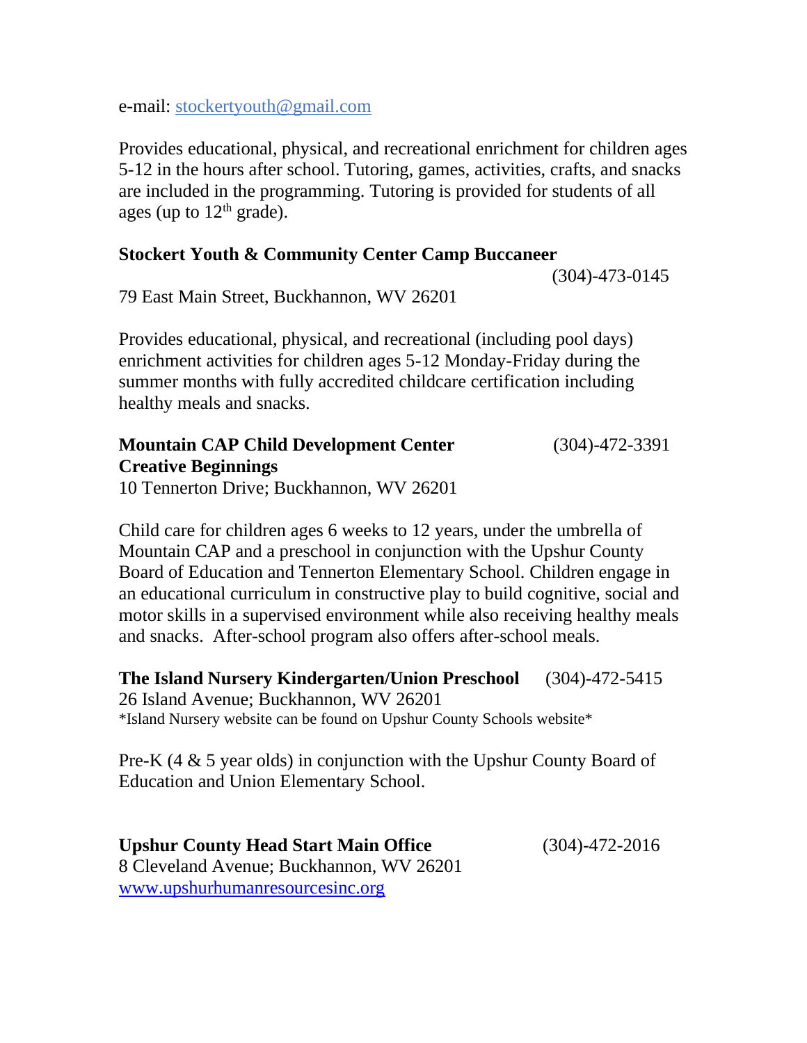e-mail: stockertyouth@gmail.com

Provides educational, physical, and recreational enrichment for children ages 5-12 in the hours after school. Tutoring, games, activities, crafts, and snacks are included in the programming. Tutoring is provided for students of all ages (up to 12th grade).

**Stockert Youth & Community Center Camp Buccaneer** (304)-473-0145

79 East Main Street, Buckhannon, WV 26201

Provides educational, physical, and recreational (including pool days) enrichment activities for children ages 5-12 Monday-Friday during the summer months with fully accredited childcare certification including healthy meals and snacks.

**Mountain CAP Child Development Center** (304)-472-3391
**Creative Beginnings**
10 Tennerton Drive; Buckhannon, WV 26201

Child care for children ages 6 weeks to 12 years, under the umbrella of Mountain CAP and a preschool in conjunction with the Upshur County Board of Education and Tennerton Elementary School. Children engage in an educational curriculum in constructive play to build cognitive, social and motor skills in a supervised environment while also receiving healthy meals and snacks. After-school program also offers after-school meals.

**The Island Nursery Kindergarten/Union Preschool** (304)-472-5415
26 Island Avenue; Buckhannon, WV 26201
*Island Nursery website can be found on Upshur County Schools website*

Pre-K (4 & 5 year olds) in conjunction with the Upshur County Board of Education and Union Elementary School.

**Upshur County Head Start Main Office** (304)-472-2016
8 Cleveland Avenue; Buckhannon, WV 26201
www.upshurhumanresourcesinc.org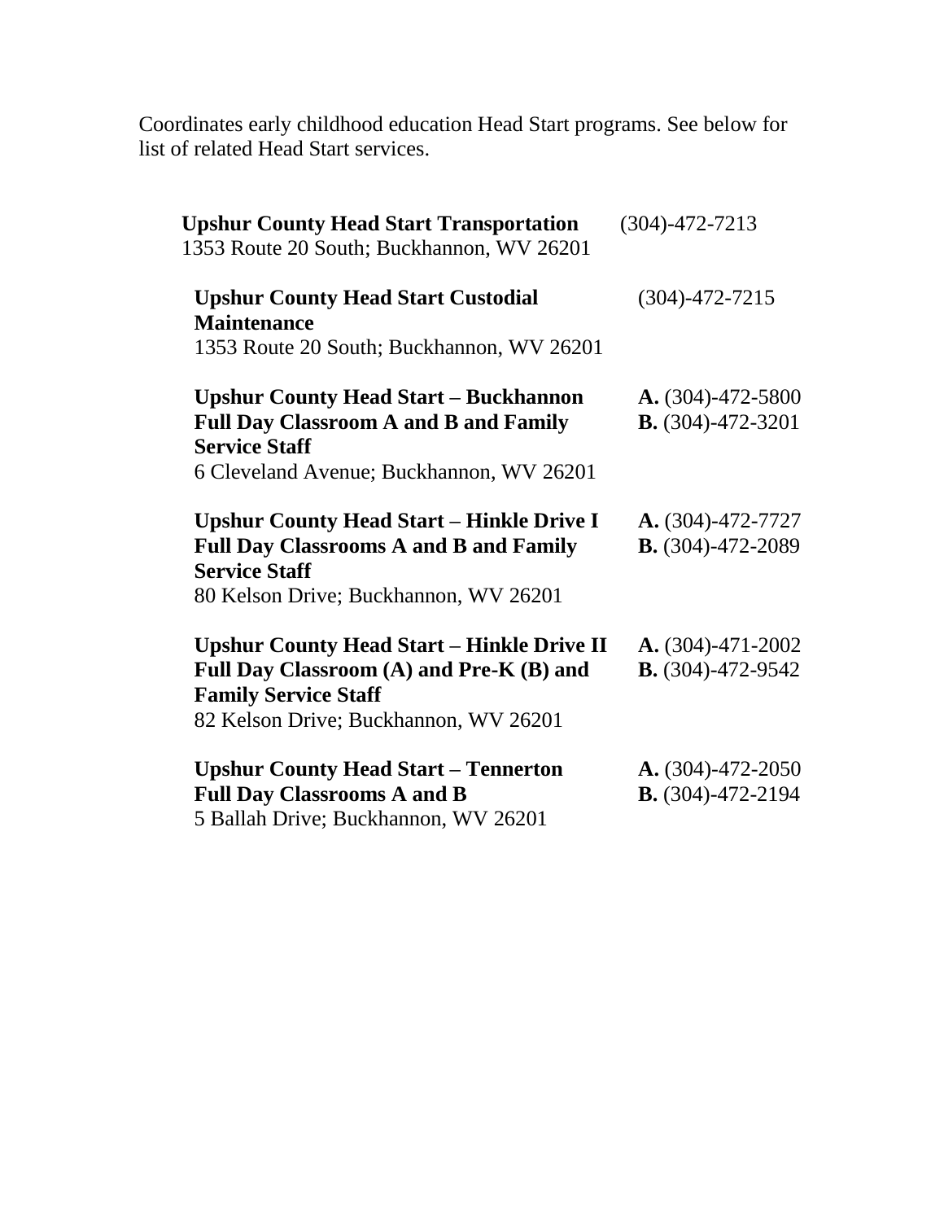Coordinates early childhood education Head Start programs. See below for list of related Head Start services.

**Upshur County Head Start Transportation** (304)-472-7213
1353 Route 20 South; Buckhannon, WV 26201

**Upshur County Head Start Custodial Maintenance** (304)-472-7215
1353 Route 20 South; Buckhannon, WV 26201

**Upshur County Head Start – Buckhannon Full Day Classroom A and B and Family Service Staff**
6 Cleveland Avenue; Buckhannon, WV 26201
**A.** (304)-472-5800
**B.** (304)-472-3201

**Upshur County Head Start – Hinkle Drive I Full Day Classrooms A and B and Family Service Staff**
80 Kelson Drive; Buckhannon, WV 26201
**A.** (304)-472-7727
**B.** (304)-472-2089

**Upshur County Head Start – Hinkle Drive II Full Day Classroom (A) and Pre-K (B) and Family Service Staff**
82 Kelson Drive; Buckhannon, WV 26201
**A.** (304)-471-2002
**B.** (304)-472-9542

**Upshur County Head Start – Tennerton Full Day Classrooms A and B**
5 Ballah Drive; Buckhannon, WV 26201
**A.** (304)-472-2050
**B.** (304)-472-2194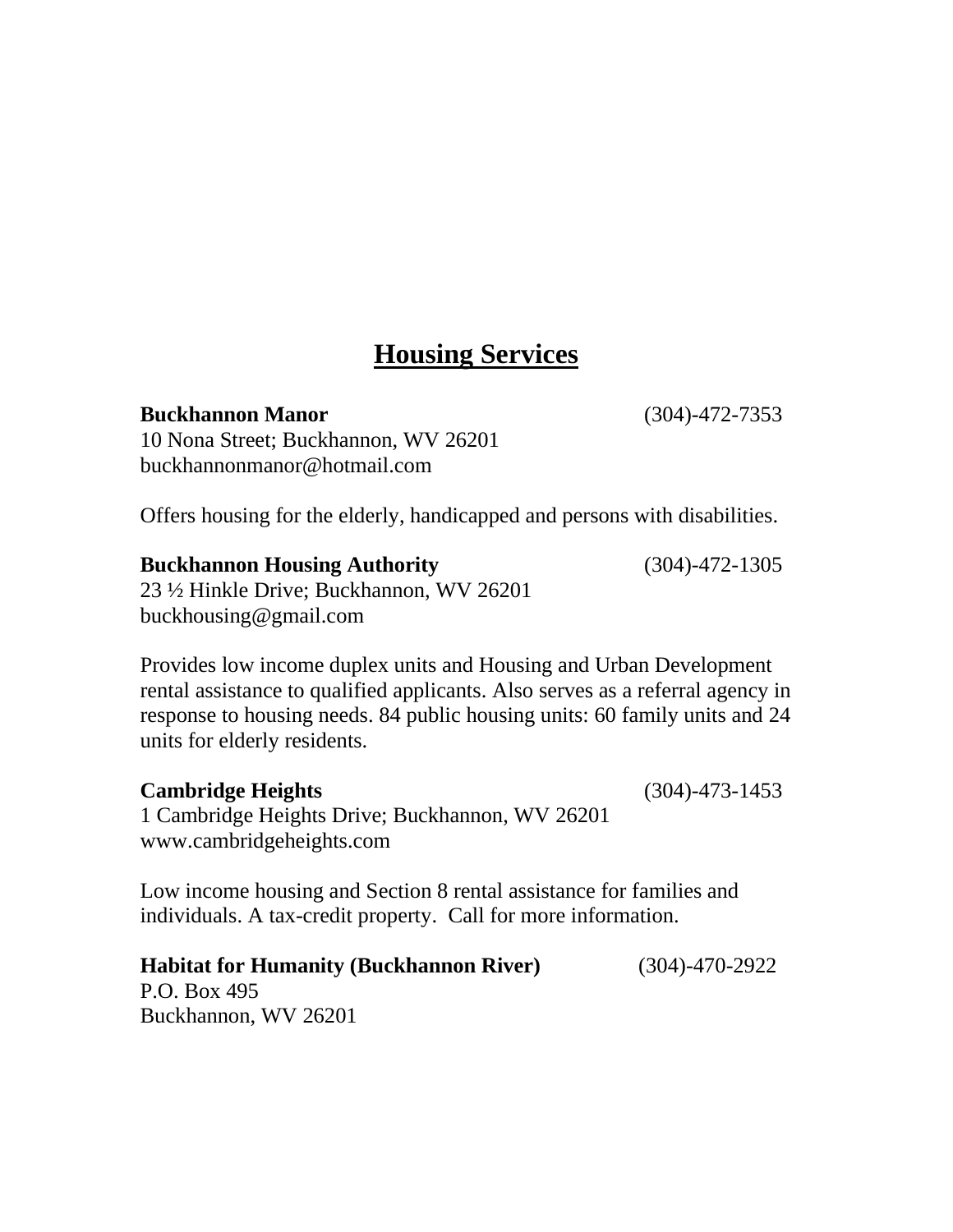## Housing Services

**Buckhannon Manor** (304)-472-7353
10 Nona Street; Buckhannon, WV 26201
buckhannonmanor@hotmail.com

Offers housing for the elderly, handicapped and persons with disabilities.

**Buckhannon Housing Authority** (304)-472-1305
23 ½ Hinkle Drive; Buckhannon, WV 26201
buckhousing@gmail.com

Provides low income duplex units and Housing and Urban Development rental assistance to qualified applicants. Also serves as a referral agency in response to housing needs. 84 public housing units: 60 family units and 24 units for elderly residents.

**Cambridge Heights** (304)-473-1453
1 Cambridge Heights Drive; Buckhannon, WV 26201
www.cambridgeheights.com

Low income housing and Section 8 rental assistance for families and individuals. A tax-credit property. Call for more information.

**Habitat for Humanity (Buckhannon River)** (304)-470-2922
P.O. Box 495
Buckhannon, WV 26201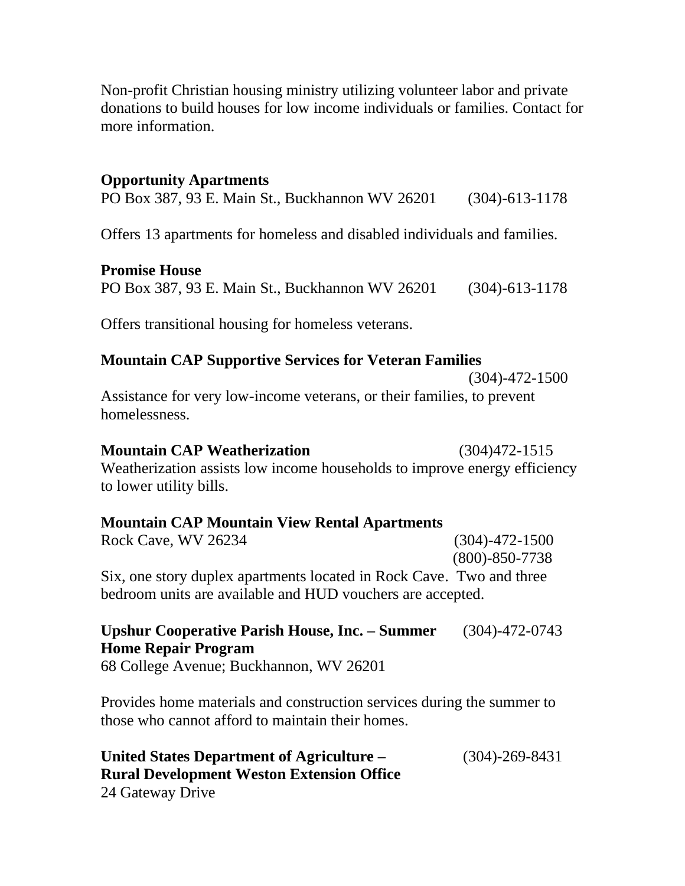Non-profit Christian housing ministry utilizing volunteer labor and private donations to build houses for low income individuals or families. Contact for more information.

**Opportunity Apartments**
PO Box 387, 93 E. Main St., Buckhannon WV 26201 (304)-613-1178

Offers 13 apartments for homeless and disabled individuals and families.

**Promise House**
PO Box 387, 93 E. Main St., Buckhannon WV 26201 (304)-613-1178

Offers transitional housing for homeless veterans.

**Mountain CAP Supportive Services for Veteran Families**
(304)-472-1500
Assistance for very low-income veterans, or their families, to prevent homelessness.

**Mountain CAP Weatherization** (304)472-1515
Weatherization assists low income households to improve energy efficiency to lower utility bills.

**Mountain CAP Mountain View Rental Apartments**
Rock Cave, WV 26234 (304)-472-1500
(800)-850-7738
Six, one story duplex apartments located in Rock Cave. Two and three bedroom units are available and HUD vouchers are accepted.

**Upshur Cooperative Parish House, Inc. – Summer Home Repair Program** (304)-472-0743
68 College Avenue; Buckhannon, WV 26201

Provides home materials and construction services during the summer to those who cannot afford to maintain their homes.

**United States Department of Agriculture – Rural Development Weston Extension Office** (304)-269-8431
24 Gateway Drive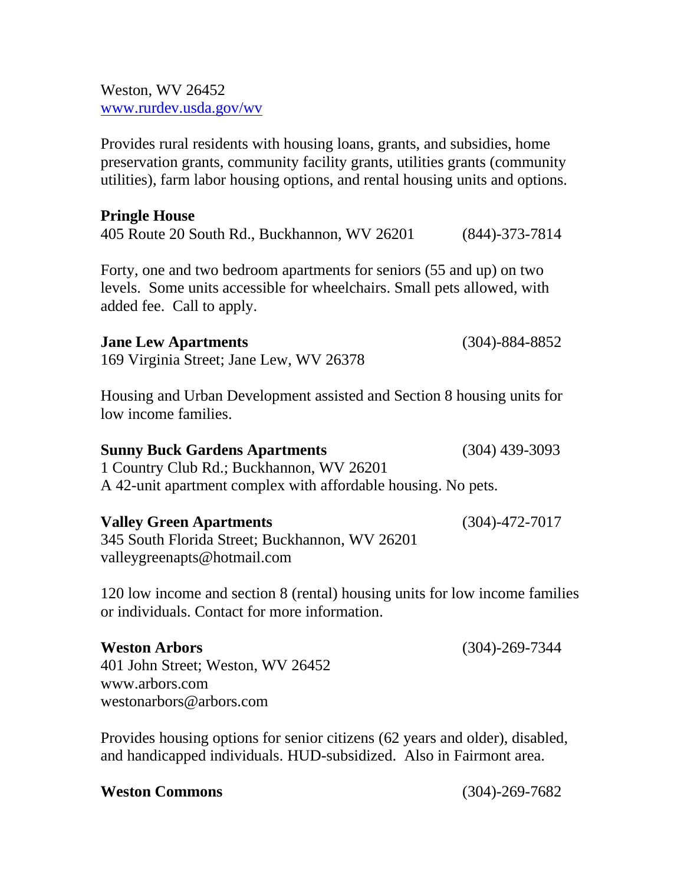Weston, WV 26452
www.rurdev.usda.gov/wv

Provides rural residents with housing loans, grants, and subsidies, home preservation grants, community facility grants, utilities grants (community utilities), farm labor housing options, and rental housing units and options.

**Pringle House**
405 Route 20 South Rd., Buckhannon, WV 26201 (844)-373-7814

Forty, one and two bedroom apartments for seniors (55 and up) on two levels. Some units accessible for wheelchairs. Small pets allowed, with added fee. Call to apply.

**Jane Lew Apartments** (304)-884-8852
169 Virginia Street; Jane Lew, WV 26378

Housing and Urban Development assisted and Section 8 housing units for low income families.

**Sunny Buck Gardens Apartments** (304) 439-3093
1 Country Club Rd.; Buckhannon, WV 26201
A 42-unit apartment complex with affordable housing. No pets.

**Valley Green Apartments** (304)-472-7017
345 South Florida Street; Buckhannon, WV 26201
valleygreenapts@hotmail.com

120 low income and section 8 (rental) housing units for low income families or individuals. Contact for more information.

**Weston Arbors** (304)-269-7344
401 John Street; Weston, WV 26452
www.arbors.com
westonarbors@arbors.com

Provides housing options for senior citizens (62 years and older), disabled, and handicapped individuals. HUD-subsidized. Also in Fairmont area.

**Weston Commons** (304)-269-7682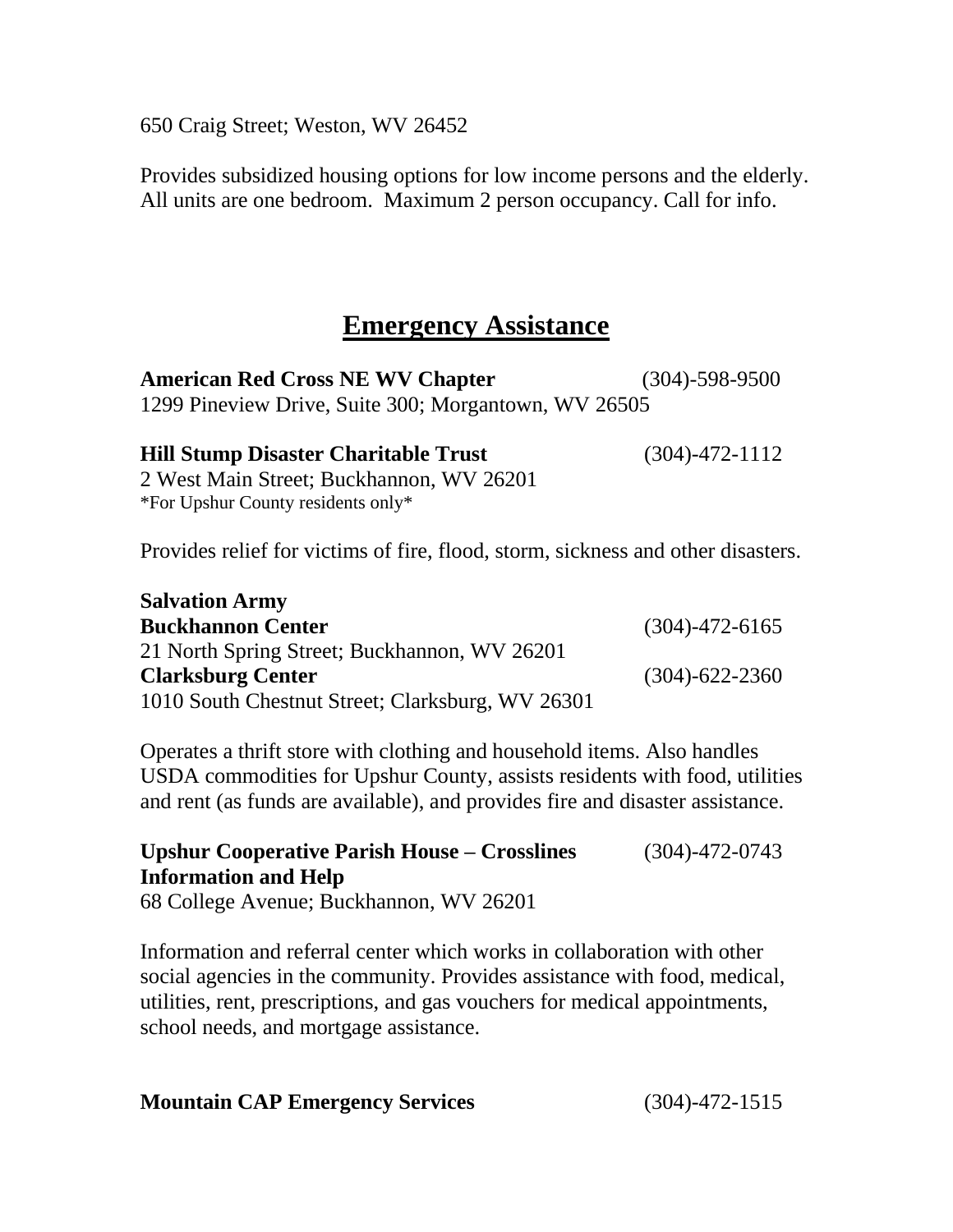650 Craig Street; Weston, WV 26452

Provides subsidized housing options for low income persons and the elderly. All units are one bedroom. Maximum 2 person occupancy. Call for info.

## Emergency Assistance

**American Red Cross NE WV Chapter** (304)-598-9500
1299 Pineview Drive, Suite 300; Morgantown, WV 26505

**Hill Stump Disaster Charitable Trust** (304)-472-1112
2 West Main Street; Buckhannon, WV 26201
*For Upshur County residents only*

Provides relief for victims of fire, flood, storm, sickness and other disasters.

**Salvation Army**
**Buckhannon Center** (304)-472-6165
21 North Spring Street; Buckhannon, WV 26201
**Clarksburg Center** (304)-622-2360
1010 South Chestnut Street; Clarksburg, WV 26301

Operates a thrift store with clothing and household items. Also handles USDA commodities for Upshur County, assists residents with food, utilities and rent (as funds are available), and provides fire and disaster assistance.

**Upshur Cooperative Parish House – Crosslines Information and Help** (304)-472-0743
68 College Avenue; Buckhannon, WV 26201

Information and referral center which works in collaboration with other social agencies in the community. Provides assistance with food, medical, utilities, rent, prescriptions, and gas vouchers for medical appointments, school needs, and mortgage assistance.

**Mountain CAP Emergency Services** (304)-472-1515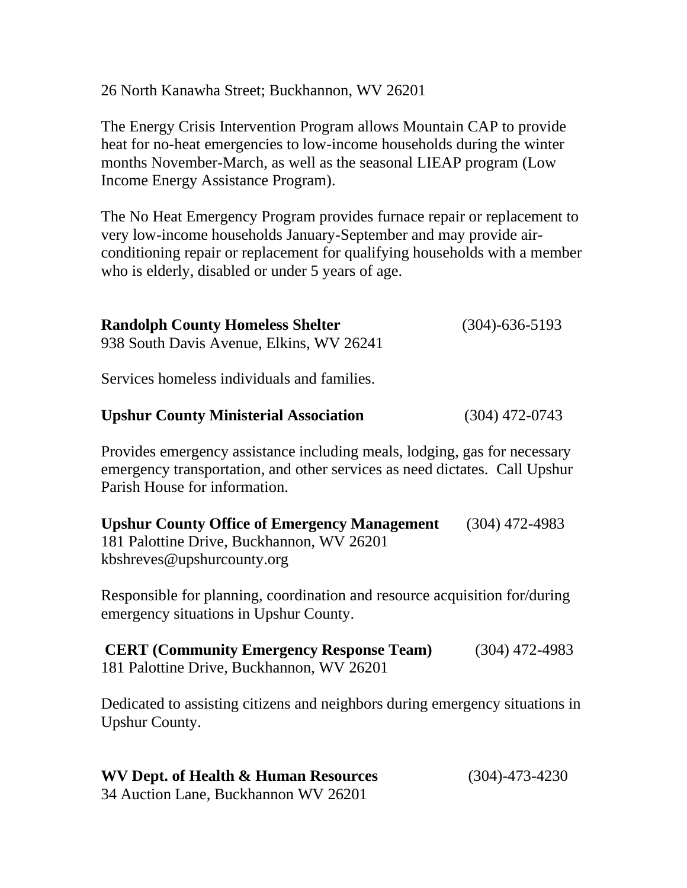26 North Kanawha Street; Buckhannon, WV 26201

The Energy Crisis Intervention Program allows Mountain CAP to provide heat for no-heat emergencies to low-income households during the winter months November-March, as well as the seasonal LIEAP program (Low Income Energy Assistance Program).

The No Heat Emergency Program provides furnace repair or replacement to very low-income households January-September and may provide air-conditioning repair or replacement for qualifying households with a member who is elderly, disabled or under 5 years of age.

**Randolph County Homeless Shelter** (304)-636-5193
938 South Davis Avenue, Elkins, WV 26241

Services homeless individuals and families.

**Upshur County Ministerial Association** (304) 472-0743

Provides emergency assistance including meals, lodging, gas for necessary emergency transportation, and other services as need dictates. Call Upshur Parish House for information.

**Upshur County Office of Emergency Management** (304) 472-4983
181 Palottine Drive, Buckhannon, WV 26201
kbshreves@upshurcounty.org

Responsible for planning, coordination and resource acquisition for/during emergency situations in Upshur County.

**CERT (Community Emergency Response Team)** (304) 472-4983
181 Palottine Drive, Buckhannon, WV 26201

Dedicated to assisting citizens and neighbors during emergency situations in Upshur County.

**WV Dept. of Health & Human Resources** (304)-473-4230
34 Auction Lane, Buckhannon WV 26201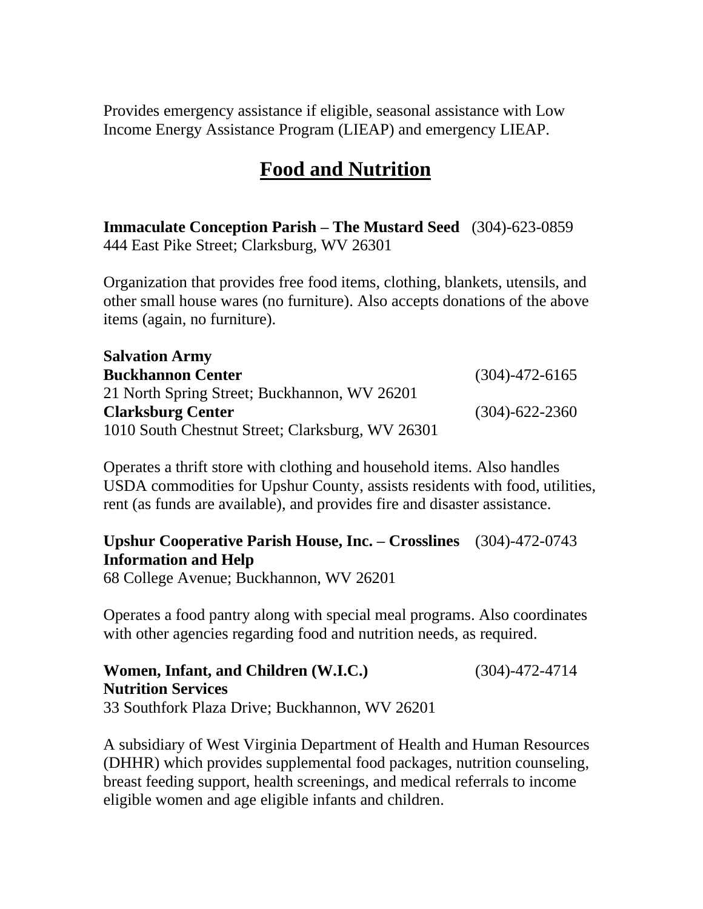Provides emergency assistance if eligible, seasonal assistance with Low Income Energy Assistance Program (LIEAP) and emergency LIEAP.

## Food and Nutrition

**Immaculate Conception Parish – The Mustard Seed** (304)-623-0859
444 East Pike Street; Clarksburg, WV 26301

Organization that provides free food items, clothing, blankets, utensils, and other small house wares (no furniture). Also accepts donations of the above items (again, no furniture).

**Salvation Army**
**Buckhannon Center** (304)-472-6165
21 North Spring Street; Buckhannon, WV 26201
**Clarksburg Center** (304)-622-2360
1010 South Chestnut Street; Clarksburg, WV 26301

Operates a thrift store with clothing and household items. Also handles USDA commodities for Upshur County, assists residents with food, utilities, rent (as funds are available), and provides fire and disaster assistance.

**Upshur Cooperative Parish House, Inc. – Crosslines Information and Help** (304)-472-0743
68 College Avenue; Buckhannon, WV 26201

Operates a food pantry along with special meal programs. Also coordinates with other agencies regarding food and nutrition needs, as required.

**Women, Infant, and Children (W.I.C.) Nutrition Services** (304)-472-4714
33 Southfork Plaza Drive; Buckhannon, WV 26201

A subsidiary of West Virginia Department of Health and Human Resources (DHHR) which provides supplemental food packages, nutrition counseling, breast feeding support, health screenings, and medical referrals to income eligible women and age eligible infants and children.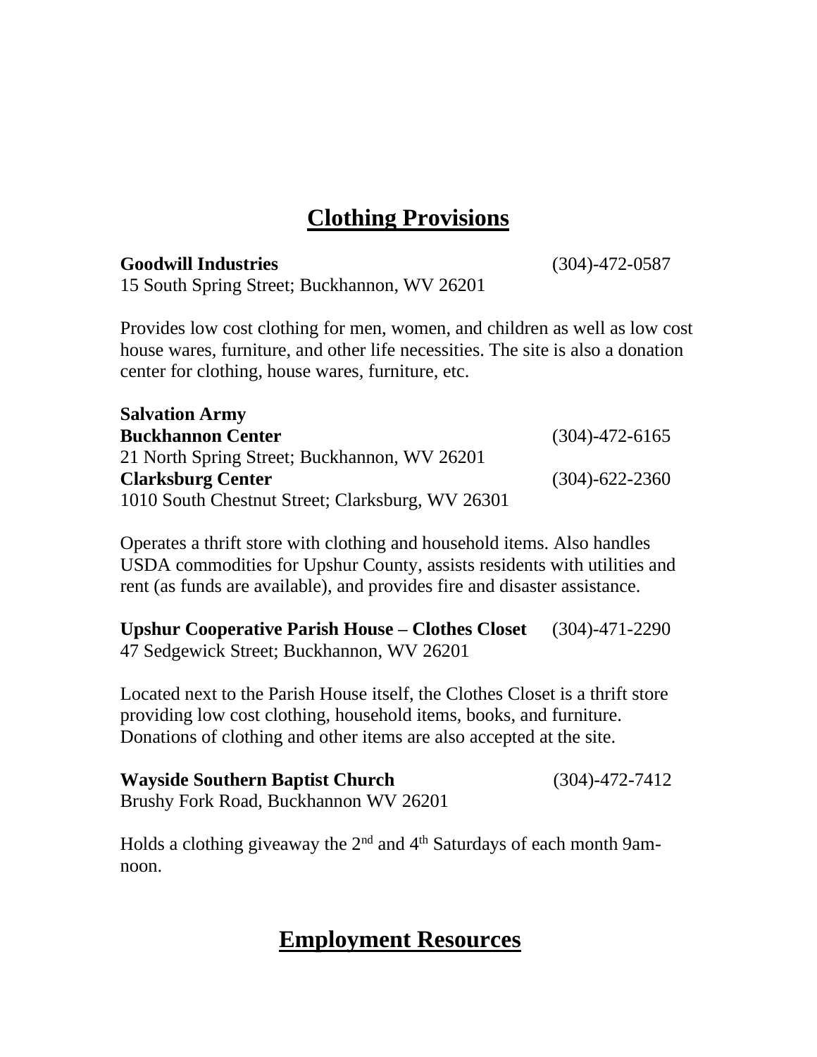## Clothing Provisions

**Goodwill Industries** (304)-472-0587
15 South Spring Street; Buckhannon, WV 26201

Provides low cost clothing for men, women, and children as well as low cost house wares, furniture, and other life necessities. The site is also a donation center for clothing, house wares, furniture, etc.

**Salvation Army**
**Buckhannon Center** (304)-472-6165
21 North Spring Street; Buckhannon, WV 26201
**Clarksburg Center** (304)-622-2360
1010 South Chestnut Street; Clarksburg, WV 26301

Operates a thrift store with clothing and household items. Also handles USDA commodities for Upshur County, assists residents with utilities and rent (as funds are available), and provides fire and disaster assistance.

**Upshur Cooperative Parish House – Clothes Closet** (304)-471-2290
47 Sedgewick Street; Buckhannon, WV 26201

Located next to the Parish House itself, the Clothes Closet is a thrift store providing low cost clothing, household items, books, and furniture. Donations of clothing and other items are also accepted at the site.

**Wayside Southern Baptist Church** (304)-472-7412
Brushy Fork Road, Buckhannon WV 26201

Holds a clothing giveaway the 2nd and 4th Saturdays of each month 9am-noon.

## Employment Resources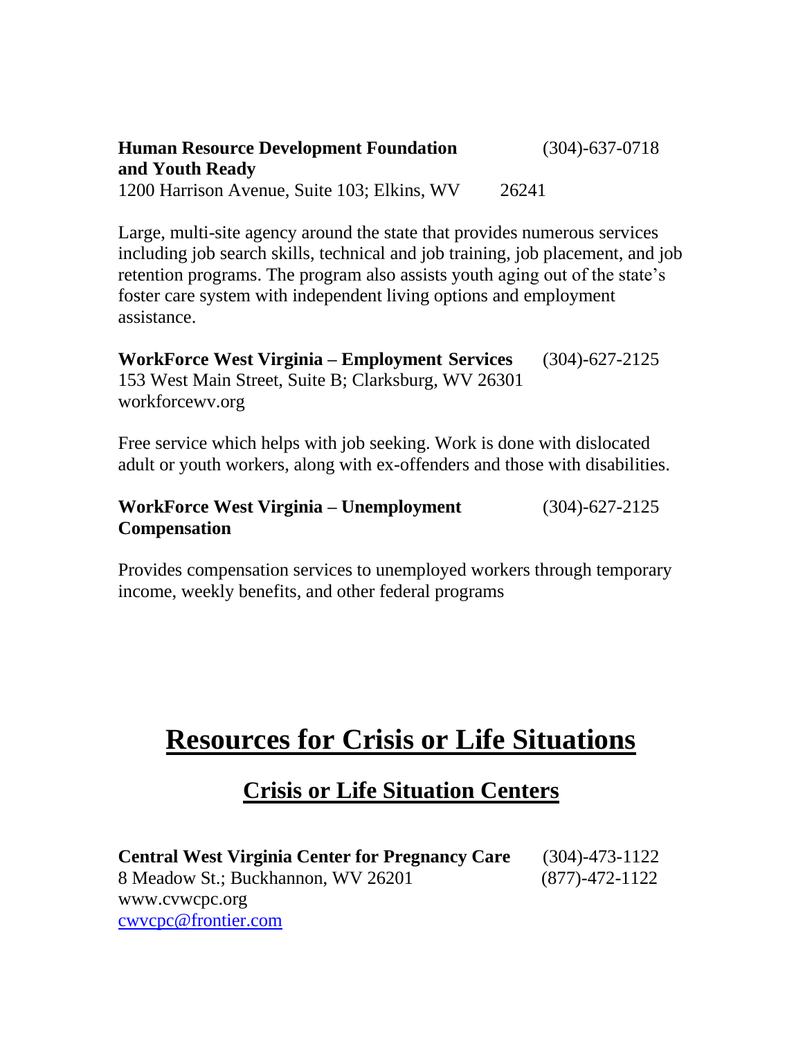**Human Resource Development Foundation and Youth Ready** (304)-637-0718
1200 Harrison Avenue, Suite 103; Elkins, WV 26241

Large, multi-site agency around the state that provides numerous services including job search skills, technical and job training, job placement, and job retention programs. The program also assists youth aging out of the state's foster care system with independent living options and employment assistance.

**WorkForce West Virginia – Employment Services** (304)-627-2125
153 West Main Street, Suite B; Clarksburg, WV 26301
workforcewv.org

Free service which helps with job seeking. Work is done with dislocated adult or youth workers, along with ex-offenders and those with disabilities.

**WorkForce West Virginia – Unemployment Compensation** (304)-627-2125

Provides compensation services to unemployed workers through temporary income, weekly benefits, and other federal programs

# Resources for Crisis or Life Situations

## Crisis or Life Situation Centers

**Central West Virginia Center for Pregnancy Care** (304)-473-1122
8 Meadow St.; Buckhannon, WV 26201 (877)-472-1122
www.cvwcpc.org
cwvcpc@frontier.com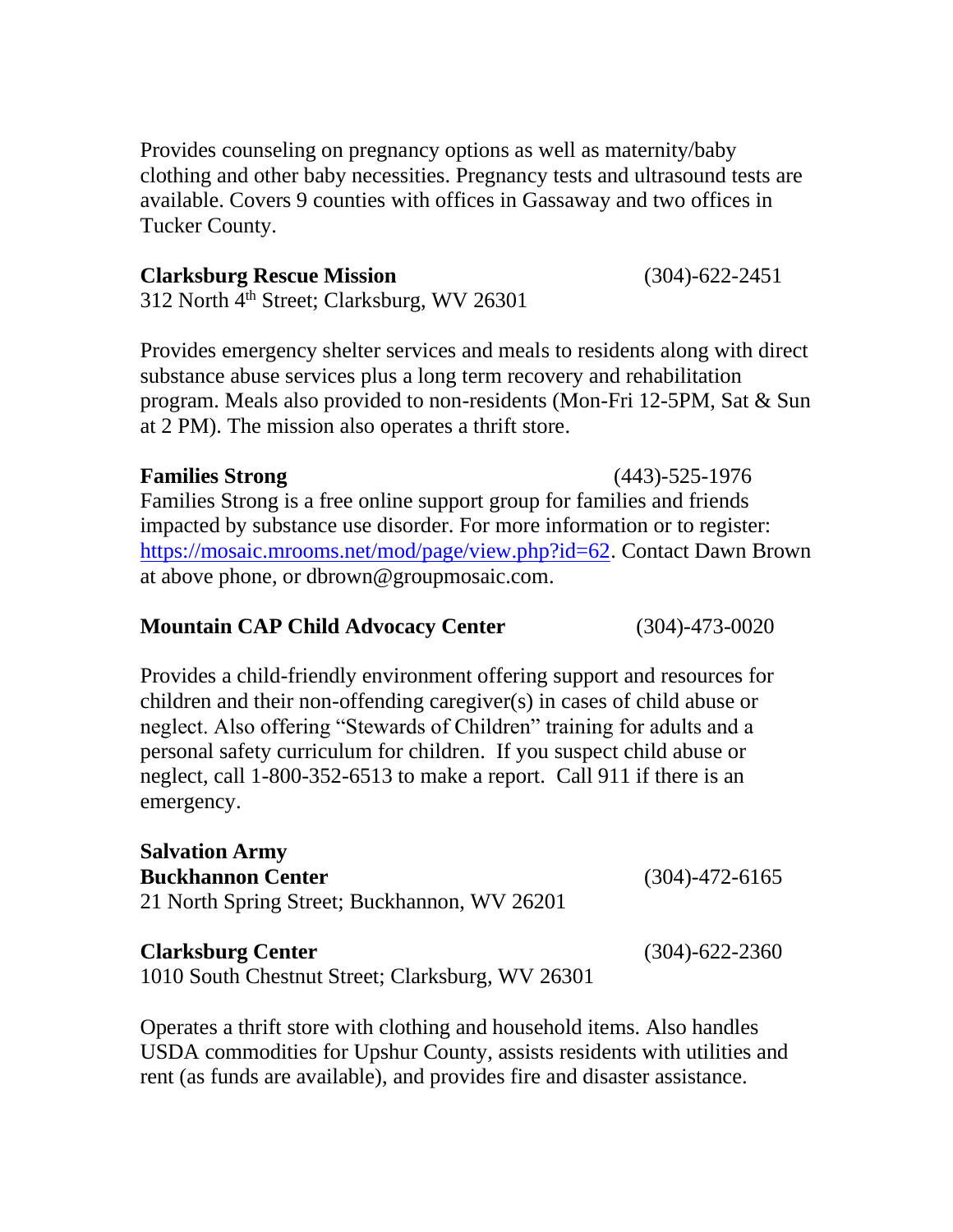Provides counseling on pregnancy options as well as maternity/baby clothing and other baby necessities. Pregnancy tests and ultrasound tests are available. Covers 9 counties with offices in Gassaway and two offices in Tucker County.

**Clarksburg Rescue Mission** (304)-622-2451
312 North 4th Street; Clarksburg, WV 26301

Provides emergency shelter services and meals to residents along with direct substance abuse services plus a long term recovery and rehabilitation program. Meals also provided to non-residents (Mon-Fri 12-5PM, Sat & Sun at 2 PM). The mission also operates a thrift store.

**Families Strong** (443)-525-1976
Families Strong is a free online support group for families and friends impacted by substance use disorder. For more information or to register: https://mosaic.mrooms.net/mod/page/view.php?id=62. Contact Dawn Brown at above phone, or dbrown@groupmosaic.com.

**Mountain CAP Child Advocacy Center** (304)-473-0020

Provides a child-friendly environment offering support and resources for children and their non-offending caregiver(s) in cases of child abuse or neglect. Also offering "Stewards of Children" training for adults and a personal safety curriculum for children. If you suspect child abuse or neglect, call 1-800-352-6513 to make a report. Call 911 if there is an emergency.

**Salvation Army**
**Buckhannon Center** (304)-472-6165
21 North Spring Street; Buckhannon, WV 26201

**Clarksburg Center** (304)-622-2360
1010 South Chestnut Street; Clarksburg, WV 26301

Operates a thrift store with clothing and household items. Also handles USDA commodities for Upshur County, assists residents with utilities and rent (as funds are available), and provides fire and disaster assistance.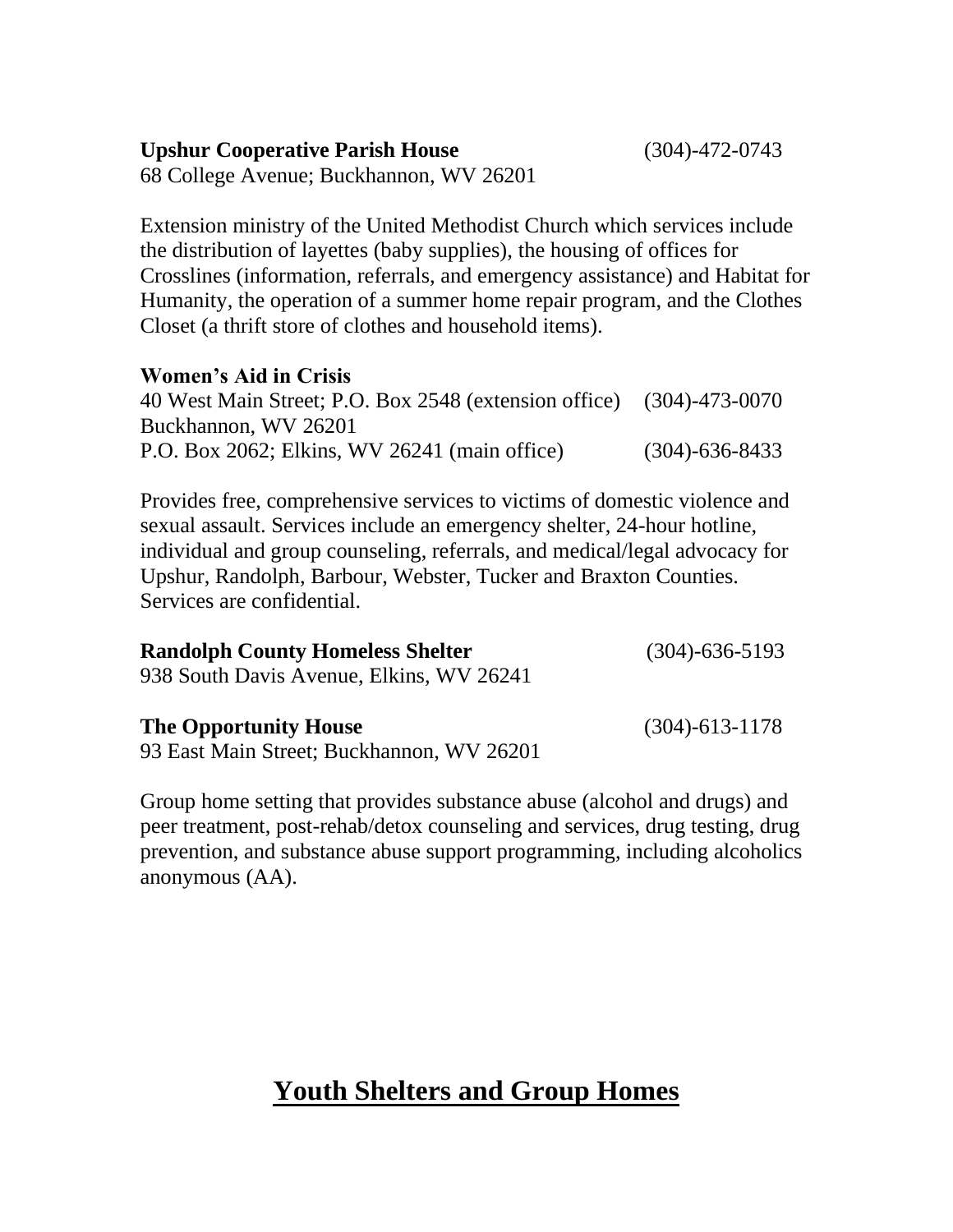**Upshur Cooperative Parish House** (304)-472-0743
68 College Avenue; Buckhannon, WV 26201

Extension ministry of the United Methodist Church which services include the distribution of layettes (baby supplies), the housing of offices for Crosslines (information, referrals, and emergency assistance) and Habitat for Humanity, the operation of a summer home repair program, and the Clothes Closet (a thrift store of clothes and household items).

**Women's Aid in Crisis**
40 West Main Street; P.O. Box 2548 (extension office) (304)-473-0070
Buckhannon, WV 26201
P.O. Box 2062; Elkins, WV 26241 (main office) (304)-636-8433

Provides free, comprehensive services to victims of domestic violence and sexual assault. Services include an emergency shelter, 24-hour hotline, individual and group counseling, referrals, and medical/legal advocacy for Upshur, Randolph, Barbour, Webster, Tucker and Braxton Counties. Services are confidential.

**Randolph County Homeless Shelter** (304)-636-5193
938 South Davis Avenue, Elkins, WV 26241

**The Opportunity House** (304)-613-1178
93 East Main Street; Buckhannon, WV 26201

Group home setting that provides substance abuse (alcohol and drugs) and peer treatment, post-rehab/detox counseling and services, drug testing, drug prevention, and substance abuse support programming, including alcoholics anonymous (AA).

# Youth Shelters and Group Homes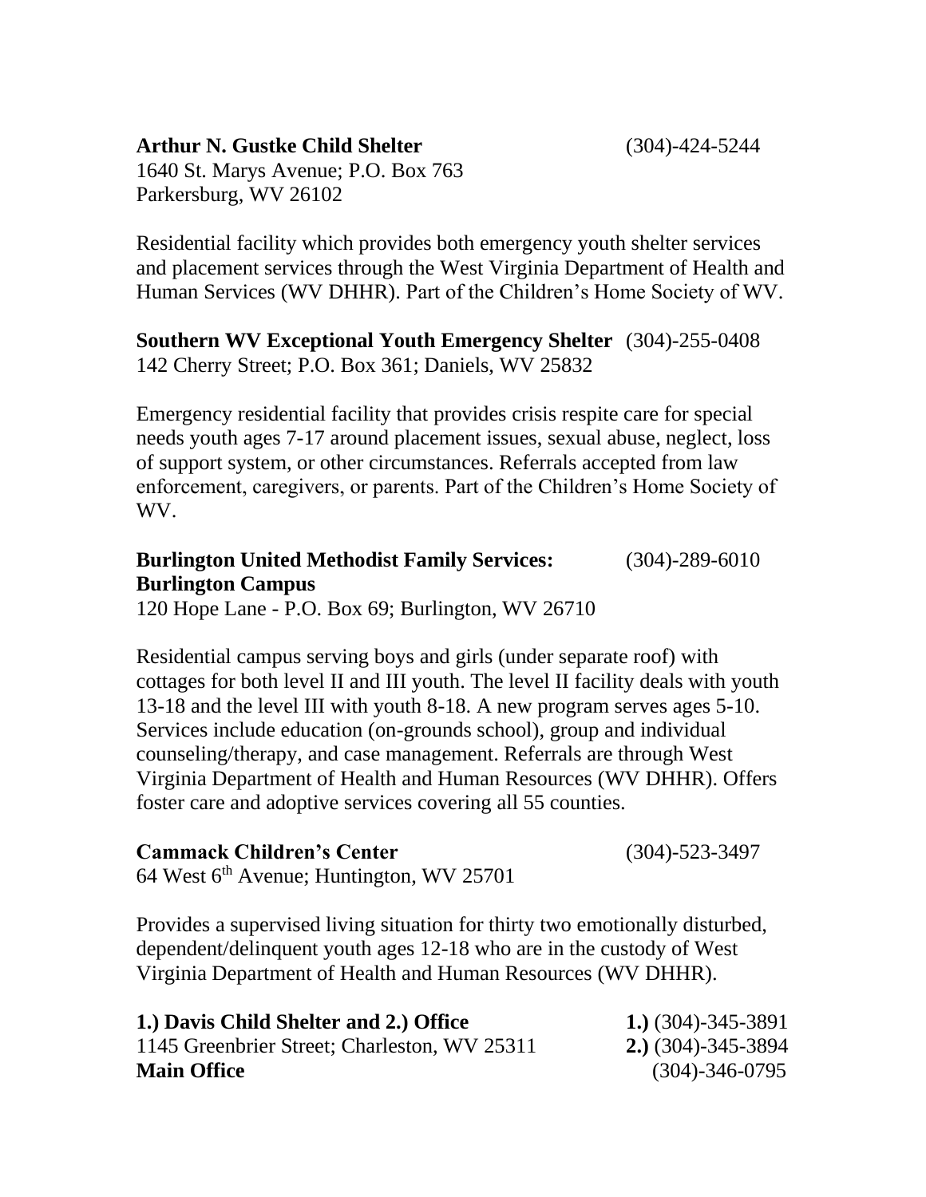**Arthur N. Gustke Child Shelter** (304)-424-5244
1640 St. Marys Avenue; P.O. Box 763
Parkersburg, WV 26102

Residential facility which provides both emergency youth shelter services and placement services through the West Virginia Department of Health and Human Services (WV DHHR). Part of the Children's Home Society of WV.

**Southern WV Exceptional Youth Emergency Shelter** (304)-255-0408
142 Cherry Street; P.O. Box 361; Daniels, WV 25832

Emergency residential facility that provides crisis respite care for special needs youth ages 7-17 around placement issues, sexual abuse, neglect, loss of support system, or other circumstances. Referrals accepted from law enforcement, caregivers, or parents. Part of the Children's Home Society of WV.

**Burlington United Methodist Family Services: Burlington Campus** (304)-289-6010
120 Hope Lane - P.O. Box 69; Burlington, WV 26710

Residential campus serving boys and girls (under separate roof) with cottages for both level II and III youth. The level II facility deals with youth 13-18 and the level III with youth 8-18. A new program serves ages 5-10. Services include education (on-grounds school), group and individual counseling/therapy, and case management. Referrals are through West Virginia Department of Health and Human Resources (WV DHHR). Offers foster care and adoptive services covering all 55 counties.

**Cammack Children's Center** (304)-523-3497
64 West 6th Avenue; Huntington, WV 25701

Provides a supervised living situation for thirty two emotionally disturbed, dependent/delinquent youth ages 12-18 who are in the custody of West Virginia Department of Health and Human Resources (WV DHHR).

**1.) Davis Child Shelter and 2.) Office** **1.)** (304)-345-3891
1145 Greenbrier Street; Charleston, WV 25311 **2.)** (304)-345-3894
**Main Office** (304)-346-0795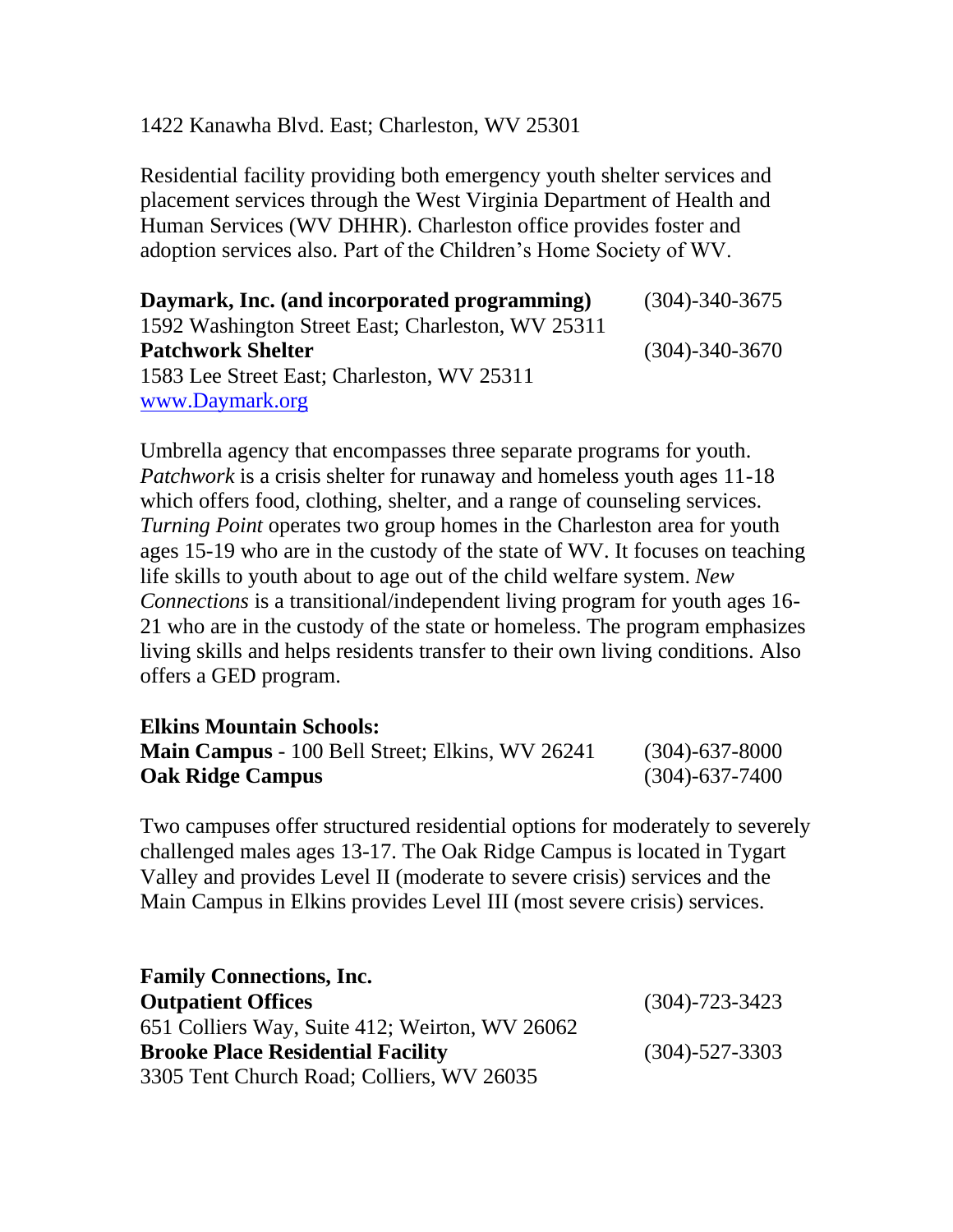1422 Kanawha Blvd. East; Charleston, WV 25301

Residential facility providing both emergency youth shelter services and placement services through the West Virginia Department of Health and Human Services (WV DHHR). Charleston office provides foster and adoption services also. Part of the Children's Home Society of WV.

**Daymark, Inc. (and incorporated programming)** (304)-340-3675
1592 Washington Street East; Charleston, WV 25311
**Patchwork Shelter** (304)-340-3670
1583 Lee Street East; Charleston, WV 25311
[www.Daymark.org](http://www.Daymark.org)

Umbrella agency that encompasses three separate programs for youth. *Patchwork* is a crisis shelter for runaway and homeless youth ages 11-18 which offers food, clothing, shelter, and a range of counseling services. *Turning Point* operates two group homes in the Charleston area for youth ages 15-19 who are in the custody of the state of WV. It focuses on teaching life skills to youth about to age out of the child welfare system. *New Connections* is a transitional/independent living program for youth ages 16-21 who are in the custody of the state or homeless. The program emphasizes living skills and helps residents transfer to their own living conditions. Also offers a GED program.

**Elkins Mountain Schools:**
**Main Campus** - 100 Bell Street; Elkins, WV 26241 (304)-637-8000
**Oak Ridge Campus** (304)-637-7400

Two campuses offer structured residential options for moderately to severely challenged males ages 13-17. The Oak Ridge Campus is located in Tygart Valley and provides Level II (moderate to severe crisis) services and the Main Campus in Elkins provides Level III (most severe crisis) services.

**Family Connections, Inc.**
**Outpatient Offices** (304)-723-3423
651 Colliers Way, Suite 412; Weirton, WV 26062
**Brooke Place Residential Facility** (304)-527-3303
3305 Tent Church Road; Colliers, WV 26035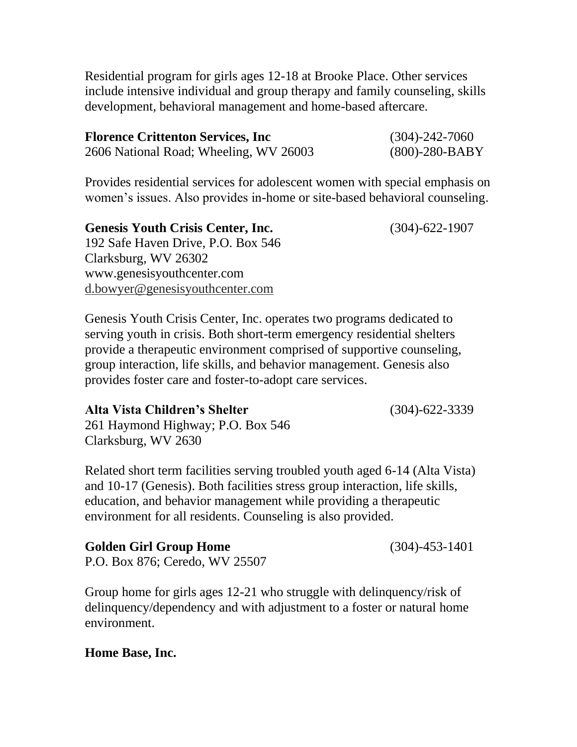Residential program for girls ages 12-18 at Brooke Place. Other services include intensive individual and group therapy and family counseling, skills development, behavioral management and home-based aftercare.

**Florence Crittenton Services, Inc** (304)-242-7060
2606 National Road; Wheeling, WV 26003 (800)-280-BABY

Provides residential services for adolescent women with special emphasis on women's issues. Also provides in-home or site-based behavioral counseling.

**Genesis Youth Crisis Center, Inc.** (304)-622-1907
192 Safe Haven Drive, P.O. Box 546
Clarksburg, WV 26302
www.genesisyouthcenter.com
d.bowyer@genesisyouthcenter.com

Genesis Youth Crisis Center, Inc. operates two programs dedicated to serving youth in crisis. Both short-term emergency residential shelters provide a therapeutic environment comprised of supportive counseling, group interaction, life skills, and behavior management. Genesis also provides foster care and foster-to-adopt care services.

**Alta Vista Children's Shelter** (304)-622-3339
261 Haymond Highway; P.O. Box 546
Clarksburg, WV 2630

Related short term facilities serving troubled youth aged 6-14 (Alta Vista) and 10-17 (Genesis). Both facilities stress group interaction, life skills, education, and behavior management while providing a therapeutic environment for all residents. Counseling is also provided.

**Golden Girl Group Home** (304)-453-1401
P.O. Box 876; Ceredo, WV 25507

Group home for girls ages 12-21 who struggle with delinquency/risk of delinquency/dependency and with adjustment to a foster or natural home environment.

**Home Base, Inc.**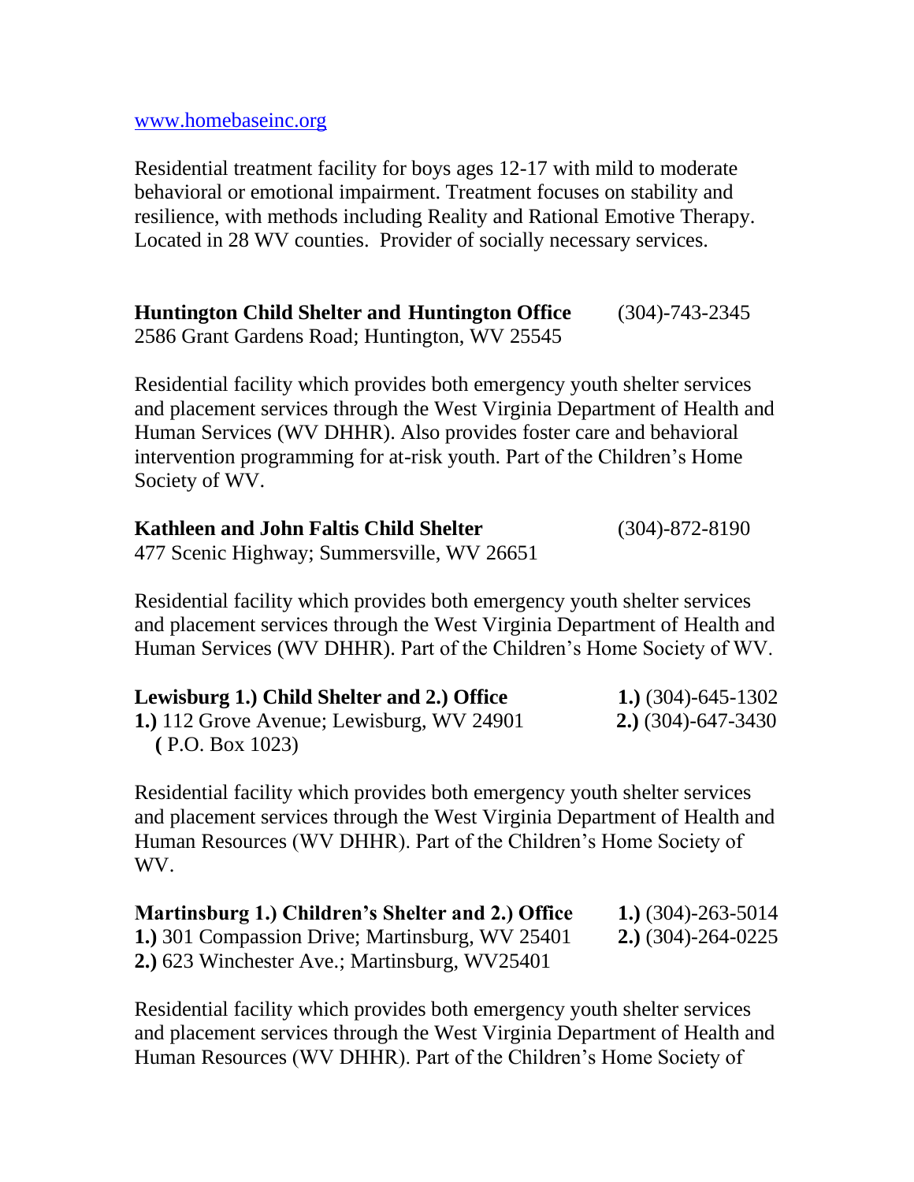[www.homebaseinc.org](http://www.homebaseinc.org)

Residential treatment facility for boys ages 12-17 with mild to moderate behavioral or emotional impairment. Treatment focuses on stability and resilience, with methods including Reality and Rational Emotive Therapy. Located in 28 WV counties. Provider of socially necessary services.

**Huntington Child Shelter and Huntington Office** (304)-743-2345
2586 Grant Gardens Road; Huntington, WV 25545

Residential facility which provides both emergency youth shelter services and placement services through the West Virginia Department of Health and Human Services (WV DHHR). Also provides foster care and behavioral intervention programming for at-risk youth. Part of the Children's Home Society of WV.

**Kathleen and John Faltis Child Shelter** (304)-872-8190
477 Scenic Highway; Summersville, WV 26651

Residential facility which provides both emergency youth shelter services and placement services through the West Virginia Department of Health and Human Services (WV DHHR). Part of the Children's Home Society of WV.

**Lewisburg 1.) Child Shelter and 2.) Office** **1.)** (304)-645-1302
**1.)** 112 Grove Avenue; Lewisburg, WV 24901 **2.)** (304)-647-3430
**(** P.O. Box 1023)

Residential facility which provides both emergency youth shelter services and placement services through the West Virginia Department of Health and Human Resources (WV DHHR). Part of the Children's Home Society of WV.

**Martinsburg 1.) Children's Shelter and 2.) Office** **1.)** (304)-263-5014
**1.)** 301 Compassion Drive; Martinsburg, WV 25401 **2.)** (304)-264-0225
**2.)** 623 Winchester Ave.; Martinsburg, WV25401

Residential facility which provides both emergency youth shelter services and placement services through the West Virginia Department of Health and Human Resources (WV DHHR). Part of the Children's Home Society of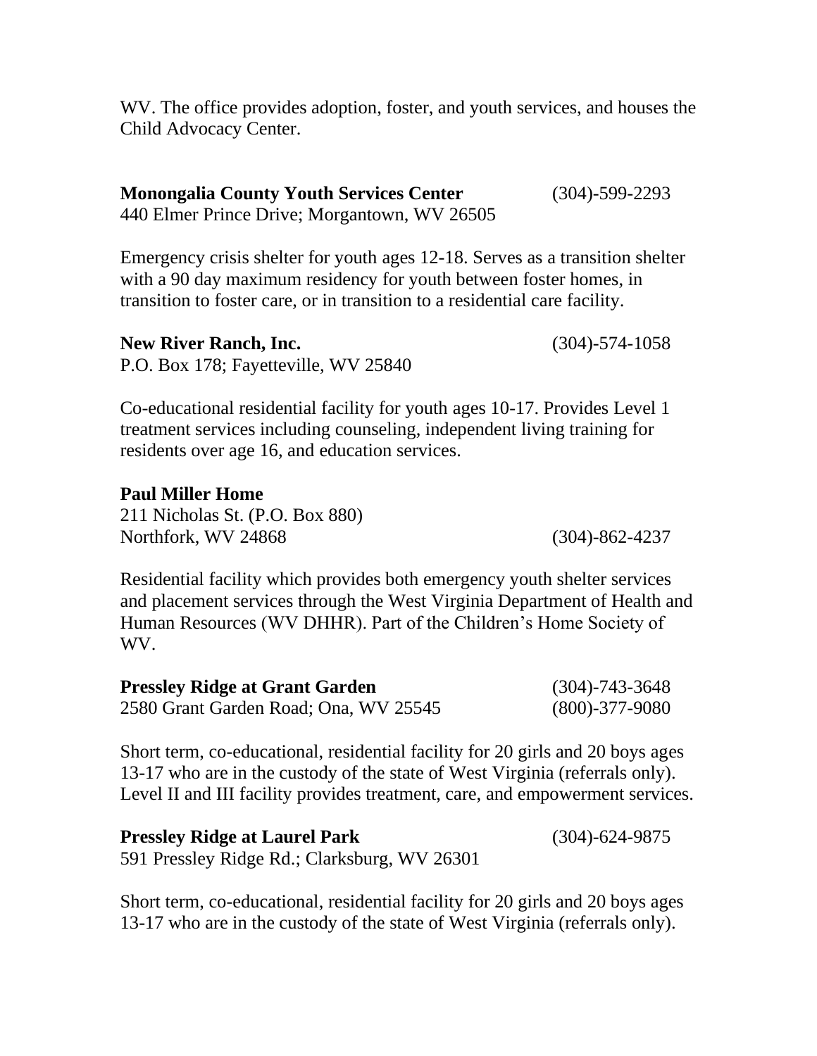WV. The office provides adoption, foster, and youth services, and houses the Child Advocacy Center.

**Monongalia County Youth Services Center** (304)-599-2293
440 Elmer Prince Drive; Morgantown, WV 26505

Emergency crisis shelter for youth ages 12-18. Serves as a transition shelter with a 90 day maximum residency for youth between foster homes, in transition to foster care, or in transition to a residential care facility.

**New River Ranch, Inc.** (304)-574-1058
P.O. Box 178; Fayetteville, WV 25840

Co-educational residential facility for youth ages 10-17. Provides Level 1 treatment services including counseling, independent living training for residents over age 16, and education services.

**Paul Miller Home**
211 Nicholas St. (P.O. Box 880)
Northfork, WV 24868 (304)-862-4237

Residential facility which provides both emergency youth shelter services and placement services through the West Virginia Department of Health and Human Resources (WV DHHR). Part of the Children's Home Society of WV.

**Pressley Ridge at Grant Garden** (304)-743-3648
2580 Grant Garden Road; Ona, WV 25545 (800)-377-9080

Short term, co-educational, residential facility for 20 girls and 20 boys ages 13-17 who are in the custody of the state of West Virginia (referrals only). Level II and III facility provides treatment, care, and empowerment services.

**Pressley Ridge at Laurel Park** (304)-624-9875
591 Pressley Ridge Rd.; Clarksburg, WV 26301

Short term, co-educational, residential facility for 20 girls and 20 boys ages 13-17 who are in the custody of the state of West Virginia (referrals only).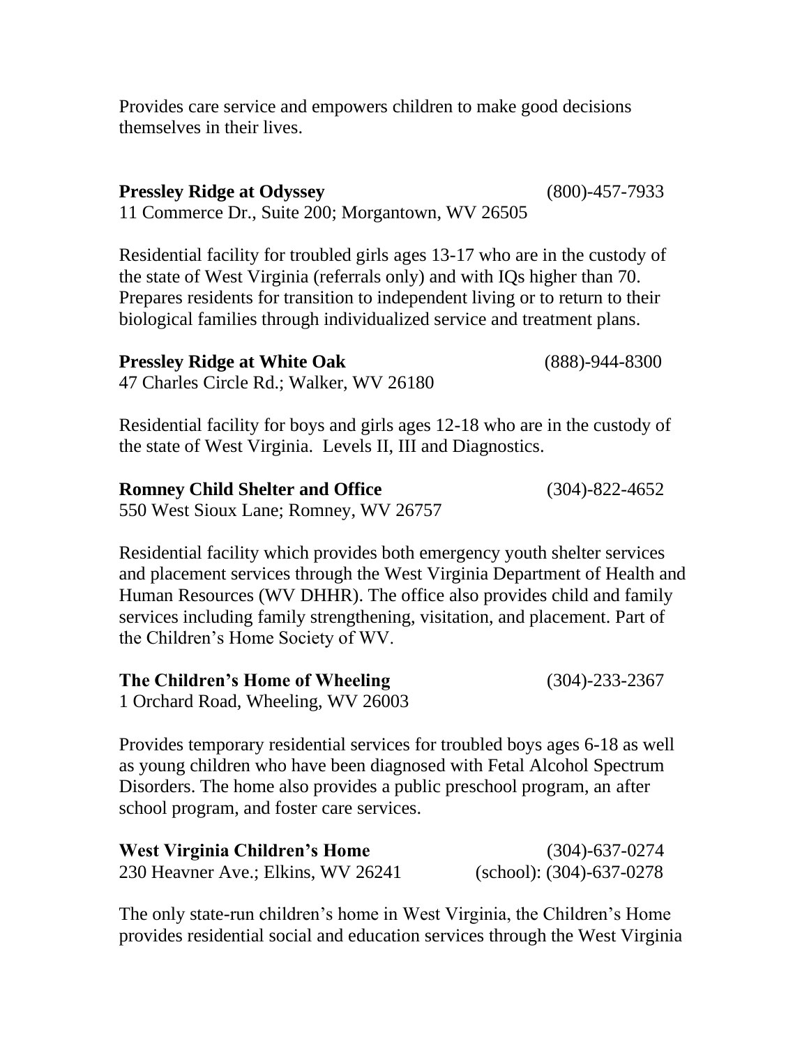Provides care service and empowers children to make good decisions themselves in their lives.

**Pressley Ridge at Odyssey** (800)-457-7933
11 Commerce Dr., Suite 200; Morgantown, WV 26505

Residential facility for troubled girls ages 13-17 who are in the custody of the state of West Virginia (referrals only) and with IQs higher than 70. Prepares residents for transition to independent living or to return to their biological families through individualized service and treatment plans.

**Pressley Ridge at White Oak** (888)-944-8300
47 Charles Circle Rd.; Walker, WV 26180

Residential facility for boys and girls ages 12-18 who are in the custody of the state of West Virginia. Levels II, III and Diagnostics.

**Romney Child Shelter and Office** (304)-822-4652
550 West Sioux Lane; Romney, WV 26757

Residential facility which provides both emergency youth shelter services and placement services through the West Virginia Department of Health and Human Resources (WV DHHR). The office also provides child and family services including family strengthening, visitation, and placement. Part of the Children's Home Society of WV.

**The Children's Home of Wheeling** (304)-233-2367
1 Orchard Road, Wheeling, WV 26003

Provides temporary residential services for troubled boys ages 6-18 as well as young children who have been diagnosed with Fetal Alcohol Spectrum Disorders. The home also provides a public preschool program, an after school program, and foster care services.

**West Virginia Children's Home** (304)-637-0274
230 Heavner Ave.; Elkins, WV 26241 (school): (304)-637-0278

The only state-run children's home in West Virginia, the Children's Home provides residential social and education services through the West Virginia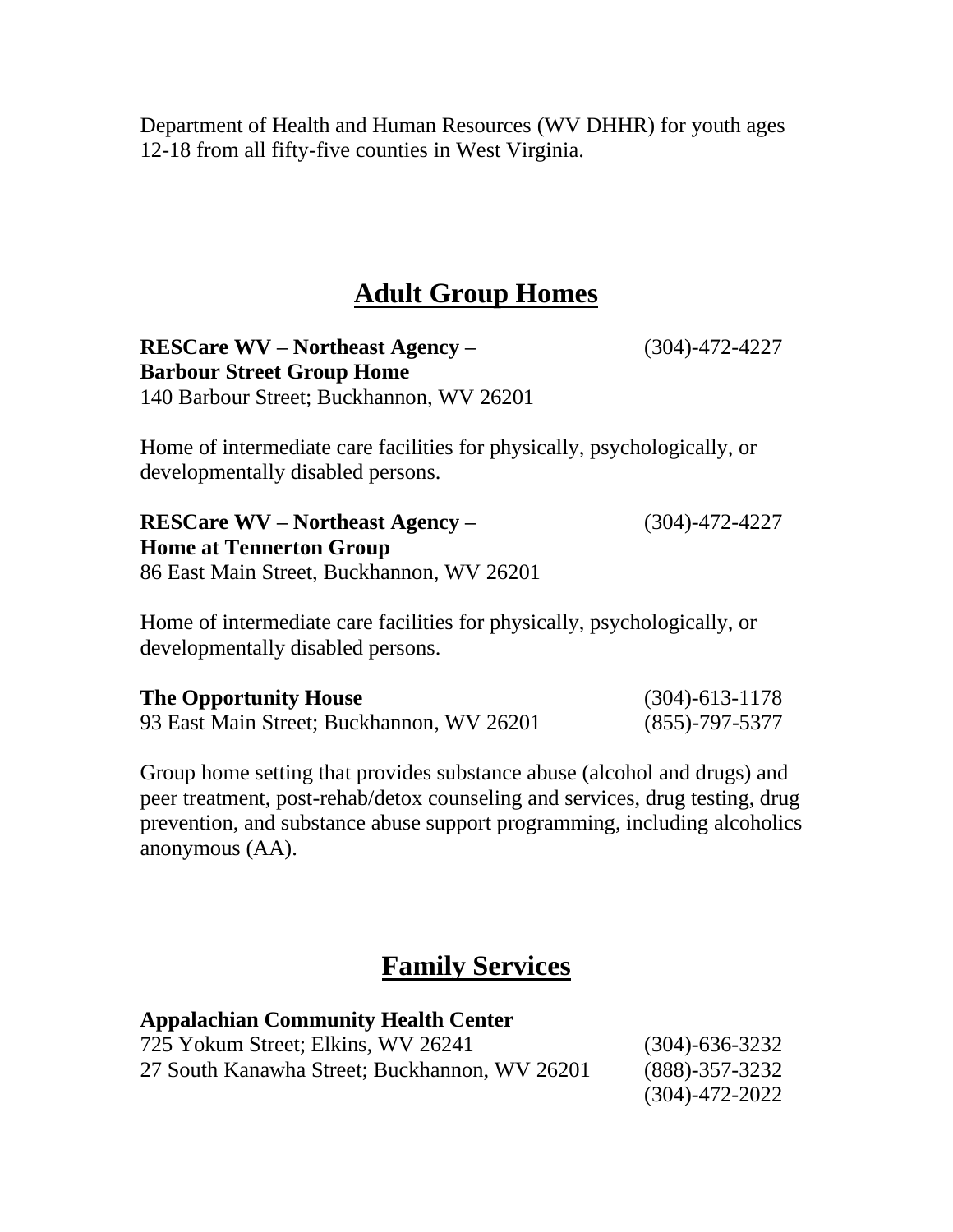Department of Health and Human Resources (WV DHHR) for youth ages 12-18 from all fifty-five counties in West Virginia.

## Adult Group Homes

**RESCare WV – Northeast Agency – Barbour Street Group Home** (304)-472-4227
140 Barbour Street; Buckhannon, WV 26201

Home of intermediate care facilities for physically, psychologically, or developmentally disabled persons.

**RESCare WV – Northeast Agency – Home at Tennerton Group** (304)-472-4227
86 East Main Street, Buckhannon, WV 26201

Home of intermediate care facilities for physically, psychologically, or developmentally disabled persons.

**The Opportunity House** (304)-613-1178
93 East Main Street; Buckhannon, WV 26201 (855)-797-5377

Group home setting that provides substance abuse (alcohol and drugs) and peer treatment, post-rehab/detox counseling and services, drug testing, drug prevention, and substance abuse support programming, including alcoholics anonymous (AA).

## Family Services

**Appalachian Community Health Center**
725 Yokum Street; Elkins, WV 26241 (304)-636-3232
27 South Kanawha Street; Buckhannon, WV 26201 (888)-357-3232
(304)-472-2022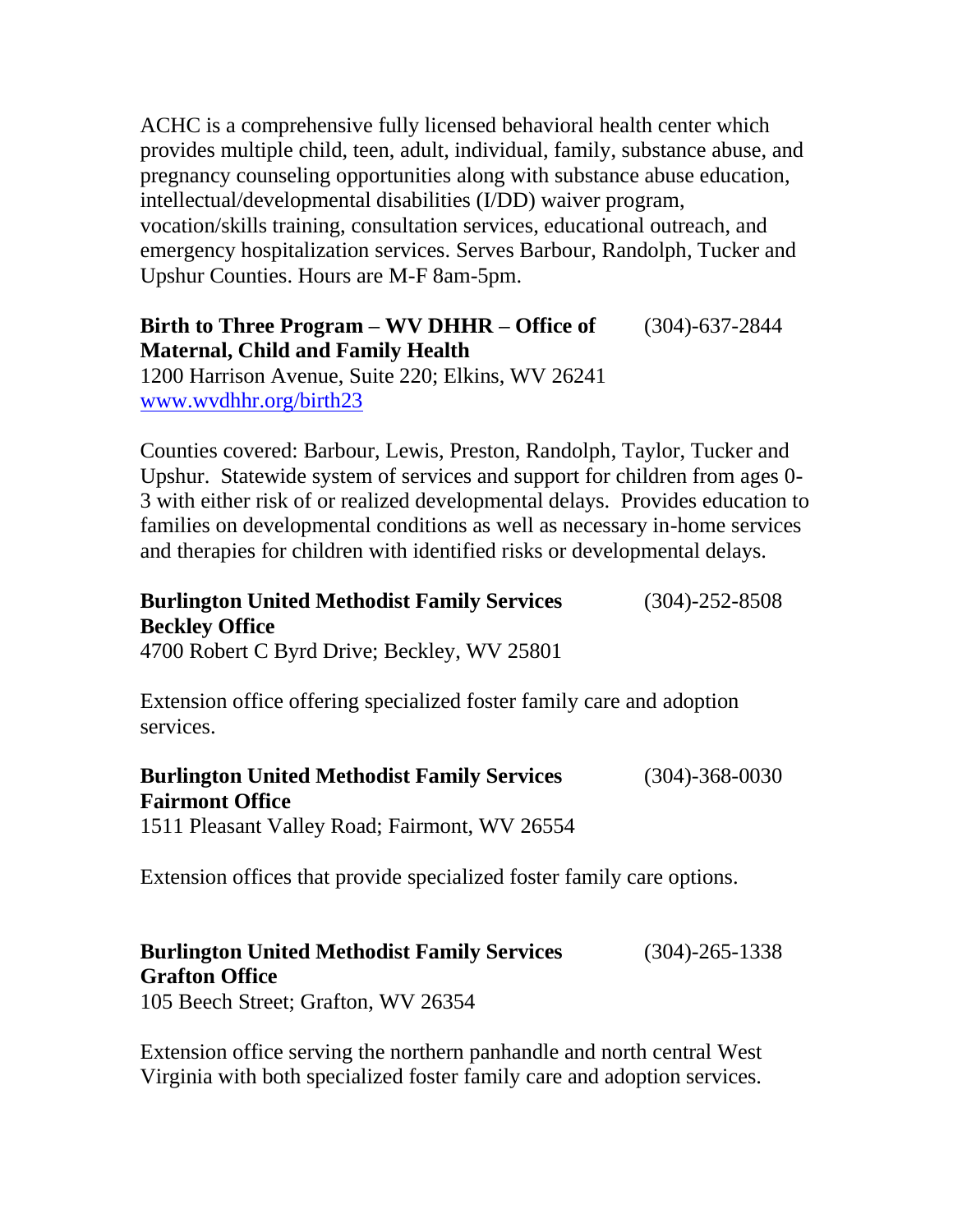ACHC is a comprehensive fully licensed behavioral health center which provides multiple child, teen, adult, individual, family, substance abuse, and pregnancy counseling opportunities along with substance abuse education, intellectual/developmental disabilities (I/DD) waiver program, vocation/skills training, consultation services, educational outreach, and emergency hospitalization services. Serves Barbour, Randolph, Tucker and Upshur Counties. Hours are M-F 8am-5pm.

**Birth to Three Program – WV DHHR – Office of Maternal, Child and Family Health** (304)-637-2844
1200 Harrison Avenue, Suite 220; Elkins, WV 26241
www.wvdhhr.org/birth23

Counties covered: Barbour, Lewis, Preston, Randolph, Taylor, Tucker and Upshur. Statewide system of services and support for children from ages 0-3 with either risk of or realized developmental delays. Provides education to families on developmental conditions as well as necessary in-home services and therapies for children with identified risks or developmental delays.

**Burlington United Methodist Family Services Beckley Office** (304)-252-8508
4700 Robert C Byrd Drive; Beckley, WV 25801

Extension office offering specialized foster family care and adoption services.

**Burlington United Methodist Family Services Fairmont Office** (304)-368-0030
1511 Pleasant Valley Road; Fairmont, WV 26554

Extension offices that provide specialized foster family care options.

**Burlington United Methodist Family Services Grafton Office** (304)-265-1338
105 Beech Street; Grafton, WV 26354

Extension office serving the northern panhandle and north central West Virginia with both specialized foster family care and adoption services.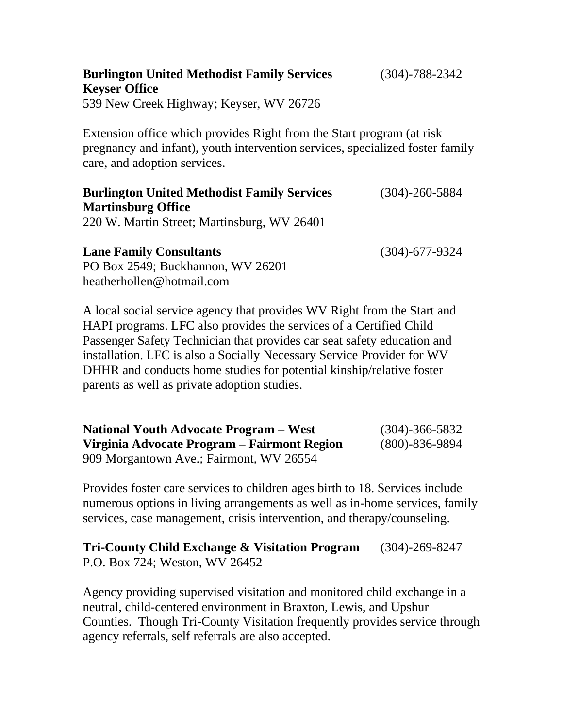**Burlington United Methodist Family Services** (304)-788-2342
**Keyser Office**
539 New Creek Highway; Keyser, WV 26726

Extension office which provides Right from the Start program (at risk pregnancy and infant), youth intervention services, specialized foster family care, and adoption services.

**Burlington United Methodist Family Services** (304)-260-5884
**Martinsburg Office**
220 W. Martin Street; Martinsburg, WV 26401

**Lane Family Consultants** (304)-677-9324
PO Box 2549; Buckhannon, WV 26201
heatherhollen@hotmail.com

A local social service agency that provides WV Right from the Start and HAPI programs. LFC also provides the services of a Certified Child Passenger Safety Technician that provides car seat safety education and installation. LFC is also a Socially Necessary Service Provider for WV DHHR and conducts home studies for potential kinship/relative foster parents as well as private adoption studies.

**National Youth Advocate Program – West Virginia Advocate Program – Fairmont Region** (304)-366-5832 (800)-836-9894
909 Morgantown Ave.; Fairmont, WV 26554

Provides foster care services to children ages birth to 18. Services include numerous options in living arrangements as well as in-home services, family services, case management, crisis intervention, and therapy/counseling.

**Tri-County Child Exchange & Visitation Program** (304)-269-8247
P.O. Box 724; Weston, WV 26452

Agency providing supervised visitation and monitored child exchange in a neutral, child-centered environment in Braxton, Lewis, and Upshur Counties. Though Tri-County Visitation frequently provides service through agency referrals, self referrals are also accepted.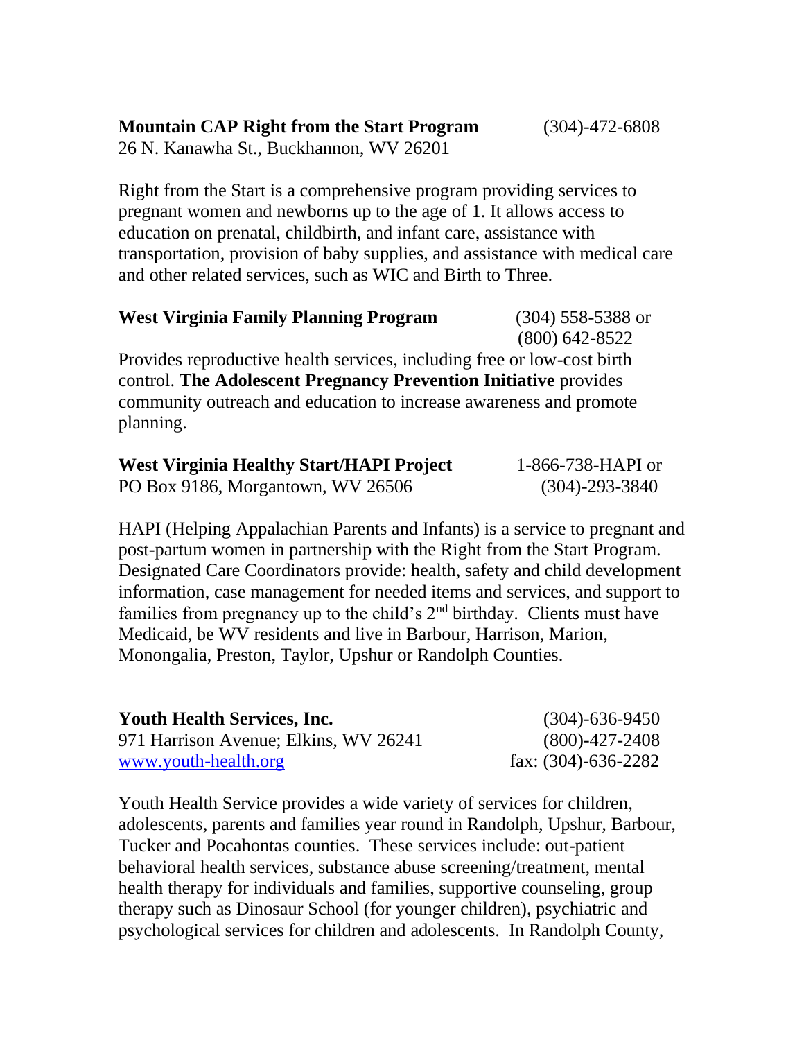**Mountain CAP Right from the Start Program** (304)-472-6808
26 N. Kanawha St., Buckhannon, WV 26201

Right from the Start is a comprehensive program providing services to pregnant women and newborns up to the age of 1. It allows access to education on prenatal, childbirth, and infant care, assistance with transportation, provision of baby supplies, and assistance with medical care and other related services, such as WIC and Birth to Three.

**West Virginia Family Planning Program** (304) 558-5388 or (800) 642-8522

Provides reproductive health services, including free or low-cost birth control. **The Adolescent Pregnancy Prevention Initiative** provides community outreach and education to increase awareness and promote planning.

**West Virginia Healthy Start/HAPI Project** 1-866-738-HAPI or (304)-293-3840
PO Box 9186, Morgantown, WV 26506

HAPI (Helping Appalachian Parents and Infants) is a service to pregnant and post-partum women in partnership with the Right from the Start Program. Designated Care Coordinators provide: health, safety and child development information, case management for needed items and services, and support to families from pregnancy up to the child's 2nd birthday. Clients must have Medicaid, be WV residents and live in Barbour, Harrison, Marion, Monongalia, Preston, Taylor, Upshur or Randolph Counties.

**Youth Health Services, Inc.** (304)-636-9450
971 Harrison Avenue; Elkins, WV 26241 (800)-427-2408
www.youth-health.org fax: (304)-636-2282

Youth Health Service provides a wide variety of services for children, adolescents, parents and families year round in Randolph, Upshur, Barbour, Tucker and Pocahontas counties. These services include: out-patient behavioral health services, substance abuse screening/treatment, mental health therapy for individuals and families, supportive counseling, group therapy such as Dinosaur School (for younger children), psychiatric and psychological services for children and adolescents. In Randolph County,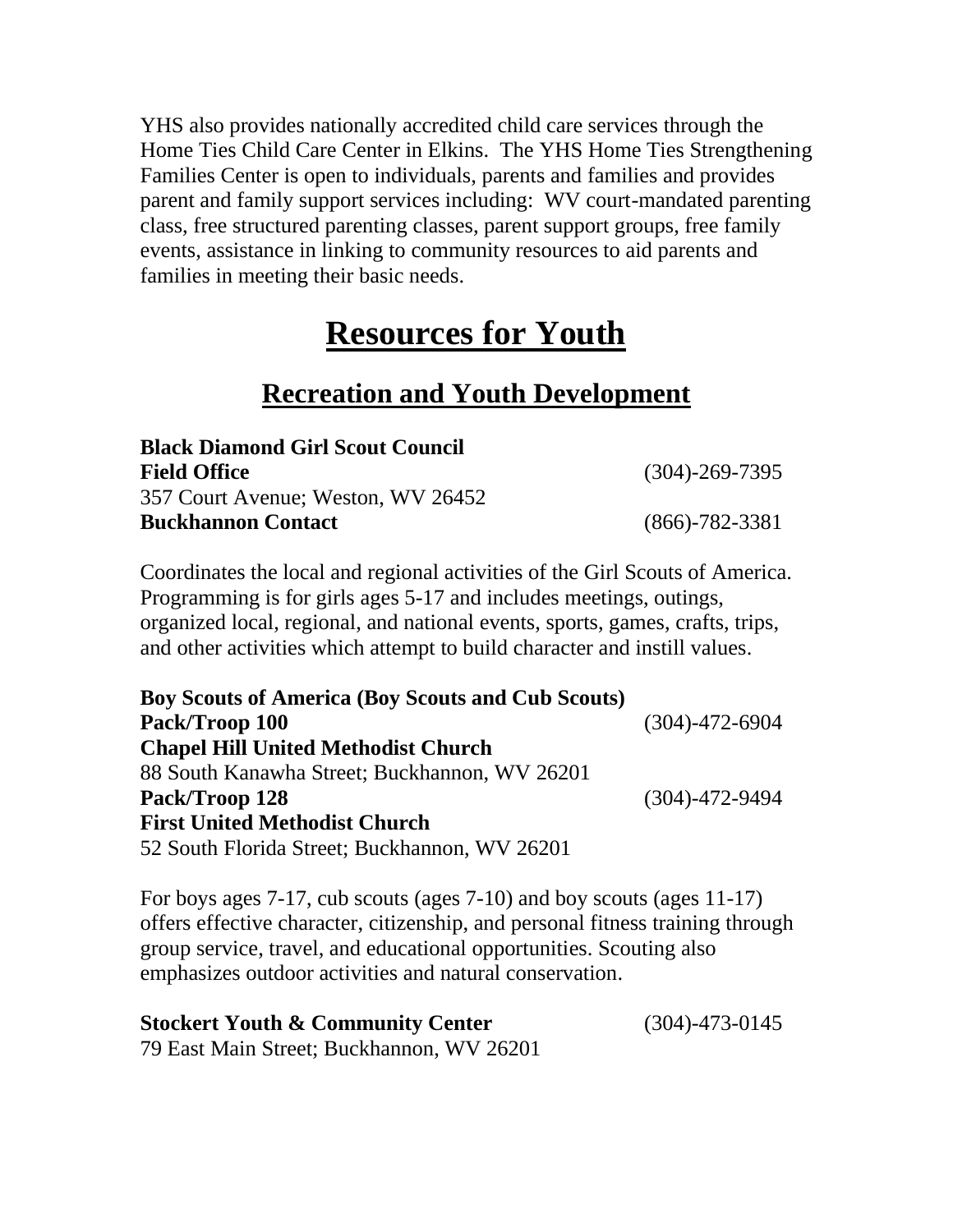YHS also provides nationally accredited child care services through the Home Ties Child Care Center in Elkins. The YHS Home Ties Strengthening Families Center is open to individuals, parents and families and provides parent and family support services including: WV court-mandated parenting class, free structured parenting classes, parent support groups, free family events, assistance in linking to community resources to aid parents and families in meeting their basic needs.

# Resources for Youth

## Recreation and Youth Development

**Black Diamond Girl Scout Council**
**Field Office** (304)-269-7395
357 Court Avenue; Weston, WV 26452
**Buckhannon Contact** (866)-782-3381

Coordinates the local and regional activities of the Girl Scouts of America. Programming is for girls ages 5-17 and includes meetings, outings, organized local, regional, and national events, sports, games, crafts, trips, and other activities which attempt to build character and instill values.

**Boy Scouts of America (Boy Scouts and Cub Scouts)**
**Pack/Troop 100** (304)-472-6904
**Chapel Hill United Methodist Church**
88 South Kanawha Street; Buckhannon, WV 26201
**Pack/Troop 128** (304)-472-9494
**First United Methodist Church**
52 South Florida Street; Buckhannon, WV 26201

For boys ages 7-17, cub scouts (ages 7-10) and boy scouts (ages 11-17) offers effective character, citizenship, and personal fitness training through group service, travel, and educational opportunities. Scouting also emphasizes outdoor activities and natural conservation.

**Stockert Youth & Community Center** (304)-473-0145
79 East Main Street; Buckhannon, WV 26201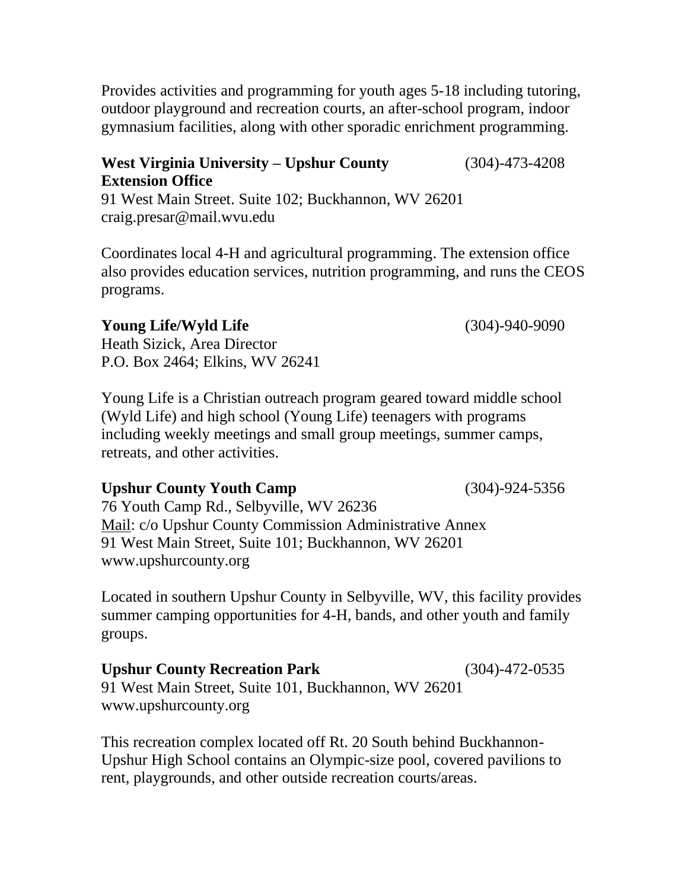Provides activities and programming for youth ages 5-18 including tutoring, outdoor playground and recreation courts, an after-school program, indoor gymnasium facilities, along with other sporadic enrichment programming.

**West Virginia University – Upshur County Extension Office** (304)-473-4208
91 West Main Street. Suite 102; Buckhannon, WV 26201
craig.presar@mail.wvu.edu

Coordinates local 4-H and agricultural programming. The extension office also provides education services, nutrition programming, and runs the CEOS programs.

**Young Life/Wyld Life** (304)-940-9090
Heath Sizick, Area Director
P.O. Box 2464; Elkins, WV 26241

Young Life is a Christian outreach program geared toward middle school (Wyld Life) and high school (Young Life) teenagers with programs including weekly meetings and small group meetings, summer camps, retreats, and other activities.

**Upshur County Youth Camp** (304)-924-5356
76 Youth Camp Rd., Selbyville, WV 26236
Mail: c/o Upshur County Commission Administrative Annex
91 West Main Street, Suite 101; Buckhannon, WV 26201
www.upshurcounty.org

Located in southern Upshur County in Selbyville, WV, this facility provides summer camping opportunities for 4-H, bands, and other youth and family groups.

**Upshur County Recreation Park** (304)-472-0535
91 West Main Street, Suite 101, Buckhannon, WV 26201
www.upshurcounty.org

This recreation complex located off Rt. 20 South behind Buckhannon-Upshur High School contains an Olympic-size pool, covered pavilions to rent, playgrounds, and other outside recreation courts/areas.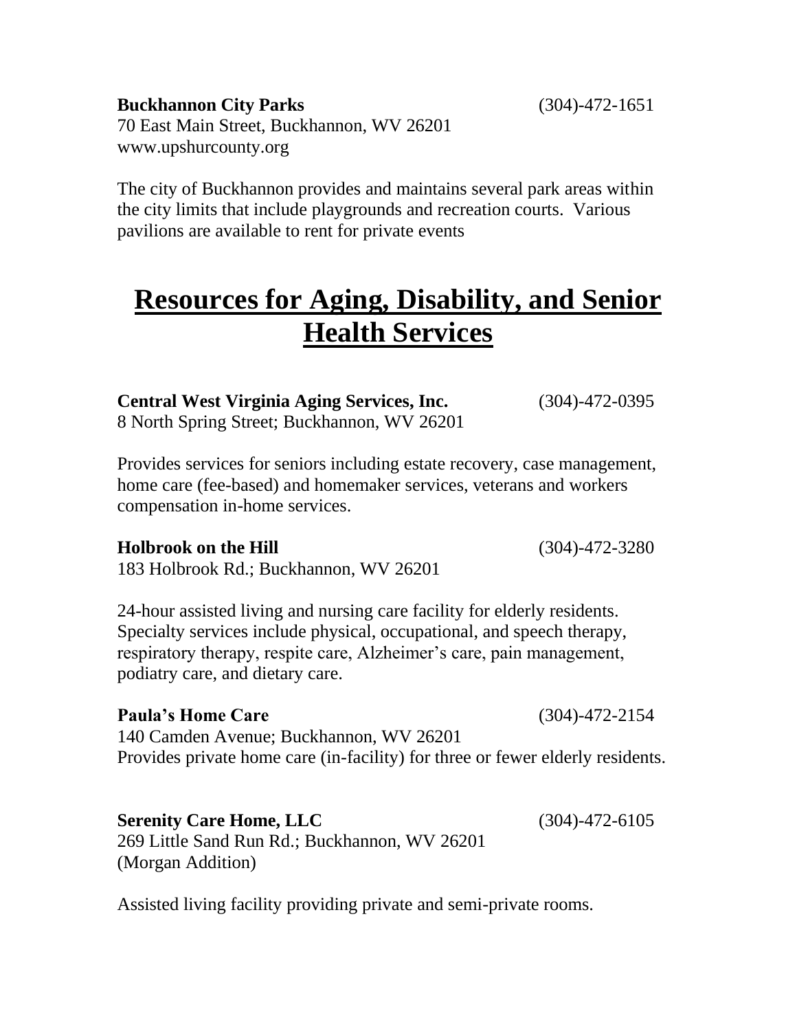**Buckhannon City Parks** (304)-472-1651
70 East Main Street, Buckhannon, WV 26201
www.upshurcounty.org

The city of Buckhannon provides and maintains several park areas within the city limits that include playgrounds and recreation courts. Various pavilions are available to rent for private events

# Resources for Aging, Disability, and Senior Health Services

**Central West Virginia Aging Services, Inc.** (304)-472-0395
8 North Spring Street; Buckhannon, WV 26201

Provides services for seniors including estate recovery, case management, home care (fee-based) and homemaker services, veterans and workers compensation in-home services.

**Holbrook on the Hill** (304)-472-3280
183 Holbrook Rd.; Buckhannon, WV 26201

24-hour assisted living and nursing care facility for elderly residents. Specialty services include physical, occupational, and speech therapy, respiratory therapy, respite care, Alzheimer's care, pain management, podiatry care, and dietary care.

**Paula's Home Care** (304)-472-2154
140 Camden Avenue; Buckhannon, WV 26201
Provides private home care (in-facility) for three or fewer elderly residents.

**Serenity Care Home, LLC** (304)-472-6105
269 Little Sand Run Rd.; Buckhannon, WV 26201
(Morgan Addition)

Assisted living facility providing private and semi-private rooms.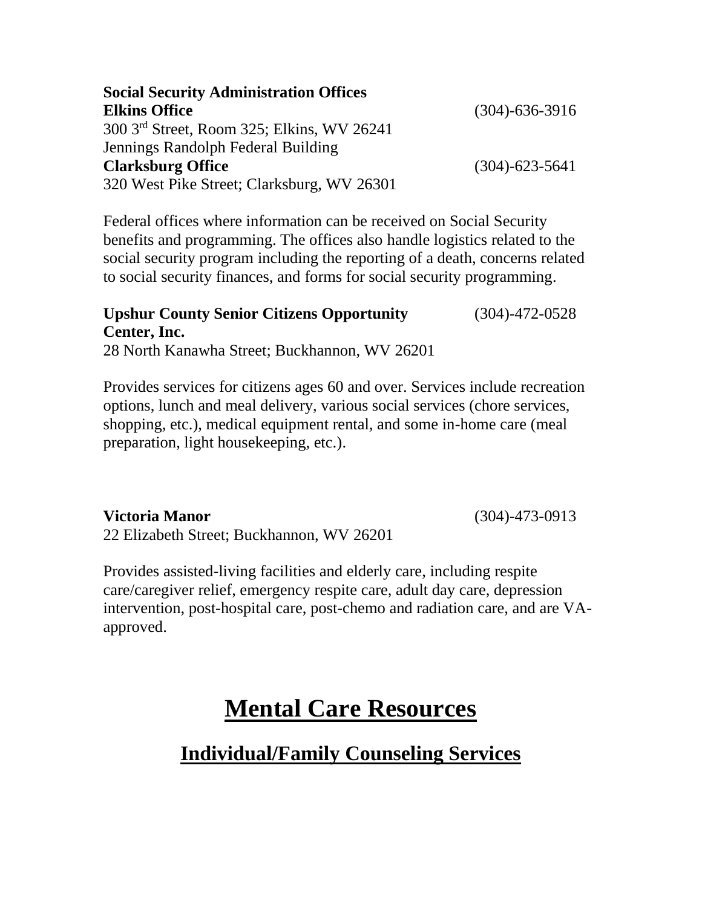**Social Security Administration Offices**

**Elkins Office** (304)-636-3916

300 3rd Street, Room 325; Elkins, WV 26241

Jennings Randolph Federal Building

**Clarksburg Office** (304)-623-5641

320 West Pike Street; Clarksburg, WV 26301

Federal offices where information can be received on Social Security benefits and programming. The offices also handle logistics related to the social security program including the reporting of a death, concerns related to social security finances, and forms for social security programming.

**Upshur County Senior Citizens Opportunity Center, Inc.** (304)-472-0528

28 North Kanawha Street; Buckhannon, WV 26201

Provides services for citizens ages 60 and over. Services include recreation options, lunch and meal delivery, various social services (chore services, shopping, etc.), medical equipment rental, and some in-home care (meal preparation, light housekeeping, etc.).

**Victoria Manor** (304)-473-0913

22 Elizabeth Street; Buckhannon, WV 26201

Provides assisted-living facilities and elderly care, including respite care/caregiver relief, emergency respite care, adult day care, depression intervention, post-hospital care, post-chemo and radiation care, and are VA-approved.

# Mental Care Resources

## Individual/Family Counseling Services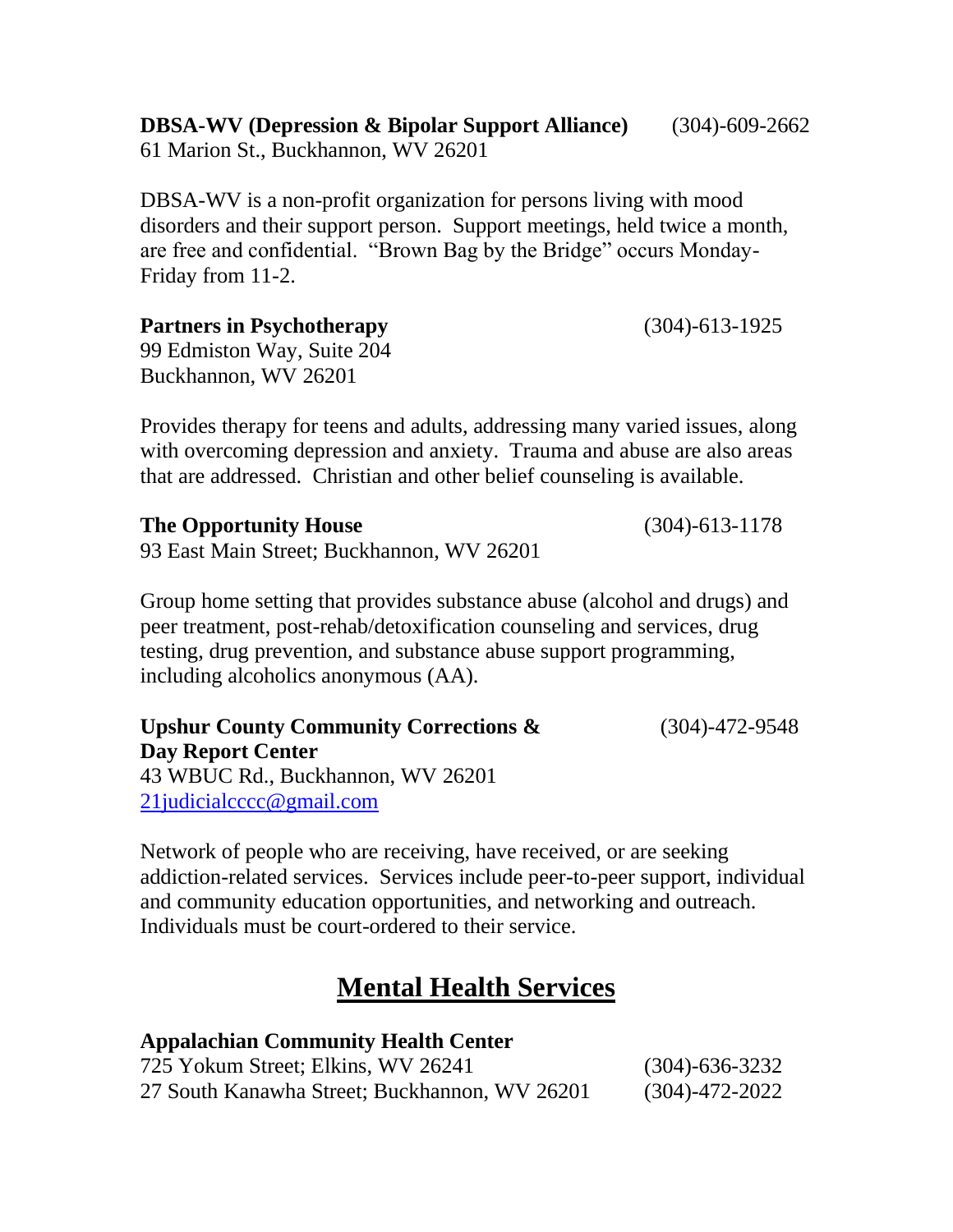**DBSA-WV (Depression & Bipolar Support Alliance)** (304)-609-2662
61 Marion St., Buckhannon, WV 26201

DBSA-WV is a non-profit organization for persons living with mood disorders and their support person. Support meetings, held twice a month, are free and confidential. "Brown Bag by the Bridge" occurs Monday-Friday from 11-2.

**Partners in Psychotherapy** (304)-613-1925
99 Edmiston Way, Suite 204
Buckhannon, WV 26201

Provides therapy for teens and adults, addressing many varied issues, along with overcoming depression and anxiety. Trauma and abuse are also areas that are addressed. Christian and other belief counseling is available.

**The Opportunity House** (304)-613-1178
93 East Main Street; Buckhannon, WV 26201

Group home setting that provides substance abuse (alcohol and drugs) and peer treatment, post-rehab/detoxification counseling and services, drug testing, drug prevention, and substance abuse support programming, including alcoholics anonymous (AA).

**Upshur County Community Corrections & Day Report Center** (304)-472-9548
43 WBUC Rd., Buckhannon, WV 26201
21judicialcccc@gmail.com

Network of people who are receiving, have received, or are seeking addiction-related services. Services include peer-to-peer support, individual and community education opportunities, and networking and outreach. Individuals must be court-ordered to their service.

## Mental Health Services

**Appalachian Community Health Center**
725 Yokum Street; Elkins, WV 26241 (304)-636-3232
27 South Kanawha Street; Buckhannon, WV 26201 (304)-472-2022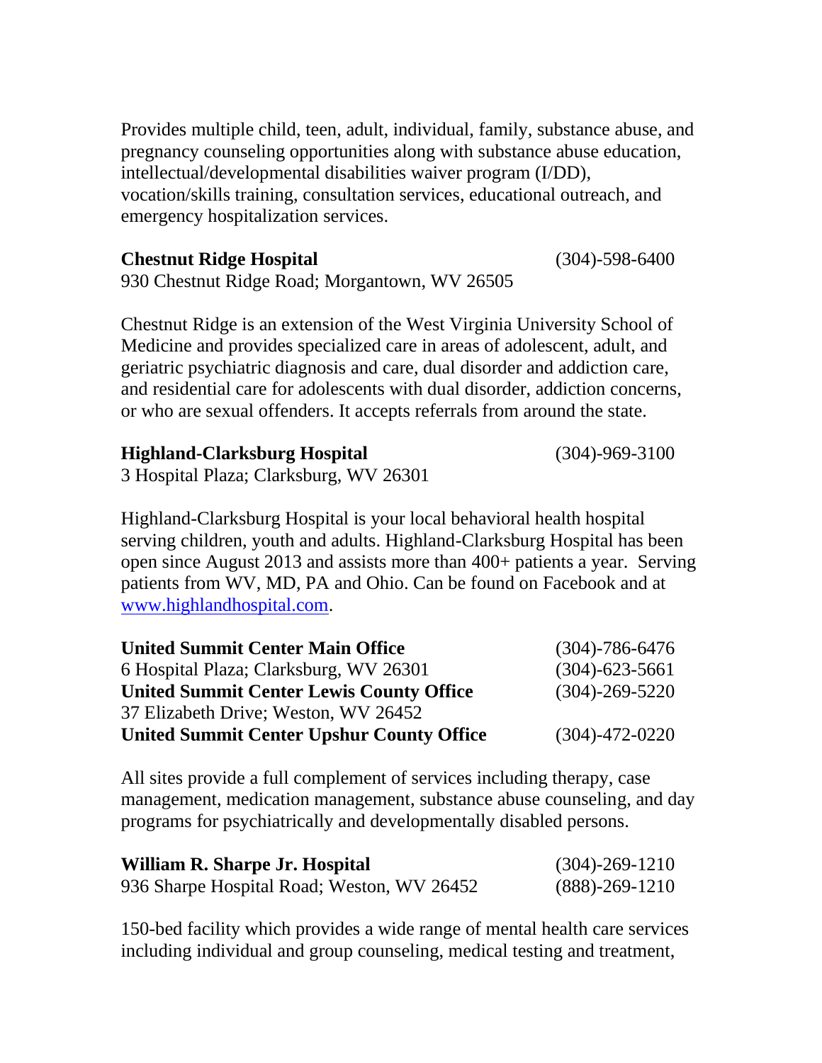Provides multiple child, teen, adult, individual, family, substance abuse, and pregnancy counseling opportunities along with substance abuse education, intellectual/developmental disabilities waiver program (I/DD), vocation/skills training, consultation services, educational outreach, and emergency hospitalization services.

**Chestnut Ridge Hospital** (304)-598-6400
930 Chestnut Ridge Road; Morgantown, WV 26505

Chestnut Ridge is an extension of the West Virginia University School of Medicine and provides specialized care in areas of adolescent, adult, and geriatric psychiatric diagnosis and care, dual disorder and addiction care, and residential care for adolescents with dual disorder, addiction concerns, or who are sexual offenders. It accepts referrals from around the state.

**Highland-Clarksburg Hospital** (304)-969-3100
3 Hospital Plaza; Clarksburg, WV 26301

Highland-Clarksburg Hospital is your local behavioral health hospital serving children, youth and adults. Highland-Clarksburg Hospital has been open since August 2013 and assists more than 400+ patients a year. Serving patients from WV, MD, PA and Ohio. Can be found on Facebook and at www.highlandhospital.com.

**United Summit Center Main Office** (304)-786-6476
6 Hospital Plaza; Clarksburg, WV 26301 (304)-623-5661
**United Summit Center Lewis County Office** (304)-269-5220
37 Elizabeth Drive; Weston, WV 26452
**United Summit Center Upshur County Office** (304)-472-0220

All sites provide a full complement of services including therapy, case management, medication management, substance abuse counseling, and day programs for psychiatrically and developmentally disabled persons.

**William R. Sharpe Jr. Hospital** (304)-269-1210
936 Sharpe Hospital Road; Weston, WV 26452 (888)-269-1210

150-bed facility which provides a wide range of mental health care services including individual and group counseling, medical testing and treatment,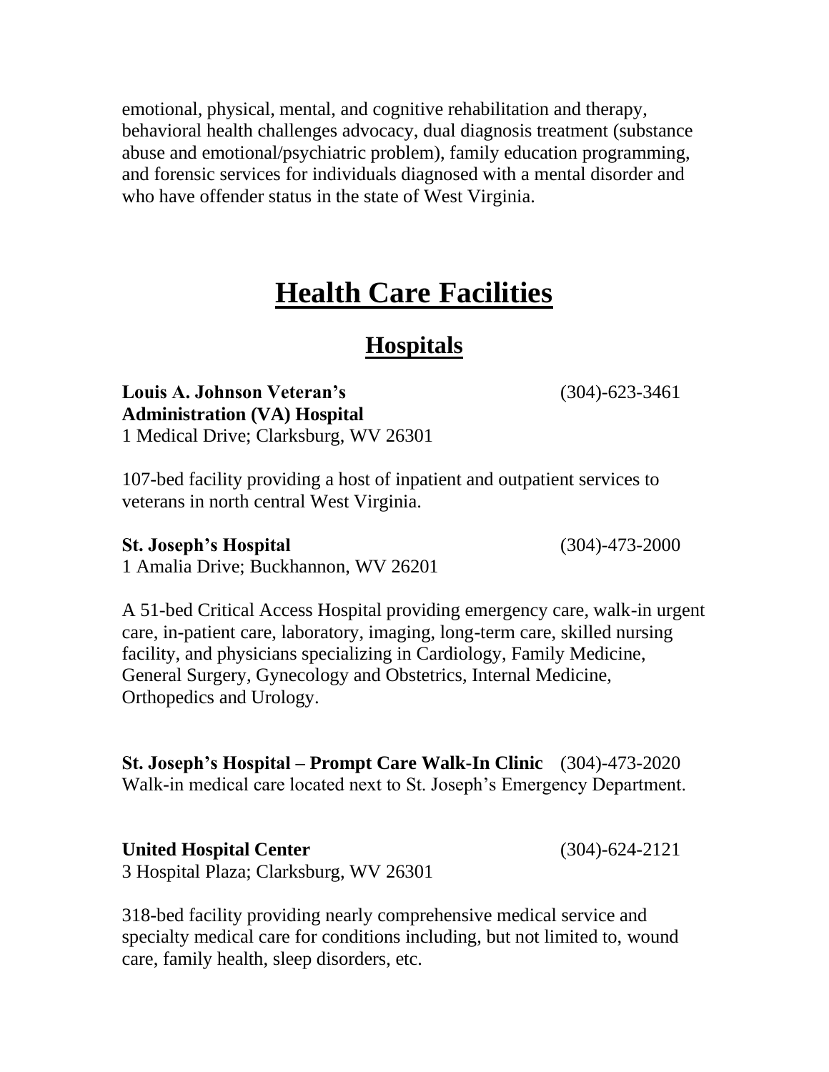emotional, physical, mental, and cognitive rehabilitation and therapy, behavioral health challenges advocacy, dual diagnosis treatment (substance abuse and emotional/psychiatric problem), family education programming, and forensic services for individuals diagnosed with a mental disorder and who have offender status in the state of West Virginia.

# Health Care Facilities

## Hospitals

**Louis A. Johnson Veteran's Administration (VA) Hospital** (304)-623-3461
1 Medical Drive; Clarksburg, WV 26301

107-bed facility providing a host of inpatient and outpatient services to veterans in north central West Virginia.

**St. Joseph's Hospital** (304)-473-2000
1 Amalia Drive; Buckhannon, WV 26201

A 51-bed Critical Access Hospital providing emergency care, walk-in urgent care, in-patient care, laboratory, imaging, long-term care, skilled nursing facility, and physicians specializing in Cardiology, Family Medicine, General Surgery, Gynecology and Obstetrics, Internal Medicine, Orthopedics and Urology.

**St. Joseph's Hospital – Prompt Care Walk-In Clinic** (304)-473-2020
Walk-in medical care located next to St. Joseph's Emergency Department.

**United Hospital Center** (304)-624-2121
3 Hospital Plaza; Clarksburg, WV 26301

318-bed facility providing nearly comprehensive medical service and specialty medical care for conditions including, but not limited to, wound care, family health, sleep disorders, etc.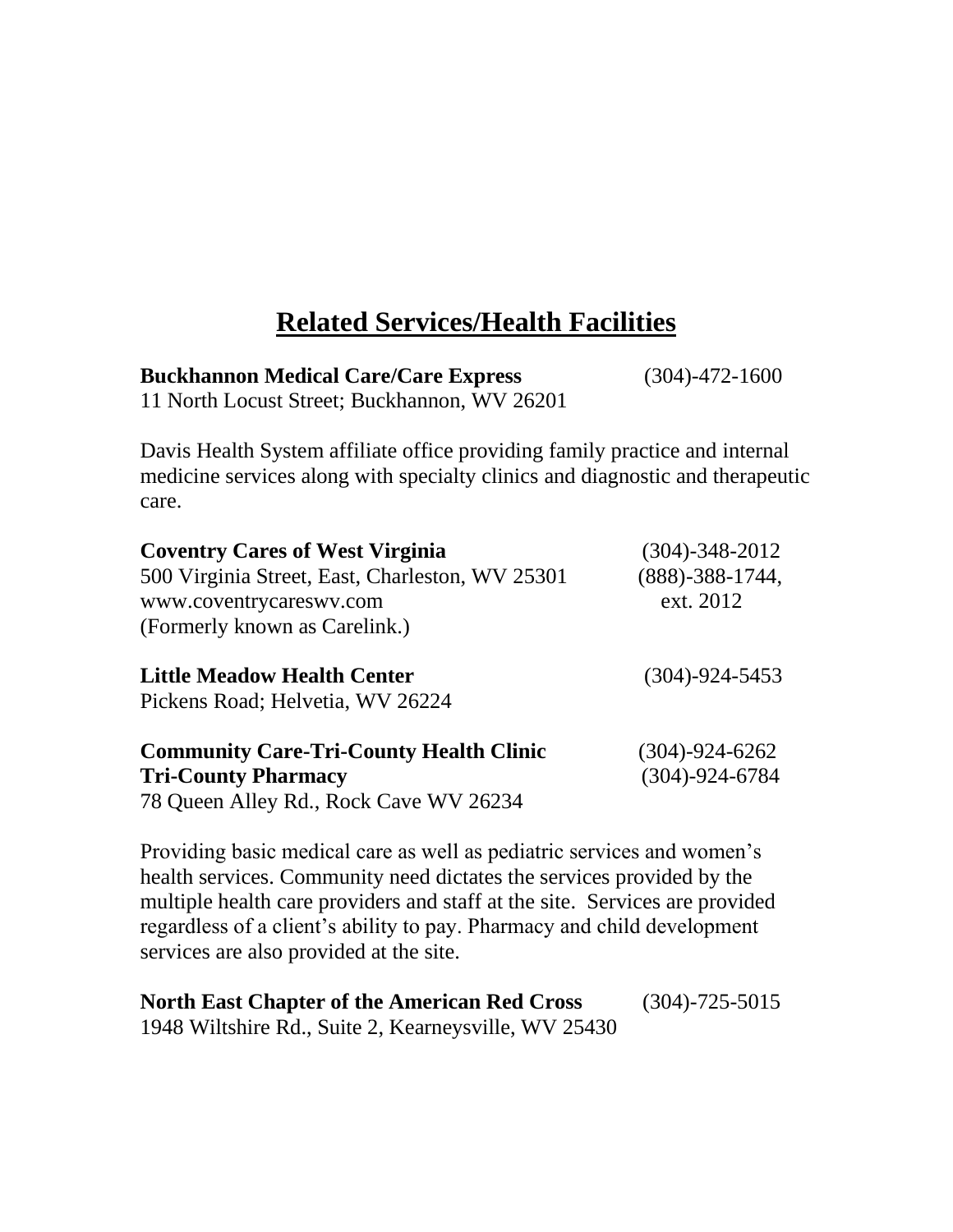# Related Services/Health Facilities

**Buckhannon Medical Care/Care Express** (304)-472-1600
11 North Locust Street; Buckhannon, WV 26201

Davis Health System affiliate office providing family practice and internal medicine services along with specialty clinics and diagnostic and therapeutic care.

**Coventry Cares of West Virginia** (304)-348-2012
500 Virginia Street, East, Charleston, WV 25301 (888)-388-1744, ext. 2012
www.coventrycareswv.com
(Formerly known as Carelink.)

**Little Meadow Health Center** (304)-924-5453
Pickens Road; Helvetia, WV 26224

**Community Care-Tri-County Health Clinic** (304)-924-6262
**Tri-County Pharmacy** (304)-924-6784
78 Queen Alley Rd., Rock Cave WV 26234

Providing basic medical care as well as pediatric services and women's health services. Community need dictates the services provided by the multiple health care providers and staff at the site. Services are provided regardless of a client's ability to pay. Pharmacy and child development services are also provided at the site.

**North East Chapter of the American Red Cross** (304)-725-5015
1948 Wiltshire Rd., Suite 2, Kearneysville, WV 25430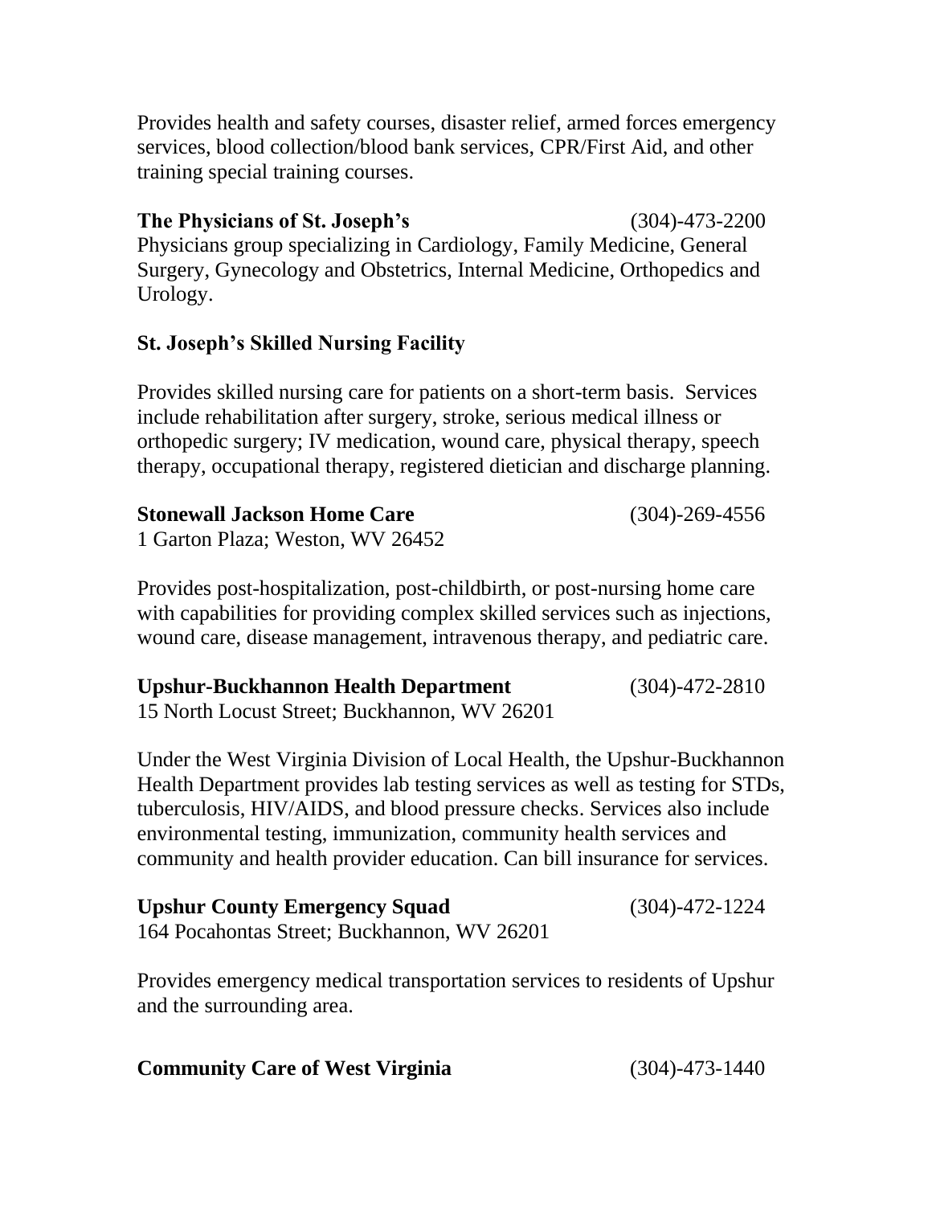Provides health and safety courses, disaster relief, armed forces emergency services, blood collection/blood bank services, CPR/First Aid, and other training special training courses.

**The Physicians of St. Joseph's** (304)-473-2200
Physicians group specializing in Cardiology, Family Medicine, General Surgery, Gynecology and Obstetrics, Internal Medicine, Orthopedics and Urology.

**St. Joseph's Skilled Nursing Facility**

Provides skilled nursing care for patients on a short-term basis. Services include rehabilitation after surgery, stroke, serious medical illness or orthopedic surgery; IV medication, wound care, physical therapy, speech therapy, occupational therapy, registered dietician and discharge planning.

**Stonewall Jackson Home Care** (304)-269-4556
1 Garton Plaza; Weston, WV 26452

Provides post-hospitalization, post-childbirth, or post-nursing home care with capabilities for providing complex skilled services such as injections, wound care, disease management, intravenous therapy, and pediatric care.

**Upshur-Buckhannon Health Department** (304)-472-2810
15 North Locust Street; Buckhannon, WV 26201

Under the West Virginia Division of Local Health, the Upshur-Buckhannon Health Department provides lab testing services as well as testing for STDs, tuberculosis, HIV/AIDS, and blood pressure checks. Services also include environmental testing, immunization, community health services and community and health provider education. Can bill insurance for services.

**Upshur County Emergency Squad** (304)-472-1224
164 Pocahontas Street; Buckhannon, WV 26201

Provides emergency medical transportation services to residents of Upshur and the surrounding area.

**Community Care of West Virginia** (304)-473-1440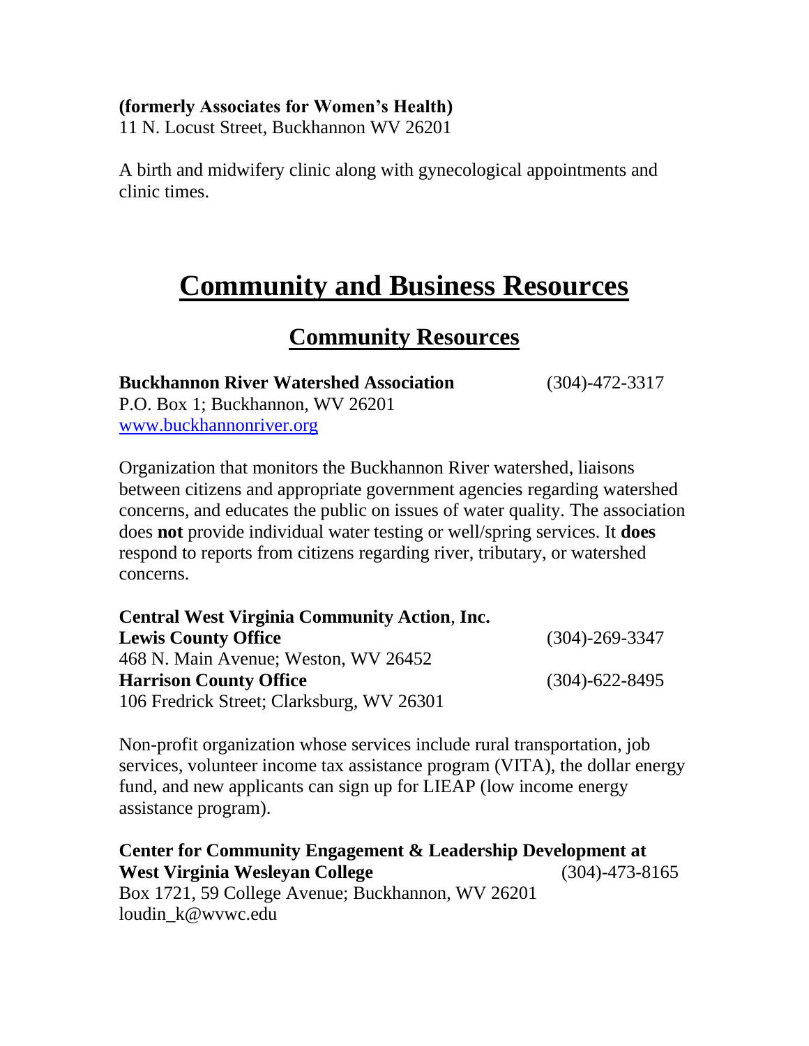**(formerly Associates for Women's Health)**
11 N. Locust Street, Buckhannon WV 26201

A birth and midwifery clinic along with gynecological appointments and clinic times.

# Community and Business Resources

## Community Resources

**Buckhannon River Watershed Association** (304)-472-3317
P.O. Box 1; Buckhannon, WV 26201
www.buckhannonriver.org

Organization that monitors the Buckhannon River watershed, liaisons between citizens and appropriate government agencies regarding watershed concerns, and educates the public on issues of water quality. The association does **not** provide individual water testing or well/spring services. It **does** respond to reports from citizens regarding river, tributary, or watershed concerns.

**Central West Virginia Community Action, Inc.**
**Lewis County Office** (304)-269-3347
468 N. Main Avenue; Weston, WV 26452
**Harrison County Office** (304)-622-8495
106 Fredrick Street; Clarksburg, WV 26301

Non-profit organization whose services include rural transportation, job services, volunteer income tax assistance program (VITA), the dollar energy fund, and new applicants can sign up for LIEAP (low income energy assistance program).

**Center for Community Engagement & Leadership Development at West Virginia Wesleyan College** (304)-473-8165
Box 1721, 59 College Avenue; Buckhannon, WV 26201
loudin_k@wvwc.edu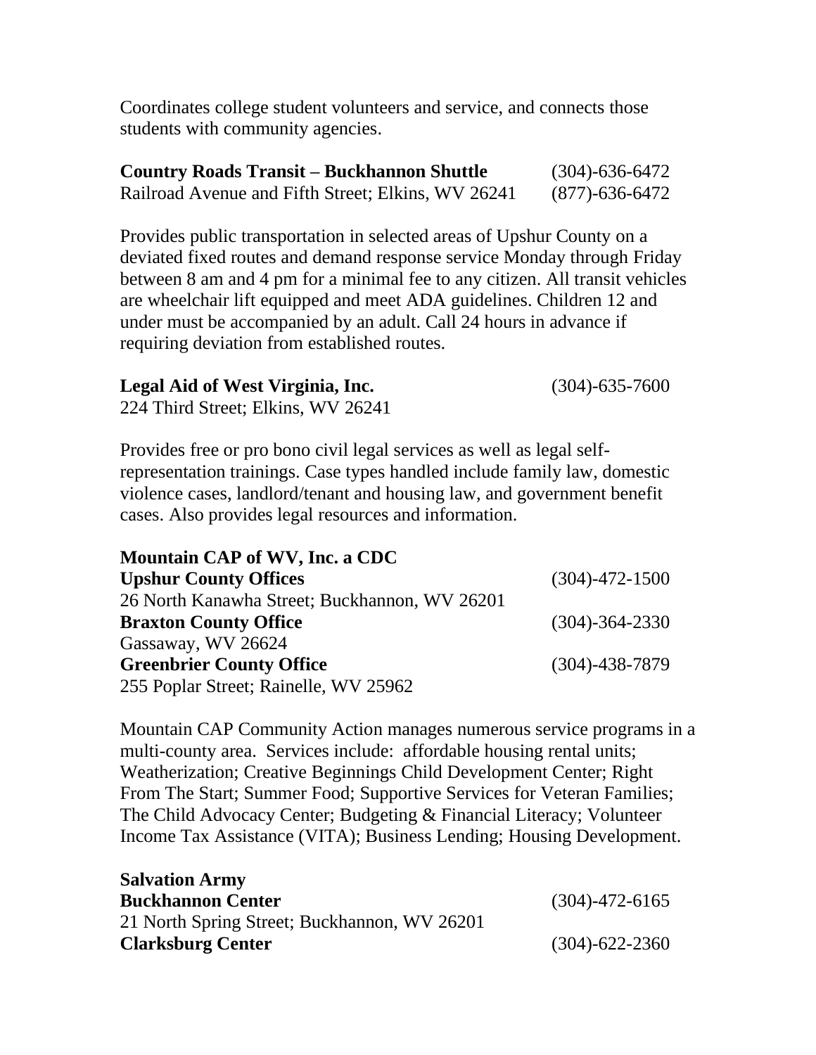Coordinates college student volunteers and service, and connects those students with community agencies.

**Country Roads Transit – Buckhannon Shuttle** (304)-636-6472
Railroad Avenue and Fifth Street; Elkins, WV 26241 (877)-636-6472

Provides public transportation in selected areas of Upshur County on a deviated fixed routes and demand response service Monday through Friday between 8 am and 4 pm for a minimal fee to any citizen. All transit vehicles are wheelchair lift equipped and meet ADA guidelines. Children 12 and under must be accompanied by an adult. Call 24 hours in advance if requiring deviation from established routes.

**Legal Aid of West Virginia, Inc.** (304)-635-7600
224 Third Street; Elkins, WV 26241

Provides free or pro bono civil legal services as well as legal self-representation trainings. Case types handled include family law, domestic violence cases, landlord/tenant and housing law, and government benefit cases. Also provides legal resources and information.

**Mountain CAP of WV, Inc. a CDC**
**Upshur County Offices** (304)-472-1500
26 North Kanawha Street; Buckhannon, WV 26201
**Braxton County Office** (304)-364-2330
Gassaway, WV 26624
**Greenbrier County Office** (304)-438-7879
255 Poplar Street; Rainelle, WV 25962

Mountain CAP Community Action manages numerous service programs in a multi-county area. Services include: affordable housing rental units; Weatherization; Creative Beginnings Child Development Center; Right From The Start; Summer Food; Supportive Services for Veteran Families; The Child Advocacy Center; Budgeting & Financial Literacy; Volunteer Income Tax Assistance (VITA); Business Lending; Housing Development.

**Salvation Army**
**Buckhannon Center** (304)-472-6165
21 North Spring Street; Buckhannon, WV 26201
**Clarksburg Center** (304)-622-2360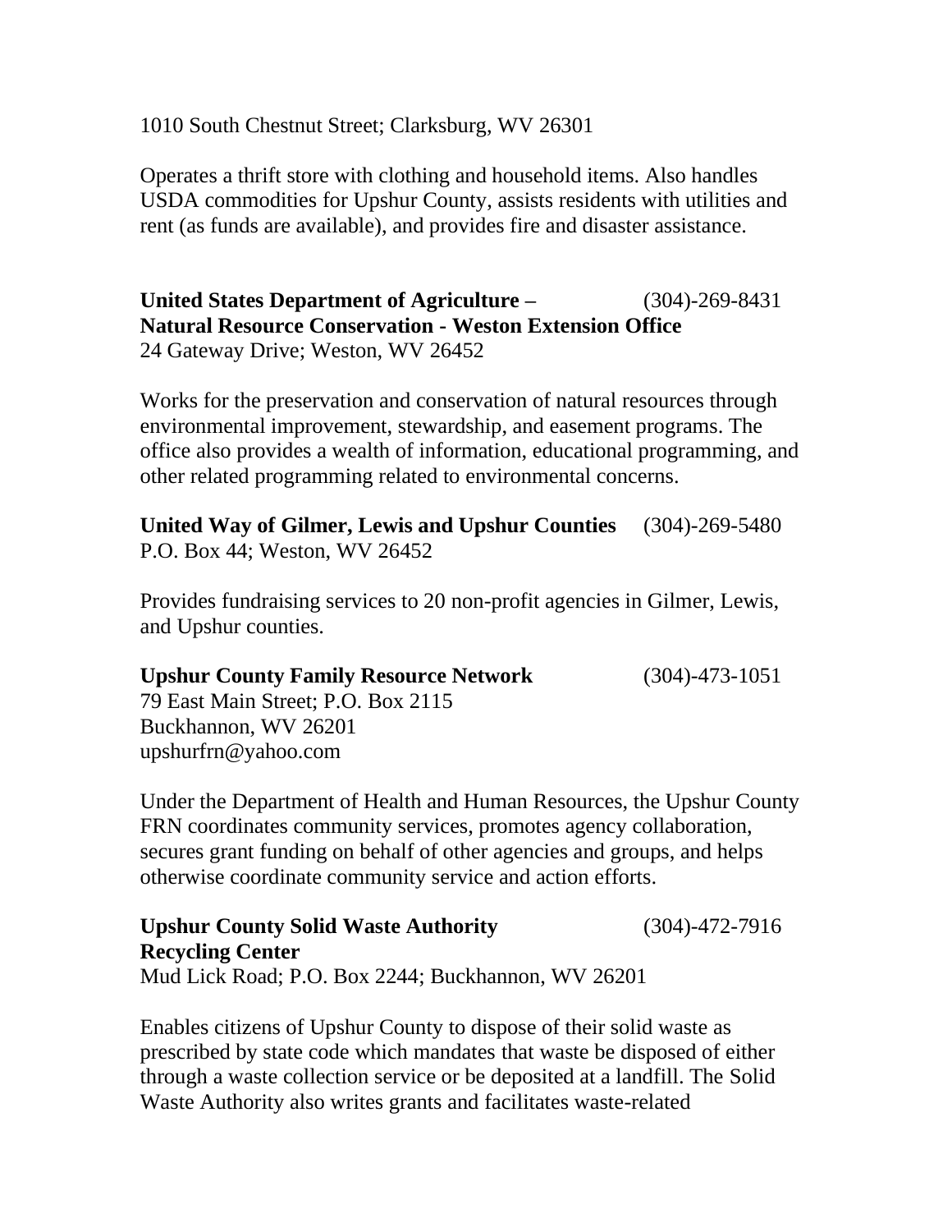1010 South Chestnut Street; Clarksburg, WV 26301

Operates a thrift store with clothing and household items. Also handles USDA commodities for Upshur County, assists residents with utilities and rent (as funds are available), and provides fire and disaster assistance.

**United States Department of Agriculture – Natural Resource Conservation - Weston Extension Office** (304)-269-8431
24 Gateway Drive; Weston, WV 26452

Works for the preservation and conservation of natural resources through environmental improvement, stewardship, and easement programs. The office also provides a wealth of information, educational programming, and other related programming related to environmental concerns.

**United Way of Gilmer, Lewis and Upshur Counties** (304)-269-5480
P.O. Box 44; Weston, WV 26452

Provides fundraising services to 20 non-profit agencies in Gilmer, Lewis, and Upshur counties.

**Upshur County Family Resource Network** (304)-473-1051
79 East Main Street; P.O. Box 2115
Buckhannon, WV 26201
upshurfrn@yahoo.com

Under the Department of Health and Human Resources, the Upshur County FRN coordinates community services, promotes agency collaboration, secures grant funding on behalf of other agencies and groups, and helps otherwise coordinate community service and action efforts.

**Upshur County Solid Waste Authority Recycling Center** (304)-472-7916
Mud Lick Road; P.O. Box 2244; Buckhannon, WV 26201

Enables citizens of Upshur County to dispose of their solid waste as prescribed by state code which mandates that waste be disposed of either through a waste collection service or be deposited at a landfill. The Solid Waste Authority also writes grants and facilitates waste-related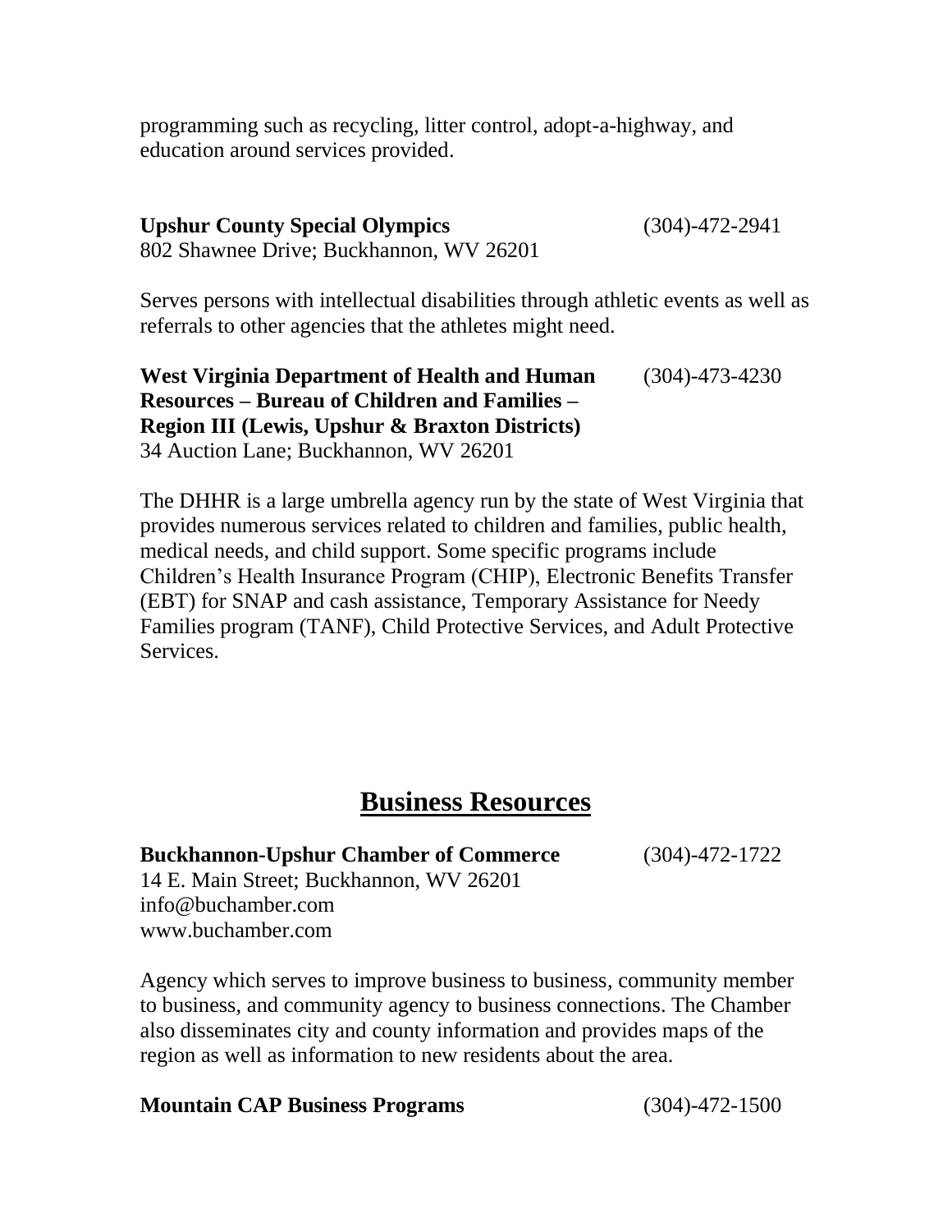programming such as recycling, litter control, adopt-a-highway, and education around services provided.

**Upshur County Special Olympics** (304)-472-2941
802 Shawnee Drive; Buckhannon, WV 26201

Serves persons with intellectual disabilities through athletic events as well as referrals to other agencies that the athletes might need.

**West Virginia Department of Health and Human Resources – Bureau of Children and Families – Region III (Lewis, Upshur & Braxton Districts)** (304)-473-4230
34 Auction Lane; Buckhannon, WV 26201

The DHHR is a large umbrella agency run by the state of West Virginia that provides numerous services related to children and families, public health, medical needs, and child support. Some specific programs include Children's Health Insurance Program (CHIP), Electronic Benefits Transfer (EBT) for SNAP and cash assistance, Temporary Assistance for Needy Families program (TANF), Child Protective Services, and Adult Protective Services.

## Business Resources

**Buckhannon-Upshur Chamber of Commerce** (304)-472-1722
14 E. Main Street; Buckhannon, WV 26201
info@buchamber.com
www.buchamber.com

Agency which serves to improve business to business, community member to business, and community agency to business connections. The Chamber also disseminates city and county information and provides maps of the region as well as information to new residents about the area.

**Mountain CAP Business Programs** (304)-472-1500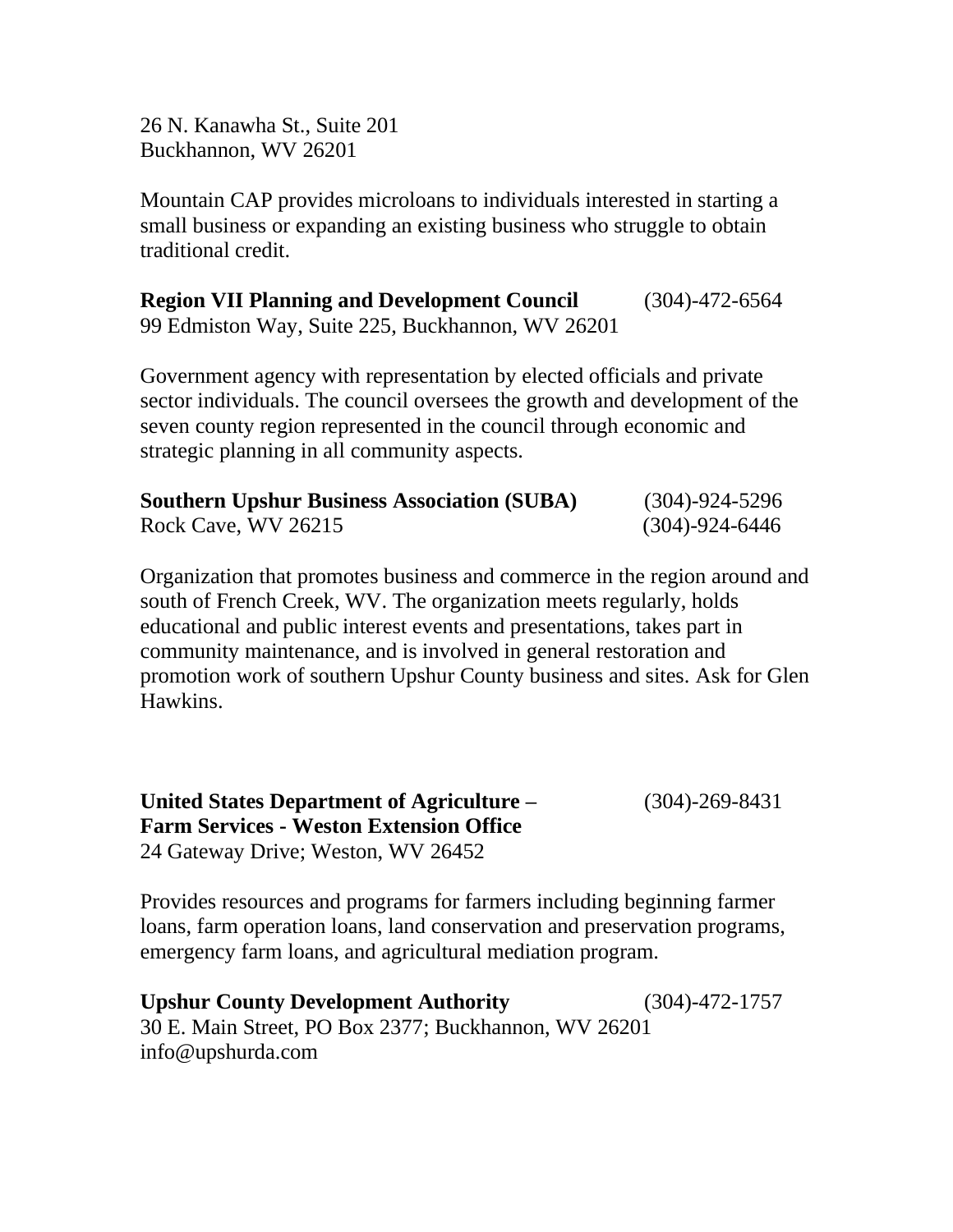26 N. Kanawha St., Suite 201
Buckhannon, WV 26201

Mountain CAP provides microloans to individuals interested in starting a small business or expanding an existing business who struggle to obtain traditional credit.

**Region VII Planning and Development Council** (304)-472-6564
99 Edmiston Way, Suite 225, Buckhannon, WV 26201

Government agency with representation by elected officials and private sector individuals. The council oversees the growth and development of the seven county region represented in the council through economic and strategic planning in all community aspects.

**Southern Upshur Business Association (SUBA)** (304)-924-5296
Rock Cave, WV 26215 (304)-924-6446

Organization that promotes business and commerce in the region around and south of French Creek, WV. The organization meets regularly, holds educational and public interest events and presentations, takes part in community maintenance, and is involved in general restoration and promotion work of southern Upshur County business and sites. Ask for Glen Hawkins.

**United States Department of Agriculture – Farm Services - Weston Extension Office** (304)-269-8431
24 Gateway Drive; Weston, WV 26452

Provides resources and programs for farmers including beginning farmer loans, farm operation loans, land conservation and preservation programs, emergency farm loans, and agricultural mediation program.

**Upshur County Development Authority** (304)-472-1757
30 E. Main Street, PO Box 2377; Buckhannon, WV 26201
info@upshurda.com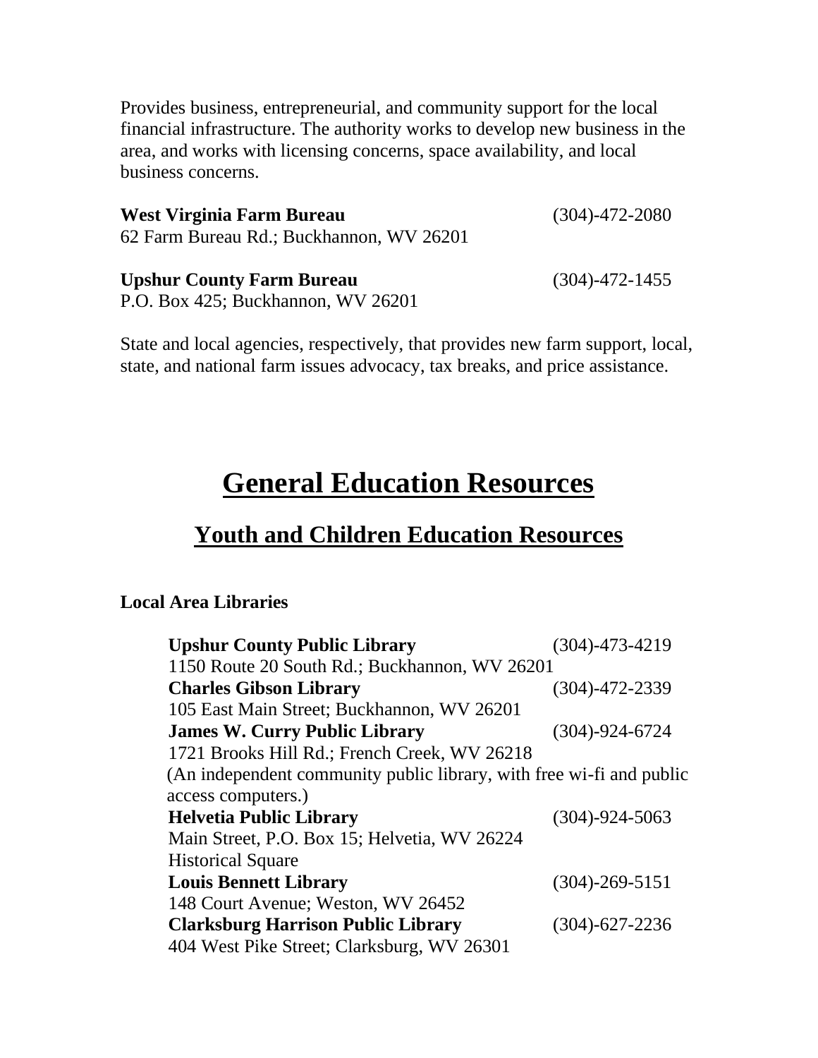Provides business, entrepreneurial, and community support for the local financial infrastructure. The authority works to develop new business in the area, and works with licensing concerns, space availability, and local business concerns.

**West Virginia Farm Bureau** (304)-472-2080
62 Farm Bureau Rd.; Buckhannon, WV 26201

**Upshur County Farm Bureau** (304)-472-1455
P.O. Box 425; Buckhannon, WV 26201

State and local agencies, respectively, that provides new farm support, local, state, and national farm issues advocacy, tax breaks, and price assistance.

# General Education Resources

## Youth and Children Education Resources

**Local Area Libraries**

**Upshur County Public Library** (304)-473-4219
1150 Route 20 South Rd.; Buckhannon, WV 26201

**Charles Gibson Library** (304)-472-2339
105 East Main Street; Buckhannon, WV 26201

**James W. Curry Public Library** (304)-924-6724
1721 Brooks Hill Rd.; French Creek, WV 26218
(An independent community public library, with free wi-fi and public access computers.)

**Helvetia Public Library** (304)-924-5063
Main Street, P.O. Box 15; Helvetia, WV 26224
Historical Square

**Louis Bennett Library** (304)-269-5151
148 Court Avenue; Weston, WV 26452

**Clarksburg Harrison Public Library** (304)-627-2236
404 West Pike Street; Clarksburg, WV 26301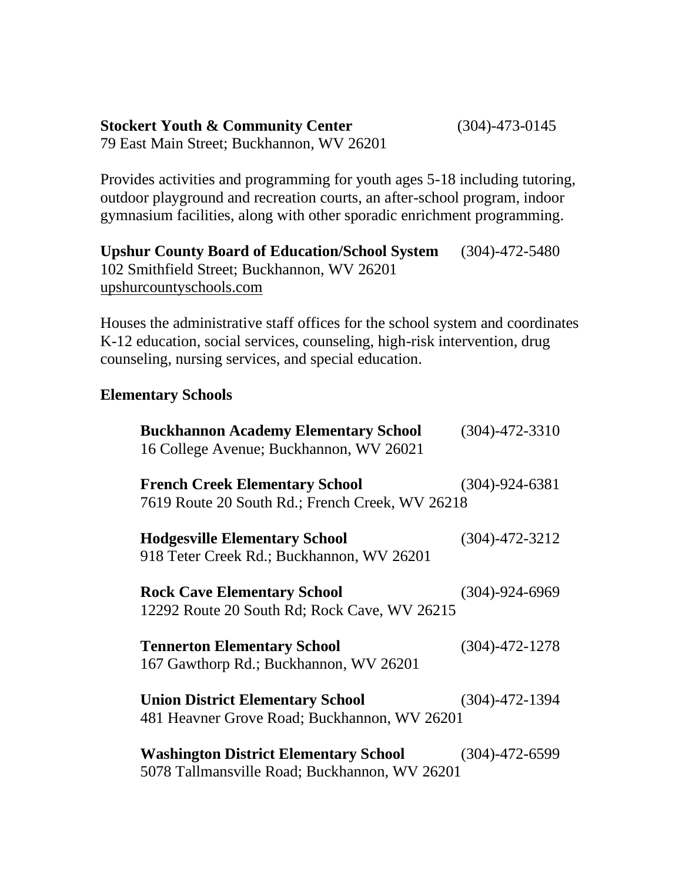**Stockert Youth & Community Center** (304)-473-0145
79 East Main Street; Buckhannon, WV 26201

Provides activities and programming for youth ages 5-18 including tutoring, outdoor playground and recreation courts, an after-school program, indoor gymnasium facilities, along with other sporadic enrichment programming.

**Upshur County Board of Education/School System** (304)-472-5480
102 Smithfield Street; Buckhannon, WV 26201
upshurcountyschools.com

Houses the administrative staff offices for the school system and coordinates K-12 education, social services, counseling, high-risk intervention, drug counseling, nursing services, and special education.

**Elementary Schools**

**Buckhannon Academy Elementary School** (304)-472-3310
16 College Avenue; Buckhannon, WV 26021

**French Creek Elementary School** (304)-924-6381
7619 Route 20 South Rd.; French Creek, WV 26218

**Hodgesville Elementary School** (304)-472-3212
918 Teter Creek Rd.; Buckhannon, WV 26201

**Rock Cave Elementary School** (304)-924-6969
12292 Route 20 South Rd; Rock Cave, WV 26215

**Tennerton Elementary School** (304)-472-1278
167 Gawthorp Rd.; Buckhannon, WV 26201

**Union District Elementary School** (304)-472-1394
481 Heavner Grove Road; Buckhannon, WV 26201

**Washington District Elementary School** (304)-472-6599
5078 Tallmansville Road; Buckhannon, WV 26201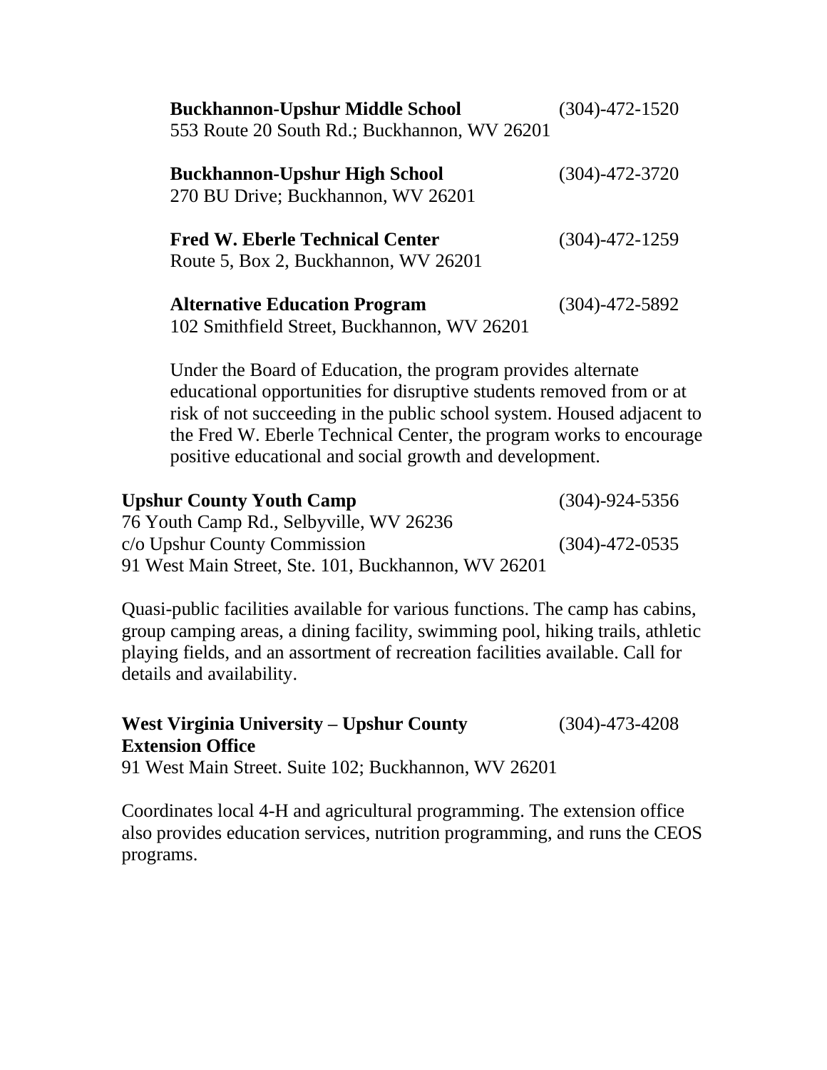**Buckhannon-Upshur Middle School** (304)-472-1520
553 Route 20 South Rd.; Buckhannon, WV 26201

**Buckhannon-Upshur High School** (304)-472-3720
270 BU Drive; Buckhannon, WV 26201

**Fred W. Eberle Technical Center** (304)-472-1259
Route 5, Box 2, Buckhannon, WV 26201

**Alternative Education Program** (304)-472-5892
102 Smithfield Street, Buckhannon, WV 26201

Under the Board of Education, the program provides alternate educational opportunities for disruptive students removed from or at risk of not succeeding in the public school system. Housed adjacent to the Fred W. Eberle Technical Center, the program works to encourage positive educational and social growth and development.

**Upshur County Youth Camp** (304)-924-5356
76 Youth Camp Rd., Selbyville, WV 26236
c/o Upshur County Commission (304)-472-0535
91 West Main Street, Ste. 101, Buckhannon, WV 26201

Quasi-public facilities available for various functions. The camp has cabins, group camping areas, a dining facility, swimming pool, hiking trails, athletic playing fields, and an assortment of recreation facilities available. Call for details and availability.

**West Virginia University – Upshur County Extension Office** (304)-473-4208
91 West Main Street. Suite 102; Buckhannon, WV 26201

Coordinates local 4-H and agricultural programming. The extension office also provides education services, nutrition programming, and runs the CEOS programs.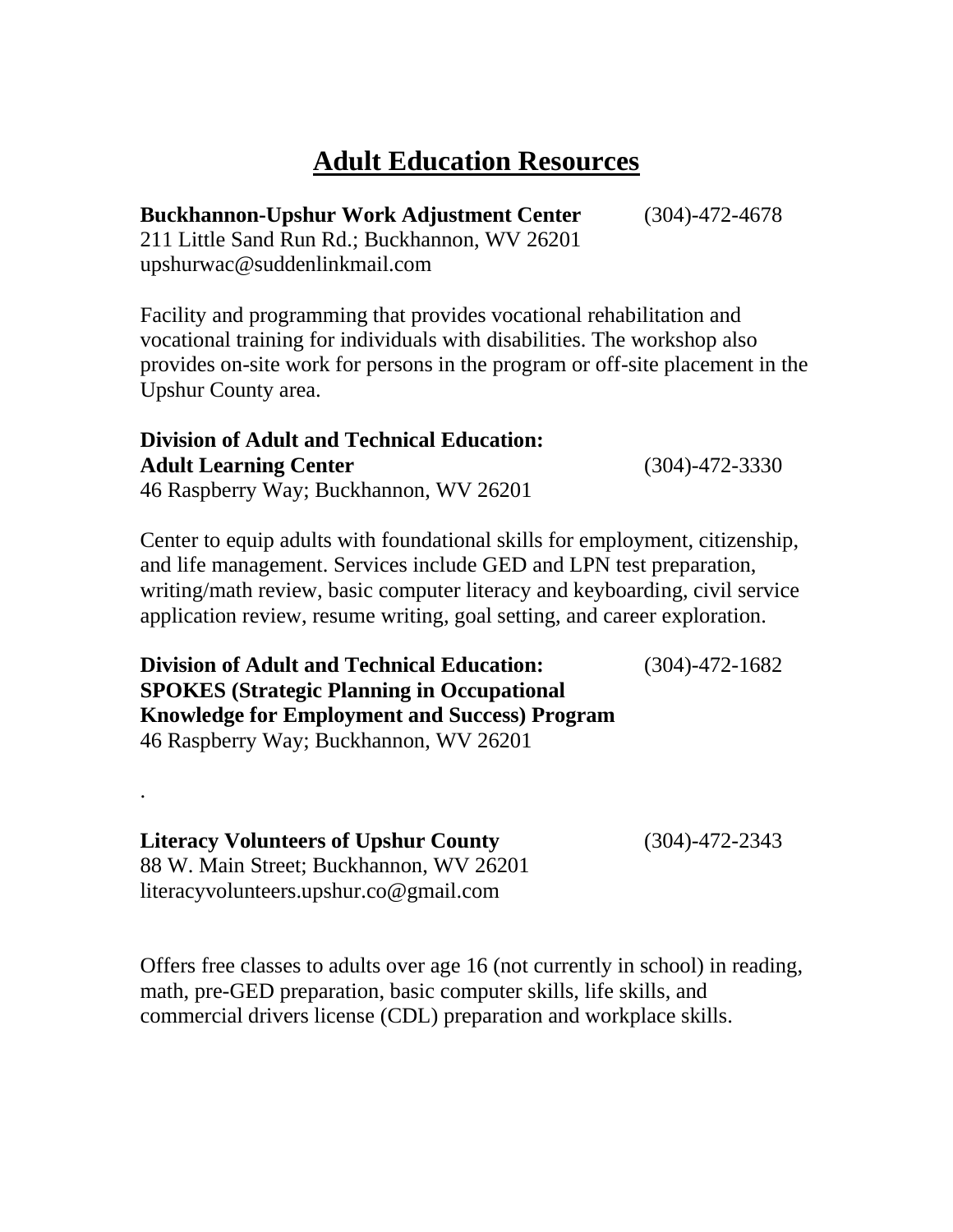# Adult Education Resources

**Buckhannon-Upshur Work Adjustment Center** (304)-472-4678
211 Little Sand Run Rd.; Buckhannon, WV 26201
upshurwac@suddenlinkmail.com

Facility and programming that provides vocational rehabilitation and vocational training for individuals with disabilities. The workshop also provides on-site work for persons in the program or off-site placement in the Upshur County area.

**Division of Adult and Technical Education:**
**Adult Learning Center** (304)-472-3330
46 Raspberry Way; Buckhannon, WV 26201

Center to equip adults with foundational skills for employment, citizenship, and life management. Services include GED and LPN test preparation, writing/math review, basic computer literacy and keyboarding, civil service application review, resume writing, goal setting, and career exploration.

**Division of Adult and Technical Education:** (304)-472-1682
**SPOKES (Strategic Planning in Occupational Knowledge for Employment and Success) Program**
46 Raspberry Way; Buckhannon, WV 26201

.

**Literacy Volunteers of Upshur County** (304)-472-2343
88 W. Main Street; Buckhannon, WV 26201
literacyvolunteers.upshur.co@gmail.com

Offers free classes to adults over age 16 (not currently in school) in reading, math, pre-GED preparation, basic computer skills, life skills, and commercial drivers license (CDL) preparation and workplace skills.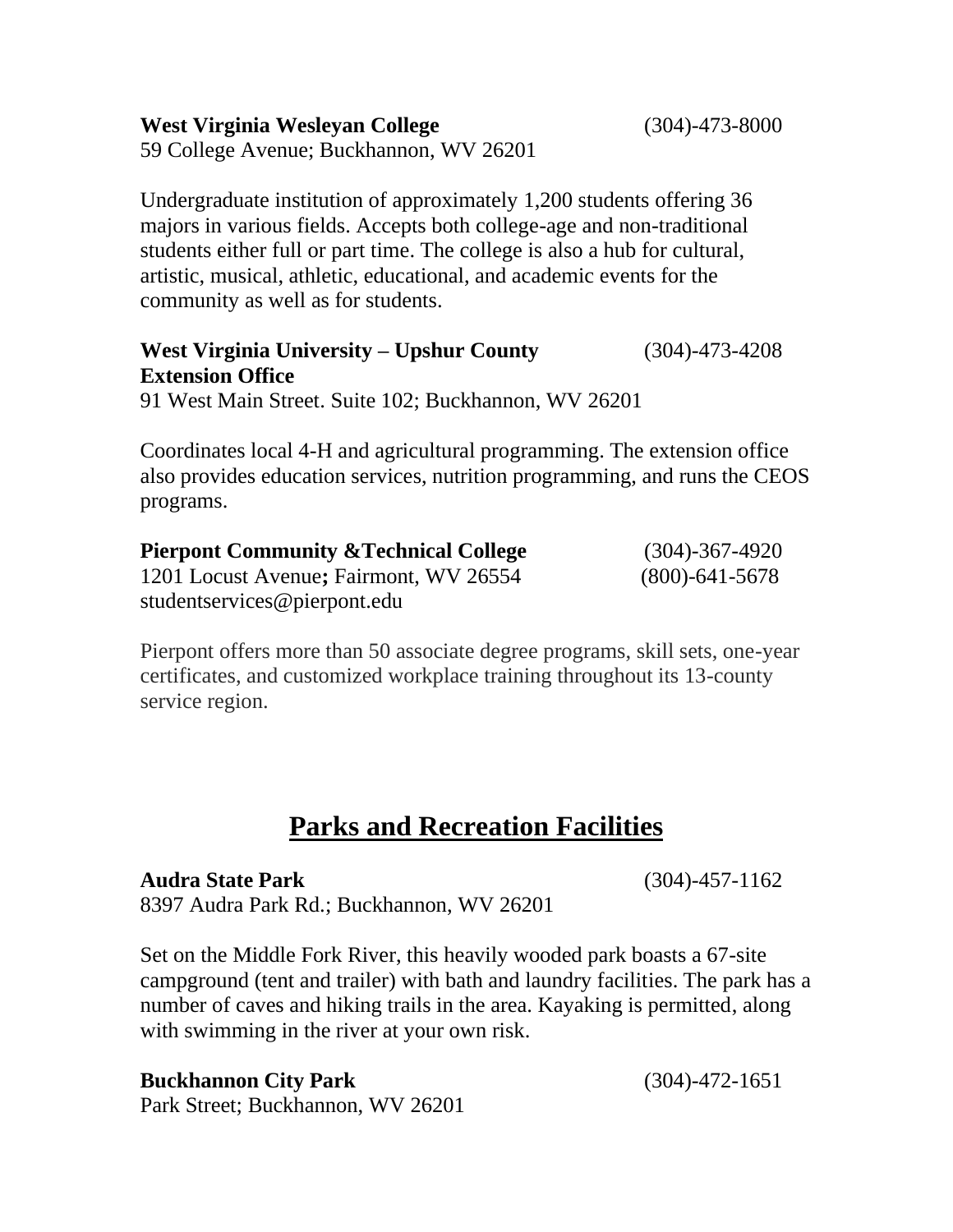**West Virginia Wesleyan College** (304)-473-8000
59 College Avenue; Buckhannon, WV 26201

Undergraduate institution of approximately 1,200 students offering 36 majors in various fields. Accepts both college-age and non-traditional students either full or part time. The college is also a hub for cultural, artistic, musical, athletic, educational, and academic events for the community as well as for students.

**West Virginia University – Upshur County Extension Office** (304)-473-4208
91 West Main Street. Suite 102; Buckhannon, WV 26201

Coordinates local 4-H and agricultural programming. The extension office also provides education services, nutrition programming, and runs the CEOS programs.

**Pierpont Community &Technical College** (304)-367-4920
1201 Locust Avenue**;** Fairmont, WV 26554 (800)-641-5678
studentservices@pierpont.edu

Pierpont offers more than 50 associate degree programs, skill sets, one-year certificates, and customized workplace training throughout its 13-county service region.

## Parks and Recreation Facilities

**Audra State Park** (304)-457-1162
8397 Audra Park Rd.; Buckhannon, WV 26201

Set on the Middle Fork River, this heavily wooded park boasts a 67-site campground (tent and trailer) with bath and laundry facilities. The park has a number of caves and hiking trails in the area. Kayaking is permitted, along with swimming in the river at your own risk.

**Buckhannon City Park** (304)-472-1651
Park Street; Buckhannon, WV 26201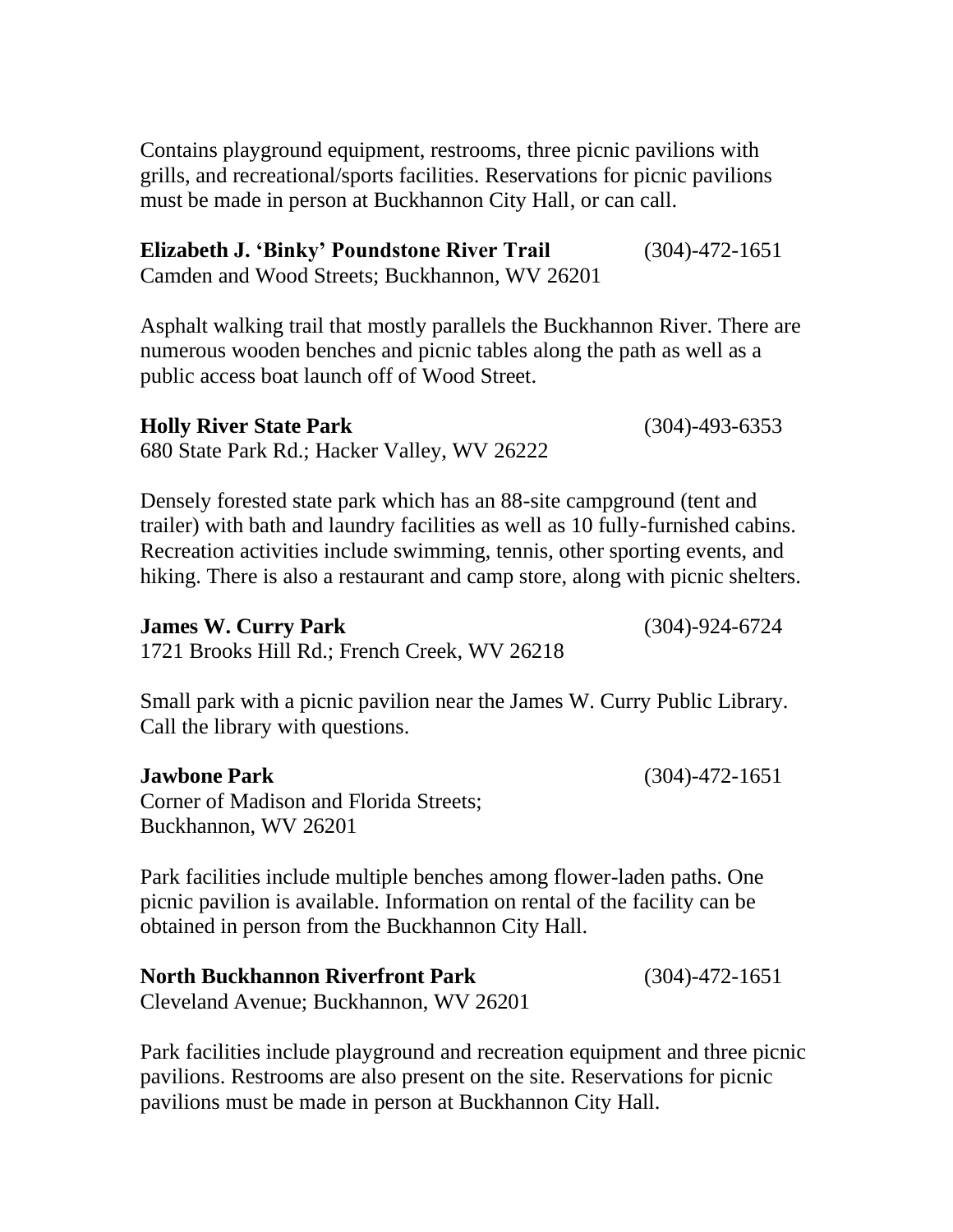Contains playground equipment, restrooms, three picnic pavilions with grills, and recreational/sports facilities. Reservations for picnic pavilions must be made in person at Buckhannon City Hall, or can call.

**Elizabeth J. 'Binky' Poundstone River Trail** (304)-472-1651
Camden and Wood Streets; Buckhannon, WV 26201

Asphalt walking trail that mostly parallels the Buckhannon River. There are numerous wooden benches and picnic tables along the path as well as a public access boat launch off of Wood Street.

**Holly River State Park** (304)-493-6353
680 State Park Rd.; Hacker Valley, WV 26222

Densely forested state park which has an 88-site campground (tent and trailer) with bath and laundry facilities as well as 10 fully-furnished cabins. Recreation activities include swimming, tennis, other sporting events, and hiking. There is also a restaurant and camp store, along with picnic shelters.

**James W. Curry Park** (304)-924-6724
1721 Brooks Hill Rd.; French Creek, WV 26218

Small park with a picnic pavilion near the James W. Curry Public Library. Call the library with questions.

**Jawbone Park** (304)-472-1651
Corner of Madison and Florida Streets;
Buckhannon, WV 26201

Park facilities include multiple benches among flower-laden paths. One picnic pavilion is available. Information on rental of the facility can be obtained in person from the Buckhannon City Hall.

**North Buckhannon Riverfront Park** (304)-472-1651
Cleveland Avenue; Buckhannon, WV 26201

Park facilities include playground and recreation equipment and three picnic pavilions. Restrooms are also present on the site. Reservations for picnic pavilions must be made in person at Buckhannon City Hall.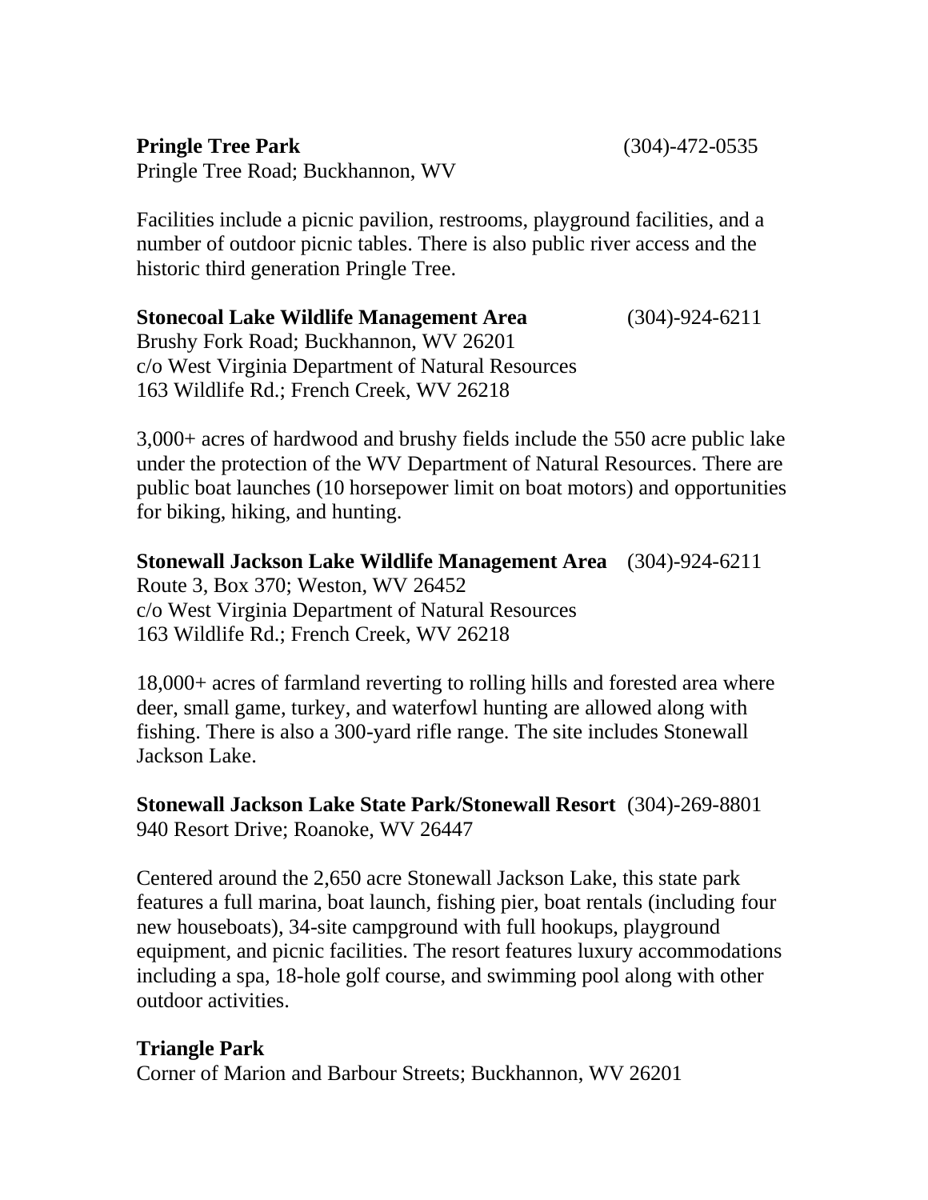**Pringle Tree Park** (304)-472-0535
Pringle Tree Road; Buckhannon, WV

Facilities include a picnic pavilion, restrooms, playground facilities, and a number of outdoor picnic tables. There is also public river access and the historic third generation Pringle Tree.

**Stonecoal Lake Wildlife Management Area** (304)-924-6211
Brushy Fork Road; Buckhannon, WV 26201
c/o West Virginia Department of Natural Resources
163 Wildlife Rd.; French Creek, WV 26218

3,000+ acres of hardwood and brushy fields include the 550 acre public lake under the protection of the WV Department of Natural Resources. There are public boat launches (10 horsepower limit on boat motors) and opportunities for biking, hiking, and hunting.

**Stonewall Jackson Lake Wildlife Management Area** (304)-924-6211
Route 3, Box 370; Weston, WV 26452
c/o West Virginia Department of Natural Resources
163 Wildlife Rd.; French Creek, WV 26218

18,000+ acres of farmland reverting to rolling hills and forested area where deer, small game, turkey, and waterfowl hunting are allowed along with fishing. There is also a 300-yard rifle range. The site includes Stonewall Jackson Lake.

**Stonewall Jackson Lake State Park/Stonewall Resort** (304)-269-8801
940 Resort Drive; Roanoke, WV 26447

Centered around the 2,650 acre Stonewall Jackson Lake, this state park features a full marina, boat launch, fishing pier, boat rentals (including four new houseboats), 34-site campground with full hookups, playground equipment, and picnic facilities. The resort features luxury accommodations including a spa, 18-hole golf course, and swimming pool along with other outdoor activities.

**Triangle Park**
Corner of Marion and Barbour Streets; Buckhannon, WV 26201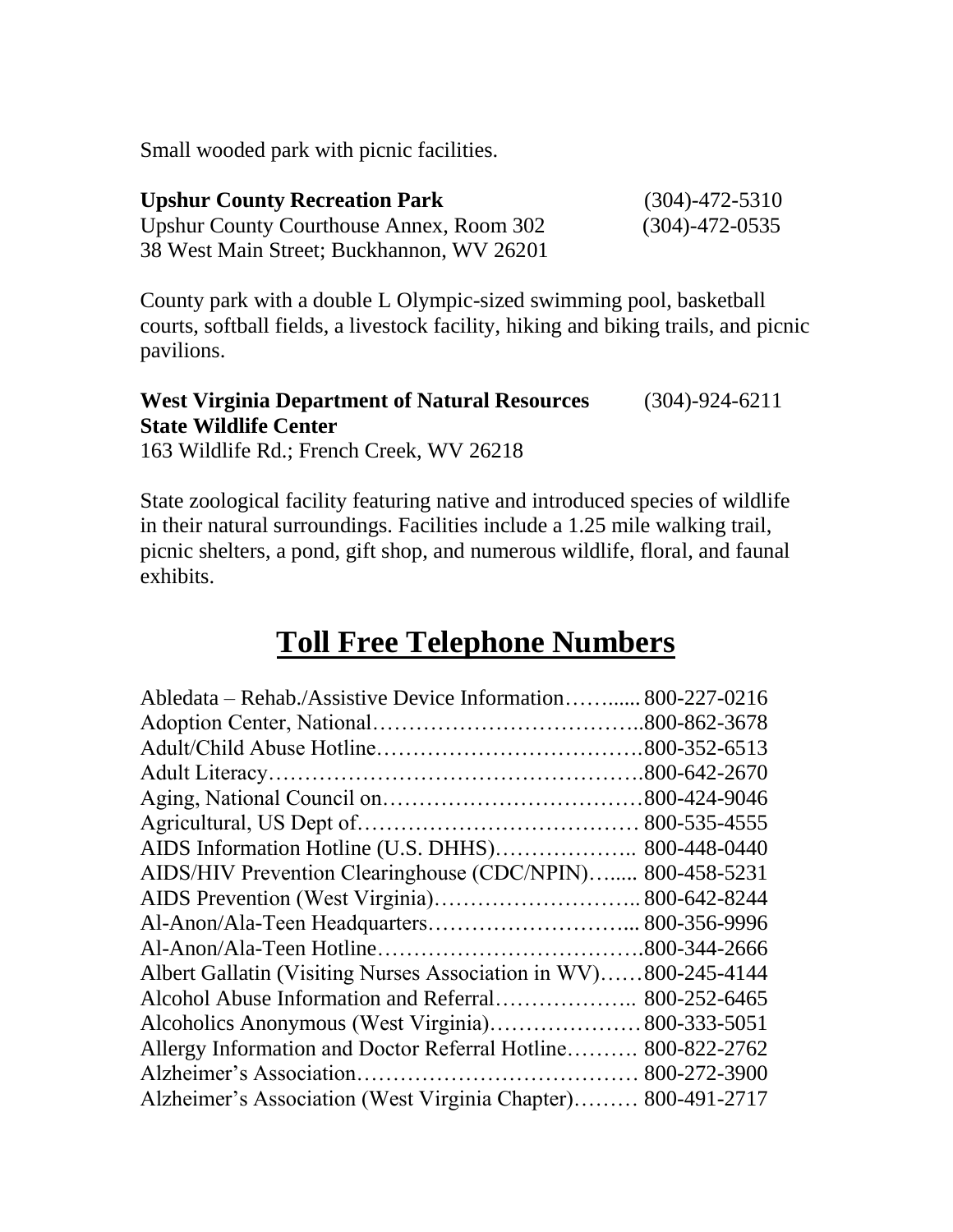Small wooded park with picnic facilities.

**Upshur County Recreation Park** (304)-472-5310
Upshur County Courthouse Annex, Room 302 (304)-472-0535
38 West Main Street; Buckhannon, WV 26201

County park with a double L Olympic-sized swimming pool, basketball courts, softball fields, a livestock facility, hiking and biking trails, and picnic pavilions.

**West Virginia Department of Natural Resources** (304)-924-6211
**State Wildlife Center**
163 Wildlife Rd.; French Creek, WV 26218

State zoological facility featuring native and introduced species of wildlife in their natural surroundings. Facilities include a 1.25 mile walking trail, picnic shelters, a pond, gift shop, and numerous wildlife, floral, and faunal exhibits.

# Toll Free Telephone Numbers

Abledata – Rehab./Assistive Device Information……..... 800-227-0216
Adoption Center, National………………………………..800-862-3678
Adult/Child Abuse Hotline……………………………….800-352-6513
Adult Literacy…………………………………………….800-642-2670
Aging, National Council on………………………………800-424-9046
Agricultural, US Dept of………………………………… 800-535-4555
AIDS Information Hotline (U.S. DHHS)……………….. 800-448-0440
AIDS/HIV Prevention Clearinghouse (CDC/NPIN)…..... 800-458-5231
AIDS Prevention (West Virginia)……………………….. 800-642-8244
Al-Anon/Ala-Teen Headquarters………………………... 800-356-9996
Al-Anon/Ala-Teen Hotline……………………………….800-344-2666
Albert Gallatin (Visiting Nurses Association in WV)……800-245-4144
Alcohol Abuse Information and Referral……………….. 800-252-6465
Alcoholics Anonymous (West Virginia)………………… 800-333-5051
Allergy Information and Doctor Referral Hotline………. 800-822-2762
Alzheimer's Association………………………………… 800-272-3900
Alzheimer's Association (West Virginia Chapter)……… 800-491-2717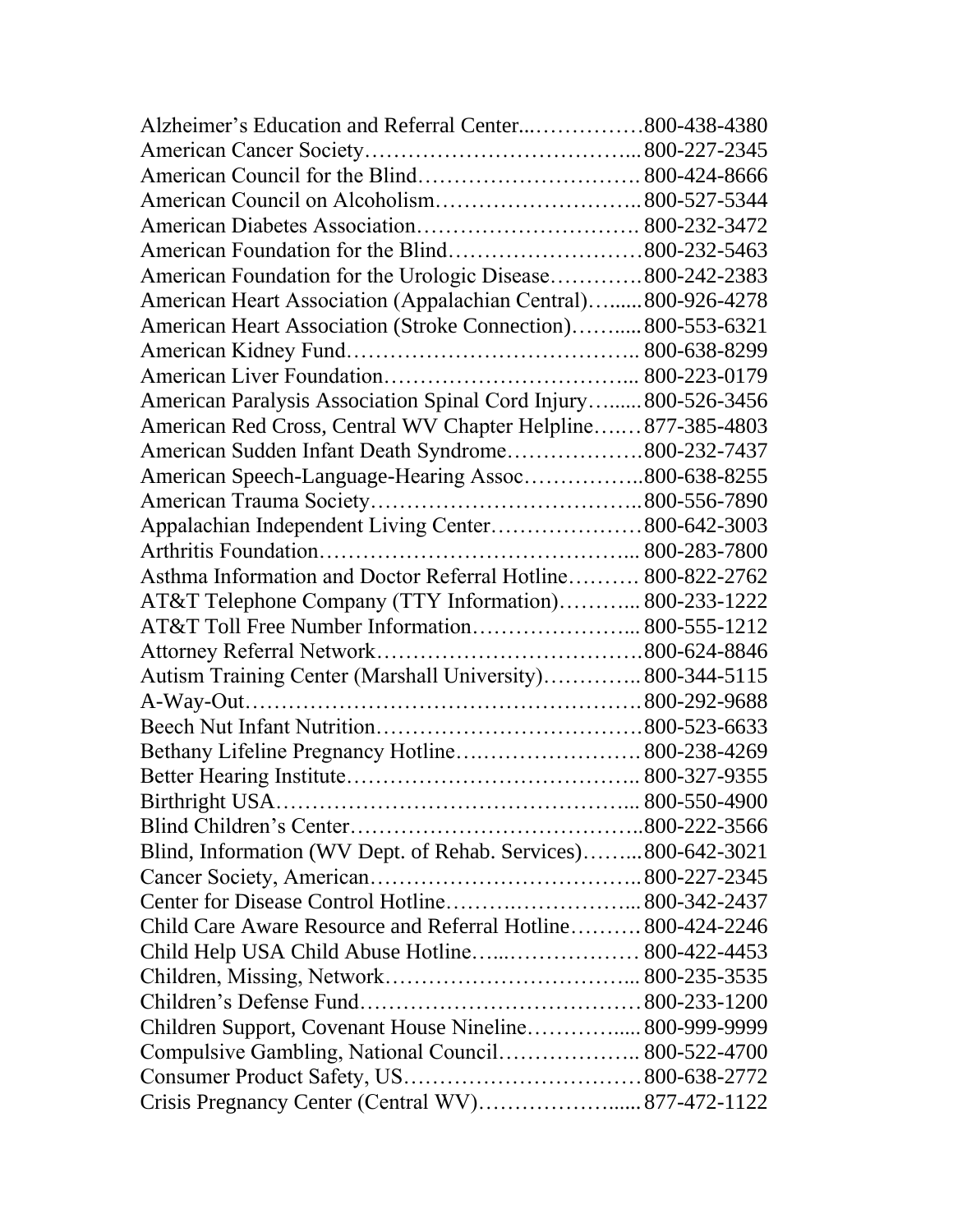Alzheimer's Education and Referral Center...................800-438-4380
American Cancer Society.........................................800-227-2345
American Council for the Blind................................800-424-8666
American Council on Alcoholism.............................800-527-5344
American Diabetes Association................................800-232-3472
American Foundation for the Blind..........................800-232-5463
American Foundation for the Urologic Disease.............800-242-2383
American Heart Association (Appalachian Central).......800-926-4278
American Heart Association (Stroke Connection)..........800-553-6321
American Kidney Fund..........................................800-638-8299
American Liver Foundation....................................800-223-0179
American Paralysis Association Spinal Cord Injury.......800-526-3456
American Red Cross, Central WV Chapter Helpline.......877-385-4803
American Sudden Infant Death Syndrome...................800-232-7437
American Speech-Language-Hearing Assoc.................800-638-8255
American Trauma Society.......................................800-556-7890
Appalachian Independent Living Center.....................800-642-3003
Arthritis Foundation.............................................800-283-7800
Asthma Information and Doctor Referral Hotline.......... 800-822-2762
AT&T Telephone Company (TTY Information)............800-233-1222
AT&T Toll Free Number Information.........................800-555-1212
Attorney Referral Network......................................800-624-8846
Autism Training Center (Marshall University).............800-344-5115
A-Way-Out..........................................................800-292-9688
Beech Nut Infant Nutrition......................................800-523-6633
Bethany Lifeline Pregnancy Hotline..........................800-238-4269
Better Hearing Institute.........................................800-327-9355
Birthright USA.....................................................800-550-4900
Blind Children's Center..........................................800-222-3566
Blind, Information (WV Dept. of Rehab. Services).........800-642-3021
Cancer Society, American.......................................800-227-2345
Center for Disease Control Hotline...........................800-342-2437
Child Care Aware Resource and Referral Hotline..........800-424-2246
Child Help USA Child Abuse Hotline........................ 800-422-4453
Children, Missing, Network....................................800-235-3535
Children's Defense Fund........................................800-233-1200
Children Support, Covenant House Nineline................800-999-9999
Compulsive Gambling, National Council.....................800-522-4700
Consumer Product Safety, US..................................800-638-2772
Crisis Pregnancy Center (Central WV).......................877-472-1122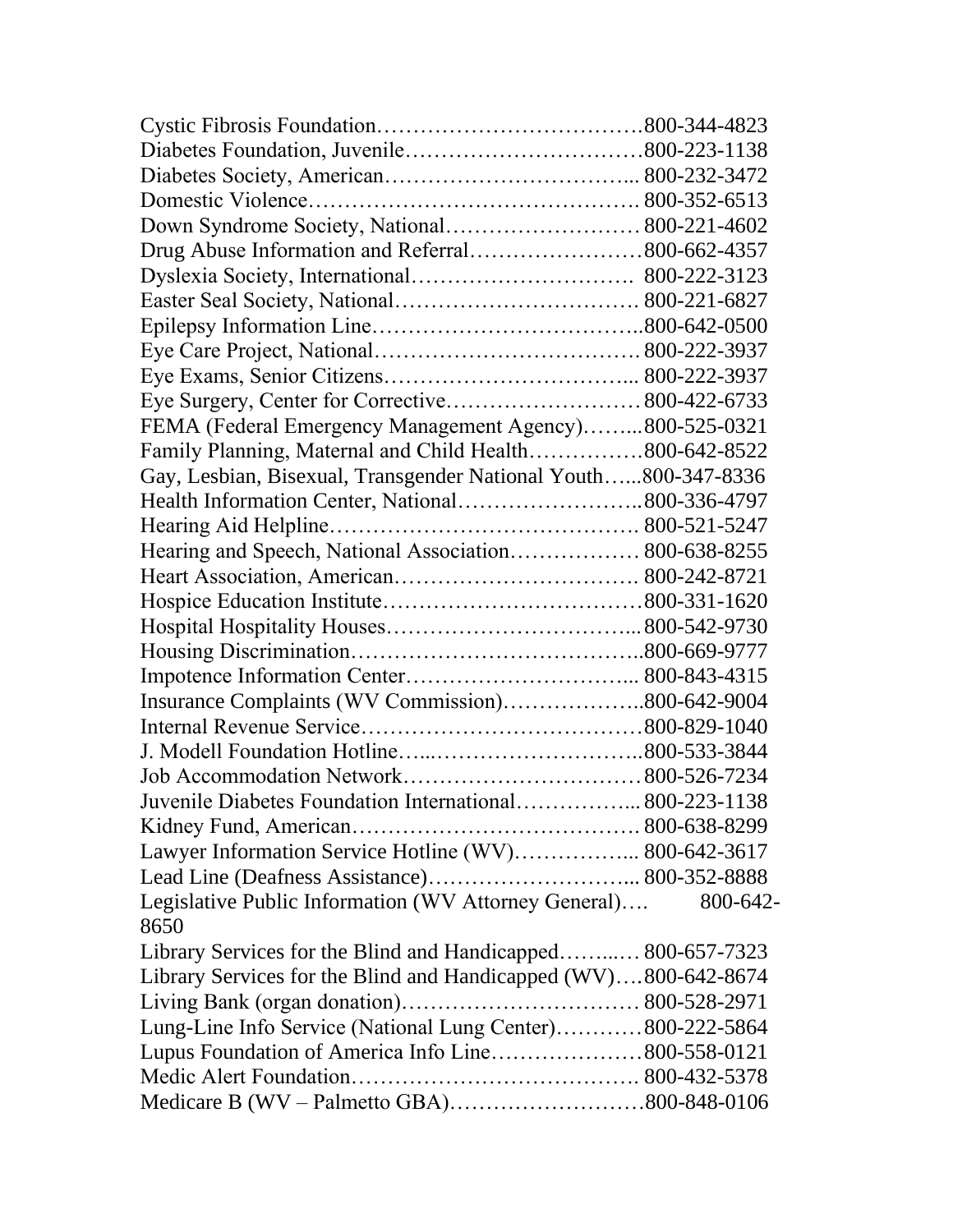Cystic Fibrosis Foundation……………………………….800-344-4823
Diabetes Foundation, Juvenile……………………………800-223-1138
Diabetes Society, American……………………………... 800-232-3472
Domestic Violence………………………………………. 800-352-6513
Down Syndrome Society, National……………………… 800-221-4602
Drug Abuse Information and Referral……………………800-662-4357
Dyslexia Society, International…………………………. 800-222-3123
Easter Seal Society, National……………………………. 800-221-6827
Epilepsy Information Line………………………………..800-642-0500
Eye Care Project, National……………………………… 800-222-3937
Eye Exams, Senior Citizens……………………………... 800-222-3937
Eye Surgery, Center for Corrective……………………… 800-422-6733
FEMA (Federal Emergency Management Agency)……...800-525-0321
Family Planning, Maternal and Child Health…………….800-642-8522
Gay, Lesbian, Bisexual, Transgender National Youth…...800-347-8336
Health Information Center, National……………………..800-336-4797
Hearing Aid Helpline……………………………………. 800-521-5247
Hearing and Speech, National Association……………… 800-638-8255
Heart Association, American……………………………. 800-242-8721
Hospice Education Institute………………………………800-331-1620
Hospital Hospitality Houses……………………………...800-542-9730
Housing Discrimination…………………………………..800-669-9777
Impotence Information Center…………………………... 800-843-4315
Insurance Complaints (WV Commission)………………..800-642-9004
Internal Revenue Service…………………………………800-829-1040
J. Modell Foundation Hotline…..………………………..800-533-3844
Job Accommodation Network…………………………… 800-526-7234
Juvenile Diabetes Foundation International……………... 800-223-1138
Kidney Fund, American………………………………… 800-638-8299
Lawyer Information Service Hotline (WV)……………... 800-642-3617
Lead Line (Deafness Assistance)………………………... 800-352-8888
Legislative Public Information (WV Attorney General)…. 800-642-8650
Library Services for the Blind and Handicapped……..… 800-657-7323
Library Services for the Blind and Handicapped (WV)….800-642-8674
Living Bank (organ donation)…………………………… 800-528-2971
Lung-Line Info Service (National Lung Center)…………800-222-5864
Lupus Foundation of America Info Line…………………800-558-0121
Medic Alert Foundation…………………………………. 800-432-5378
Medicare B (WV – Palmetto GBA)………………………800-848-0106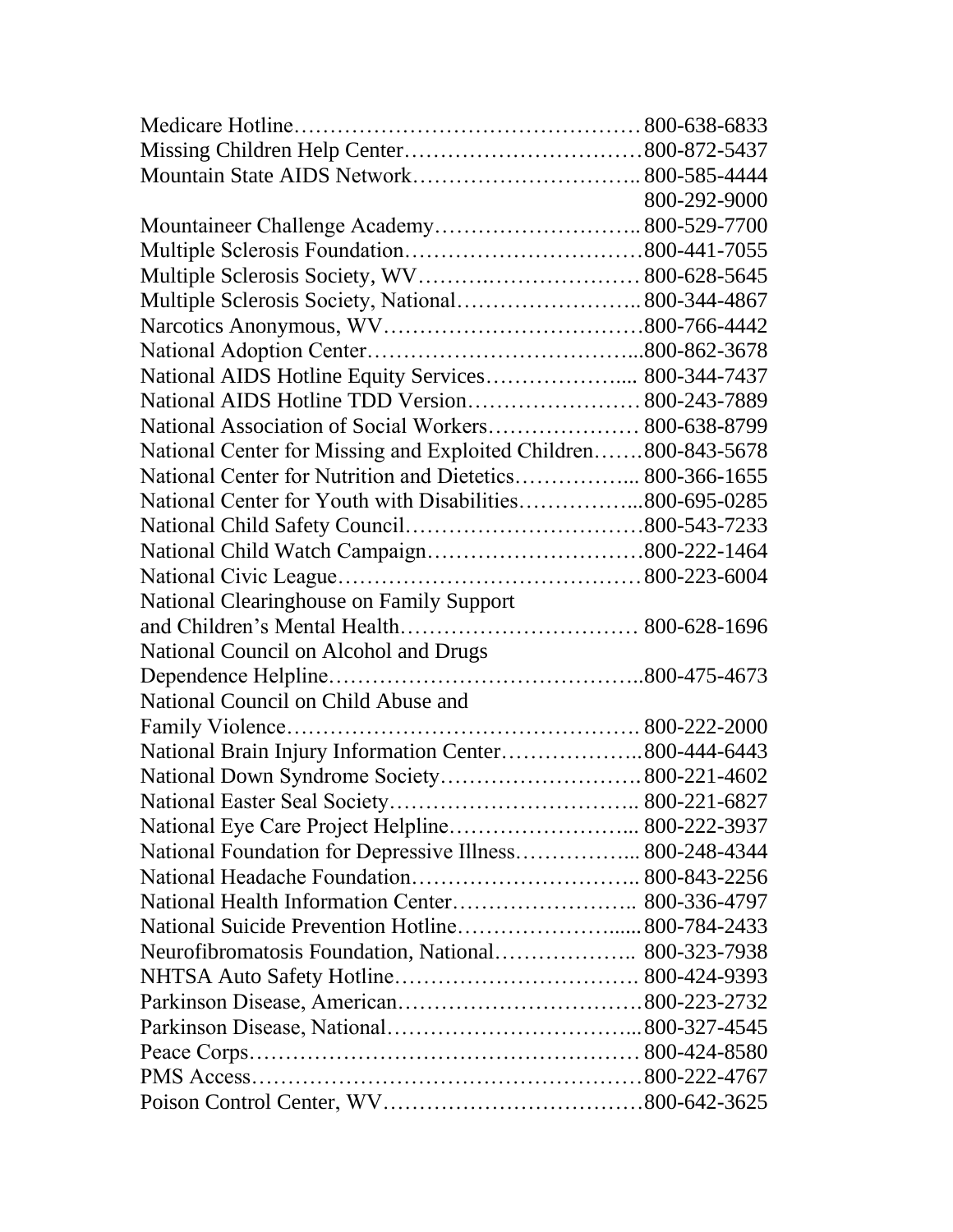Medicare Hotline…………………………………………800-638-6833
Missing Children Help Center……………………………800-872-5437
Mountain State AIDS Network…………………………..800-585-4444
800-292-9000
Mountaineer Challenge Academy………………………..800-529-7700
Multiple Sclerosis Foundation……………………………800-441-7055
Multiple Sclerosis Society, WV…………………………800-628-5645
Multiple Sclerosis Society, National……………………..800-344-4867
Narcotics Anonymous, WV………………………………800-766-4442
National Adoption Center………………………………..800-862-3678
National AIDS Hotline Equity Services………………... 800-344-7437
National AIDS Hotline TDD Version…………………… 800-243-7889
National Association of Social Workers………………… 800-638-8799
National Center for Missing and Exploited Children…….800-843-5678
National Center for Nutrition and Dietetics……………... 800-366-1655
National Center for Youth with Disabilities……………...800-695-0285
National Child Safety Council……………………………800-543-7233
National Child Watch Campaign…………………………800-222-1464
National Civic League……………………………………800-223-6004
National Clearinghouse on Family Support
and Children's Mental Health…………………………… 800-628-1696
National Council on Alcohol and Drugs
Dependence Helpline……………………………………..800-475-4673
National Council on Child Abuse and
Family Violence…………………………………………. 800-222-2000
National Brain Injury Information Center………………..800-444-6443
National Down Syndrome Society………………………800-221-4602
National Easter Seal Society…………………………….. 800-221-6827
National Eye Care Project Helpline……………………... 800-222-3937
National Foundation for Depressive Illness……………... 800-248-4344
National Headache Foundation………………………….. 800-843-2256
National Health Information Center…………………….. 800-336-4797
National Suicide Prevention Hotline…………………......800-784-2433
Neurofibromatosis Foundation, National……………….. 800-323-7938
NHTSA Auto Safety Hotline……………………………. 800-424-9393
Parkinson Disease, American……………………………800-223-2732
Parkinson Disease, National……………………………...800-327-4545
Peace Corps……………………………………………… 800-424-8580
PMS Access………………………………………………800-222-4767
Poison Control Center, WV………………………………800-642-3625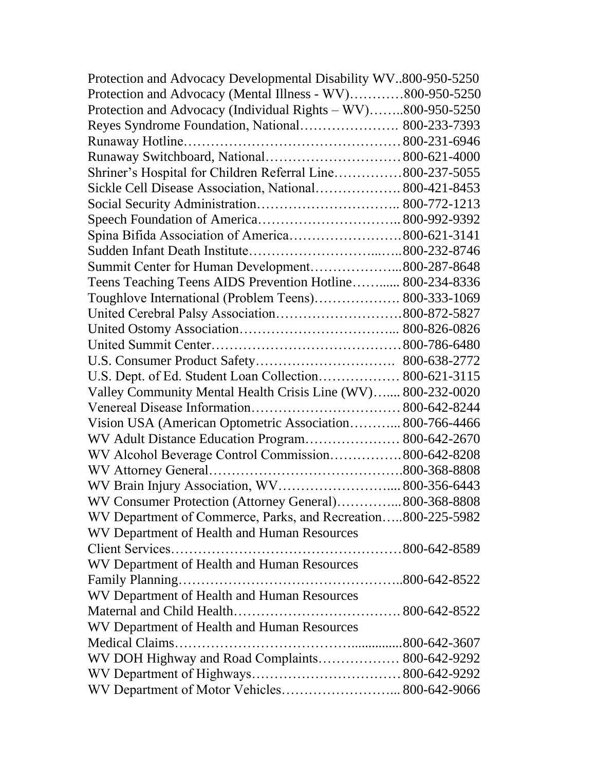Protection and Advocacy Developmental Disability WV..800-950-5250
Protection and Advocacy (Mental Illness - WV)…………800-950-5250
Protection and Advocacy (Individual Rights – WV)……..800-950-5250
Reyes Syndrome Foundation, National…………………. 800-233-7393
Runaway Hotline…………………………………………800-231-6946
Runaway Switchboard, National…………………………800-621-4000
Shriner's Hospital for Children Referral Line……………800-237-5055
Sickle Cell Disease Association, National………………. 800-421-8453
Social Security Administration………………………….. 800-772-1213
Speech Foundation of America………………………….. 800-992-9392
Spina Bifida Association of America……………………800-621-3141
Sudden Infant Death Institute…………………………...…..800-232-8746
Summit Center for Human Development………………...800-287-8648
Teens Teaching Teens AIDS Prevention Hotline……..... 800-234-8336
Toughlove International (Problem Teens)………………. 800-333-1069
United Cerebral Palsy Association………………………800-872-5827
United Ostomy Association……………………………... 800-826-0826
United Summit Center……………………………………800-786-6480
U.S. Consumer Product Safety…………………………. 800-638-2772
U.S. Dept. of Ed. Student Loan Collection……………… 800-621-3115
Valley Community Mental Health Crisis Line (WV)…... 800-232-0020
Venereal Disease Information…………………………… 800-642-8244
Vision USA (American Optometric Association……….. 800-766-4466
WV Adult Distance Education Program………………… 800-642-2670
WV Alcohol Beverage Control Commission…………….800-642-8208
WV Attorney General…………………………………….800-368-8808
WV Brain Injury Association, WV…………………….... 800-356-6443
WV Consumer Protection (Attorney General)…………... 800-368-8808
WV Department of Commerce, Parks, and Recreation…..800-225-5982
WV Department of Health and Human Resources
Client Services……………………………………………800-642-8589
WV Department of Health and Human Resources
Family Planning…………………………………………..800-642-8522
WV Department of Health and Human Resources
Maternal and Child Health………………………………. 800-642-8522
WV Department of Health and Human Resources
Medical Claims……………………………….............800-642-3607
WV DOH Highway and Road Complaints……………… 800-642-9292
WV Department of Highways…………………………… 800-642-9292
WV Department of Motor Vehicles……………………... 800-642-9066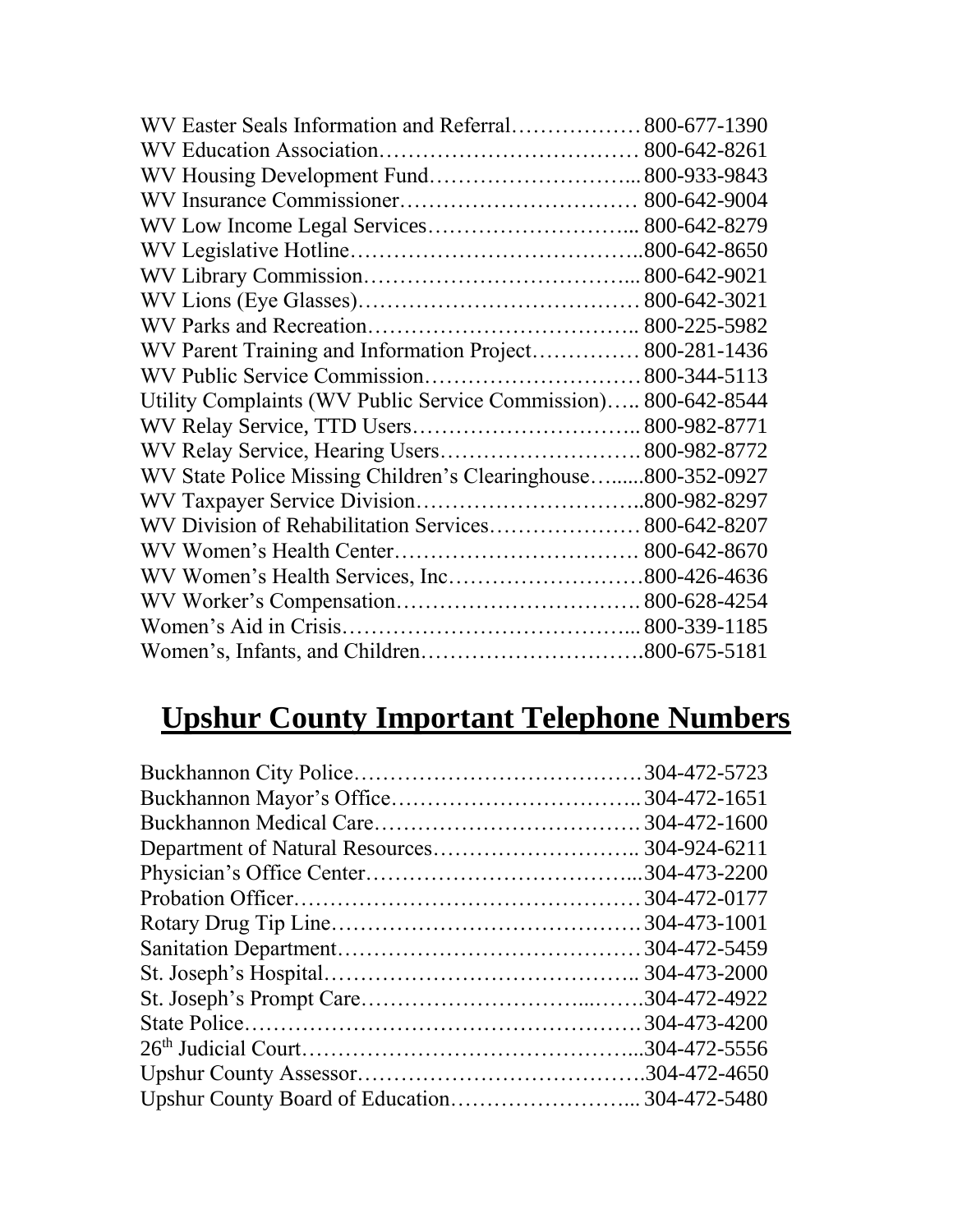WV Easter Seals Information and Referral……………… 800-677-1390
WV Education Association……………………………… 800-642-8261
WV Housing Development Fund………………………... 800-933-9843
WV Insurance Commissioner…………………………… 800-642-9004
WV Low Income Legal Services………………………... 800-642-8279
WV Legislative Hotline…………………………………..800-642-8650
WV Library Commission………………………………... 800-642-9021
WV Lions (Eye Glasses)………………………………… 800-642-3021
WV Parks and Recreation……………………………….. 800-225-5982
WV Parent Training and Information Project…………… 800-281-1436
WV Public Service Commission………………………… 800-344-5113
Utility Complaints (WV Public Service Commission)….. 800-642-8544
WV Relay Service, TTD Users………………………….. 800-982-8771
WV Relay Service, Hearing Users………………………. 800-982-8772
WV State Police Missing Children's Clearinghouse….....800-352-0927
WV Taxpayer Service Division…………………………..800-982-8297
WV Division of Rehabilitation Services………………… 800-642-8207
WV Women's Health Center……………………………. 800-642-8670
WV Women's Health Services, Inc………………………800-426-4636
WV Worker's Compensation……………………………. 800-628-4254
Women's Aid in Crisis…………………………………... 800-339-1185
Women's, Infants, and Children………………………….800-675-5181

## Upshur County Important Telephone Numbers

Buckhannon City Police…………………………………304-472-5723
Buckhannon Mayor's Office……………………………... 304-472-1651
Buckhannon Medical Care……………………………… 304-472-1600
Department of Natural Resources……………………….. 304-924-6211
Physician's Office Center………………………………...304-473-2200
Probation Officer…………………………………………304-472-0177
Rotary Drug Tip Line…………………………………… 304-473-1001
Sanitation Department…………………………………… 304-472-5459
St. Joseph's Hospital…………………………………….. 304-473-2000
St. Joseph's Prompt Care………………………....…….304-472-4922
State Police………………………………………………304-473-4200
26th Judicial Court………………………………………...304-472-5556
Upshur County Assessor………………………………….304-472-4650
Upshur County Board of Education……………………... 304-472-5480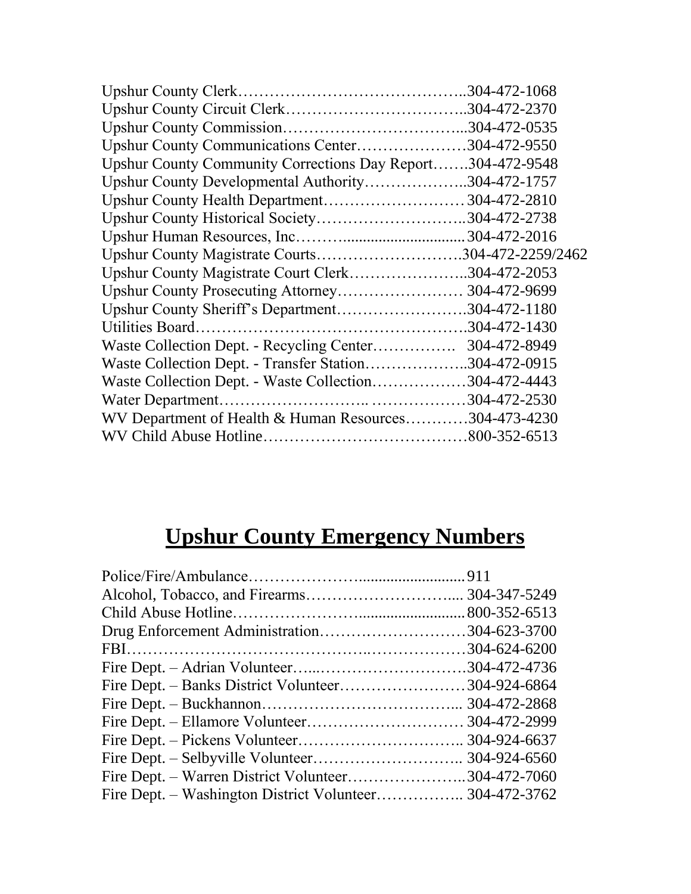Upshur County Clerk……………………………………..304-472-1068
Upshur County Circuit Clerk……………………………..304-472-2370
Upshur County Commission……………………………...304-472-0535
Upshur County Communications Center…………………304-472-9550
Upshur County Community Corrections Day Report…….304-472-9548
Upshur County Developmental Authority………………..304-472-1757
Upshur County Health Department……………………… 304-472-2810
Upshur County Historical Society………………………..304-472-2738
Upshur Human Resources, Inc………..............................304-472-2016
Upshur County Magistrate Courts……………………….304-472-2259/2462
Upshur County Magistrate Court Clerk…………………..304-472-2053
Upshur County Prosecuting Attorney…………………… 304-472-9699
Upshur County Sheriff's Department…………………….304-472-1180
Utilities Board…………………………………………….304-472-1430
Waste Collection Dept. - Recycling Center……………. 304-472-8949
Waste Collection Dept. - Transfer Station………………..304-472-0915
Waste Collection Dept. - Waste Collection………………304-472-4443
Water Department……………………….. ………………304-472-2530
WV Department of Health & Human Resources…………304-473-4230
WV Child Abuse Hotline…………………………………800-352-6513

## Upshur County Emergency Numbers

Police/Fire/Ambulance……………….........................911
Alcohol, Tobacco, and Firearms……………………….... 304-347-5249
Child Abuse Hotline………………….........................800-352-6513
Drug Enforcement Administration………………………304-623-3700
FBI…………………………………….………………304-624-6200
Fire Dept. – Adrian Volunteer…...………………………304-472-4736
Fire Dept. – Banks District Volunteer……………………304-924-6864
Fire Dept. – Buckhannon……………………………... 304-472-2868
Fire Dept. – Ellamore Volunteer………………………… 304-472-2999
Fire Dept. – Pickens Volunteer………………………….. 304-924-6637
Fire Dept. – Selbyville Volunteer……………………….. 304-924-6560
Fire Dept. – Warren District Volunteer…………………..304-472-7060
Fire Dept. – Washington District Volunteer…………….. 304-472-3762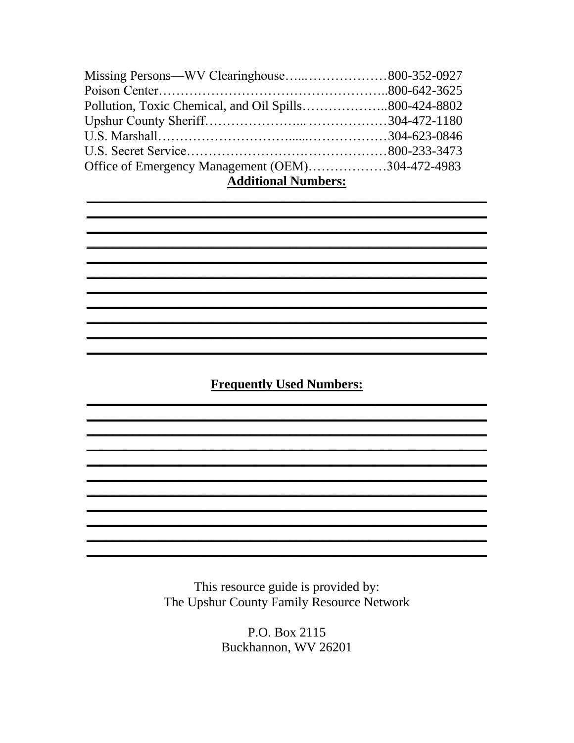Missing Persons—WV Clearinghouse…..………………800-352-0927
Poison Center……………………………………………..800-642-3625
Pollution, Toxic Chemical, and Oil Spills………………..800-424-8802
Upshur County Sheriff…………………... ………………304-472-1180
U.S. Marshall…………………………......………………304-623-0846
U.S. Secret Service………………………….……………800-233-3473
Office of Emergency Management (OEM)………………304-472-4983

**Additional Numbers:**

___________________________________________
___________________________________________
___________________________________________
___________________________________________
___________________________________________
___________________________________________
___________________________________________
___________________________________________
___________________________________________
___________________________________________
___________________________________________

**Frequently Used Numbers:**

___________________________________________
___________________________________________
___________________________________________
___________________________________________
___________________________________________
___________________________________________
___________________________________________
___________________________________________
___________________________________________
___________________________________________
___________________________________________

This resource guide is provided by:
The Upshur County Family Resource Network

P.O. Box 2115
Buckhannon, WV 26201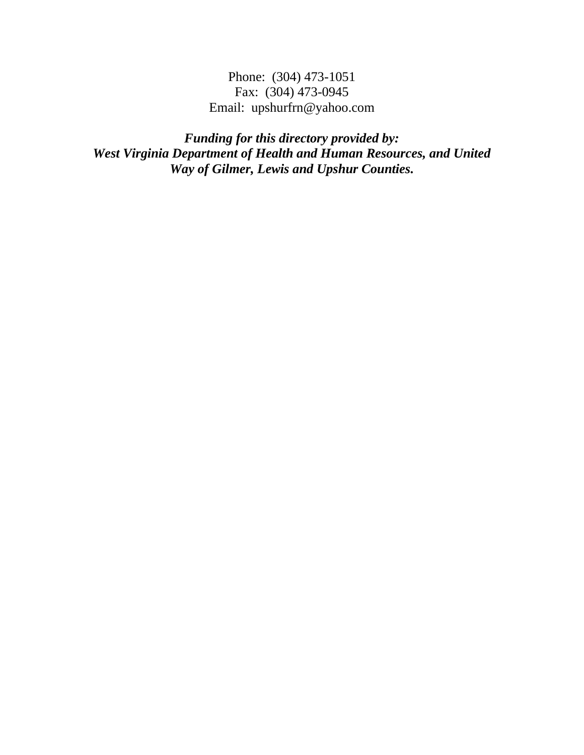Phone:  (304) 473-1051
Fax:  (304) 473-0945
Email:  upshurfrn@yahoo.com

***Funding for this directory provided by:***
***West Virginia Department of Health and Human Resources, and United Way of Gilmer, Lewis and Upshur Counties.***